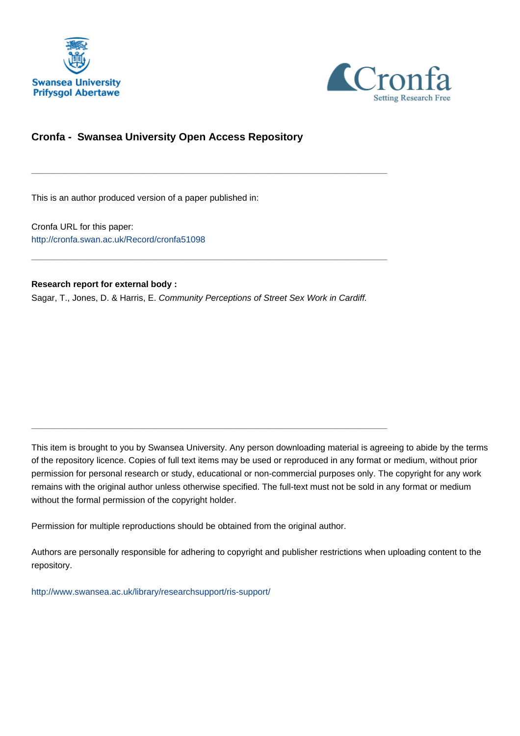# Cronfa - Swansea University Open Access Repository

---

This is an author produced version of a paper published in:

Cronfa URL for this paper:
http://cronfa.swan.ac.uk/Record/cronfa51098

---

**Research report for external body :**
Sagar, T., Jones, D. & Harris, E. *Community Perceptions of Street Sex Work in Cardiff.*

---

This item is brought to you by Swansea University. Any person downloading material is agreeing to abide by the terms of the repository licence. Copies of full text items may be used or reproduced in any format or medium, without prior permission for personal research or study, educational or non-commercial purposes only. The copyright for any work remains with the original author unless otherwise specified. The full-text must not be sold in any format or medium without the formal permission of the copyright holder.

Permission for multiple reproductions should be obtained from the original author.

Authors are personally responsible for adhering to copyright and publisher restrictions when uploading content to the repository.

http://www.swansea.ac.uk/library/researchsupport/ris-support/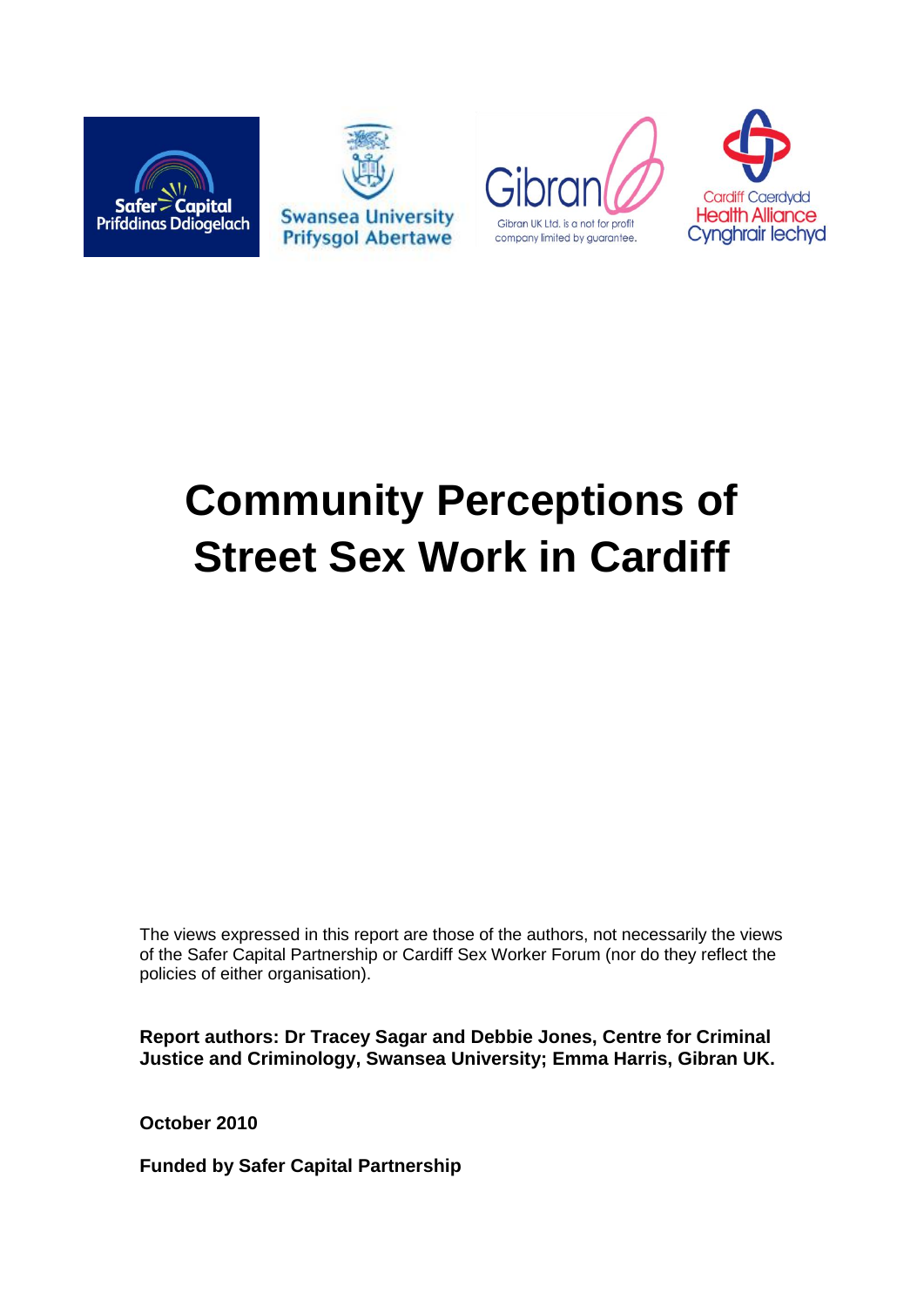# Community Perceptions of Street Sex Work in Cardiff

The views expressed in this report are those of the authors, not necessarily the views of the Safer Capital Partnership or Cardiff Sex Worker Forum (nor do they reflect the policies of either organisation).

**Report authors: Dr Tracey Sagar and Debbie Jones, Centre for Criminal Justice and Criminology, Swansea University; Emma Harris, Gibran UK.**

**October 2010**

**Funded by Safer Capital Partnership**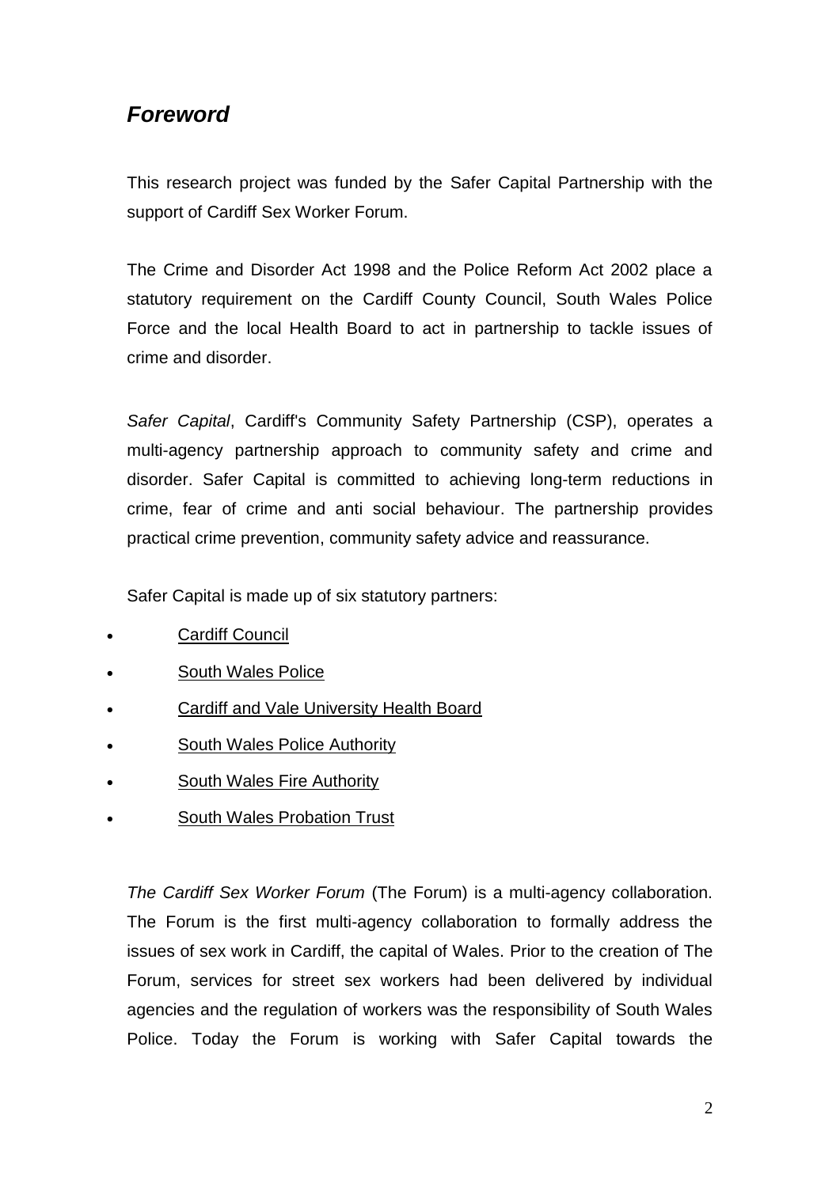## *Foreword*

This research project was funded by the Safer Capital Partnership with the support of Cardiff Sex Worker Forum.

The Crime and Disorder Act 1998 and the Police Reform Act 2002 place a statutory requirement on the Cardiff County Council, South Wales Police Force and the local Health Board to act in partnership to tackle issues of crime and disorder.

*Safer Capital*, Cardiff's Community Safety Partnership (CSP), operates a multi-agency partnership approach to community safety and crime and disorder. Safer Capital is committed to achieving long-term reductions in crime, fear of crime and anti social behaviour. The partnership provides practical crime prevention, community safety advice and reassurance.

Safer Capital is made up of six statutory partners:

- Cardiff Council
- South Wales Police
- Cardiff and Vale University Health Board
- South Wales Police Authority
- South Wales Fire Authority
- South Wales Probation Trust

*The Cardiff Sex Worker Forum* (The Forum) is a multi-agency collaboration. The Forum is the first multi-agency collaboration to formally address the issues of sex work in Cardiff, the capital of Wales. Prior to the creation of The Forum, services for street sex workers had been delivered by individual agencies and the regulation of workers was the responsibility of South Wales Police. Today the Forum is working with Safer Capital towards the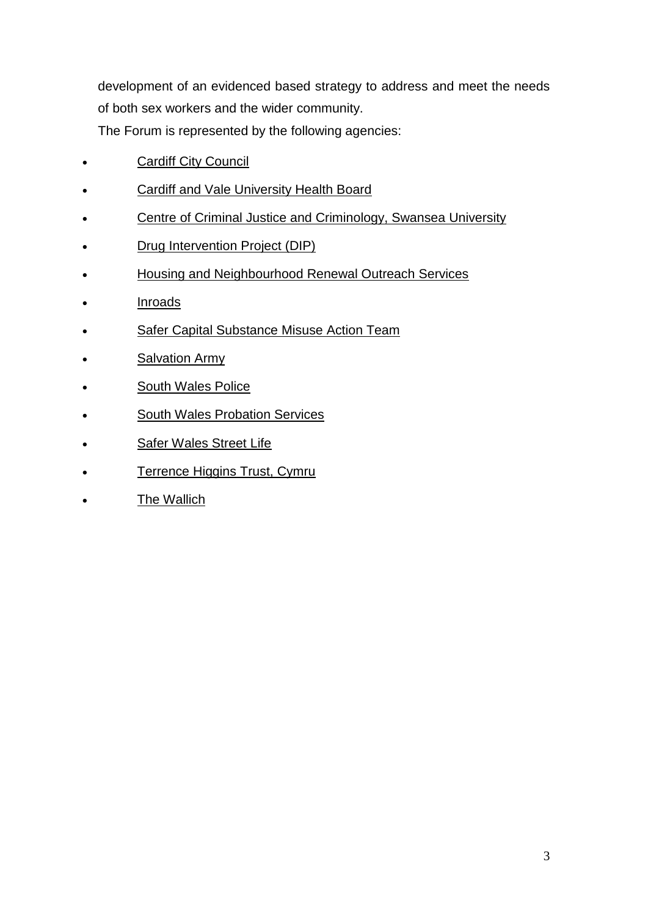development of an evidenced based strategy to address and meet the needs of both sex workers and the wider community.

The Forum is represented by the following agencies:

- Cardiff City Council
- Cardiff and Vale University Health Board
- Centre of Criminal Justice and Criminology, Swansea University
- Drug Intervention Project (DIP)
- Housing and Neighbourhood Renewal Outreach Services
- Inroads
- Safer Capital Substance Misuse Action Team
- Salvation Army
- South Wales Police
- South Wales Probation Services
- Safer Wales Street Life
- Terrence Higgins Trust, Cymru
- The Wallich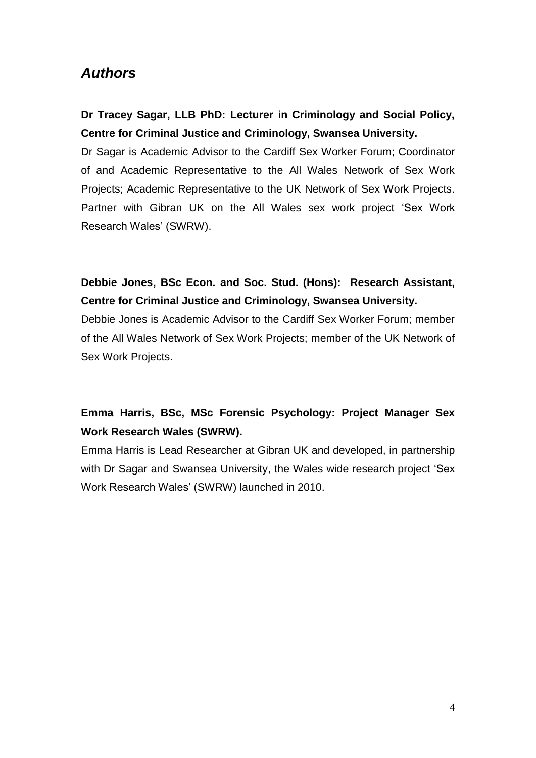## *Authors*

**Dr Tracey Sagar, LLB PhD: Lecturer in Criminology and Social Policy, Centre for Criminal Justice and Criminology, Swansea University.**

Dr Sagar is Academic Advisor to the Cardiff Sex Worker Forum; Coordinator of and Academic Representative to the All Wales Network of Sex Work Projects; Academic Representative to the UK Network of Sex Work Projects. Partner with Gibran UK on the All Wales sex work project 'Sex Work Research Wales' (SWRW).

**Debbie Jones, BSc Econ. and Soc. Stud. (Hons): Research Assistant, Centre for Criminal Justice and Criminology, Swansea University.**

Debbie Jones is Academic Advisor to the Cardiff Sex Worker Forum; member of the All Wales Network of Sex Work Projects; member of the UK Network of Sex Work Projects.

**Emma Harris, BSc, MSc Forensic Psychology: Project Manager Sex Work Research Wales (SWRW).**

Emma Harris is Lead Researcher at Gibran UK and developed, in partnership with Dr Sagar and Swansea University, the Wales wide research project 'Sex Work Research Wales' (SWRW) launched in 2010.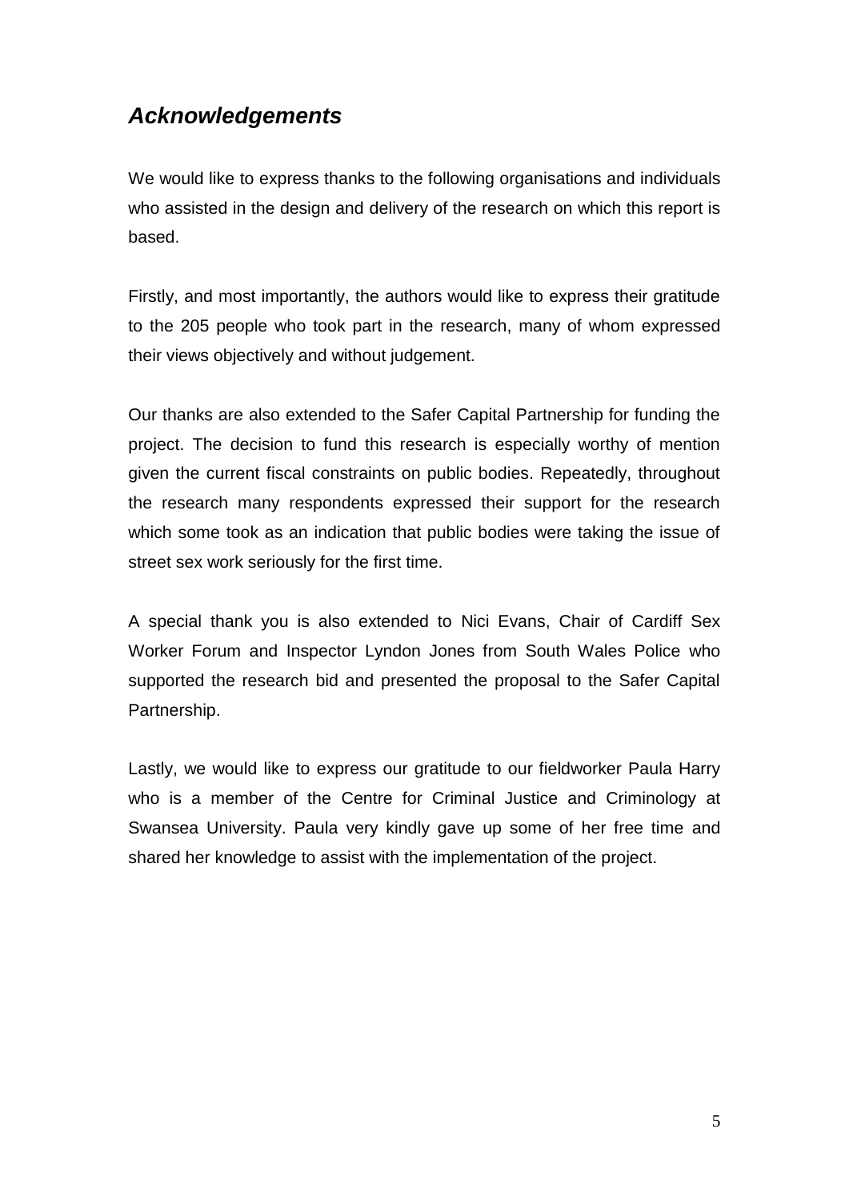## ***Acknowledgements***

We would like to express thanks to the following organisations and individuals who assisted in the design and delivery of the research on which this report is based.

Firstly, and most importantly, the authors would like to express their gratitude to the 205 people who took part in the research, many of whom expressed their views objectively and without judgement.

Our thanks are also extended to the Safer Capital Partnership for funding the project. The decision to fund this research is especially worthy of mention given the current fiscal constraints on public bodies. Repeatedly, throughout the research many respondents expressed their support for the research which some took as an indication that public bodies were taking the issue of street sex work seriously for the first time.

A special thank you is also extended to Nici Evans, Chair of Cardiff Sex Worker Forum and Inspector Lyndon Jones from South Wales Police who supported the research bid and presented the proposal to the Safer Capital Partnership.

Lastly, we would like to express our gratitude to our fieldworker Paula Harry who is a member of the Centre for Criminal Justice and Criminology at Swansea University. Paula very kindly gave up some of her free time and shared her knowledge to assist with the implementation of the project.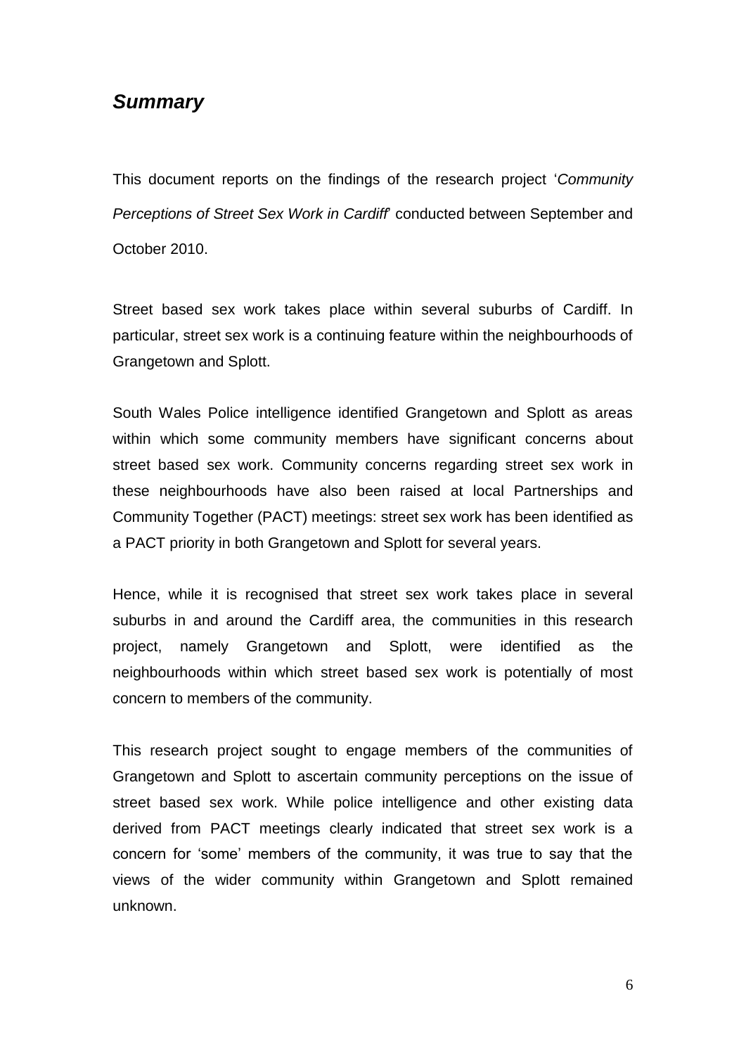## *Summary*

This document reports on the findings of the research project '*Community Perceptions of Street Sex Work in Cardiff*' conducted between September and October 2010.

Street based sex work takes place within several suburbs of Cardiff. In particular, street sex work is a continuing feature within the neighbourhoods of Grangetown and Splott.

South Wales Police intelligence identified Grangetown and Splott as areas within which some community members have significant concerns about street based sex work. Community concerns regarding street sex work in these neighbourhoods have also been raised at local Partnerships and Community Together (PACT) meetings: street sex work has been identified as a PACT priority in both Grangetown and Splott for several years.

Hence, while it is recognised that street sex work takes place in several suburbs in and around the Cardiff area, the communities in this research project, namely Grangetown and Splott, were identified as the neighbourhoods within which street based sex work is potentially of most concern to members of the community.

This research project sought to engage members of the communities of Grangetown and Splott to ascertain community perceptions on the issue of street based sex work. While police intelligence and other existing data derived from PACT meetings clearly indicated that street sex work is a concern for 'some' members of the community, it was true to say that the views of the wider community within Grangetown and Splott remained unknown.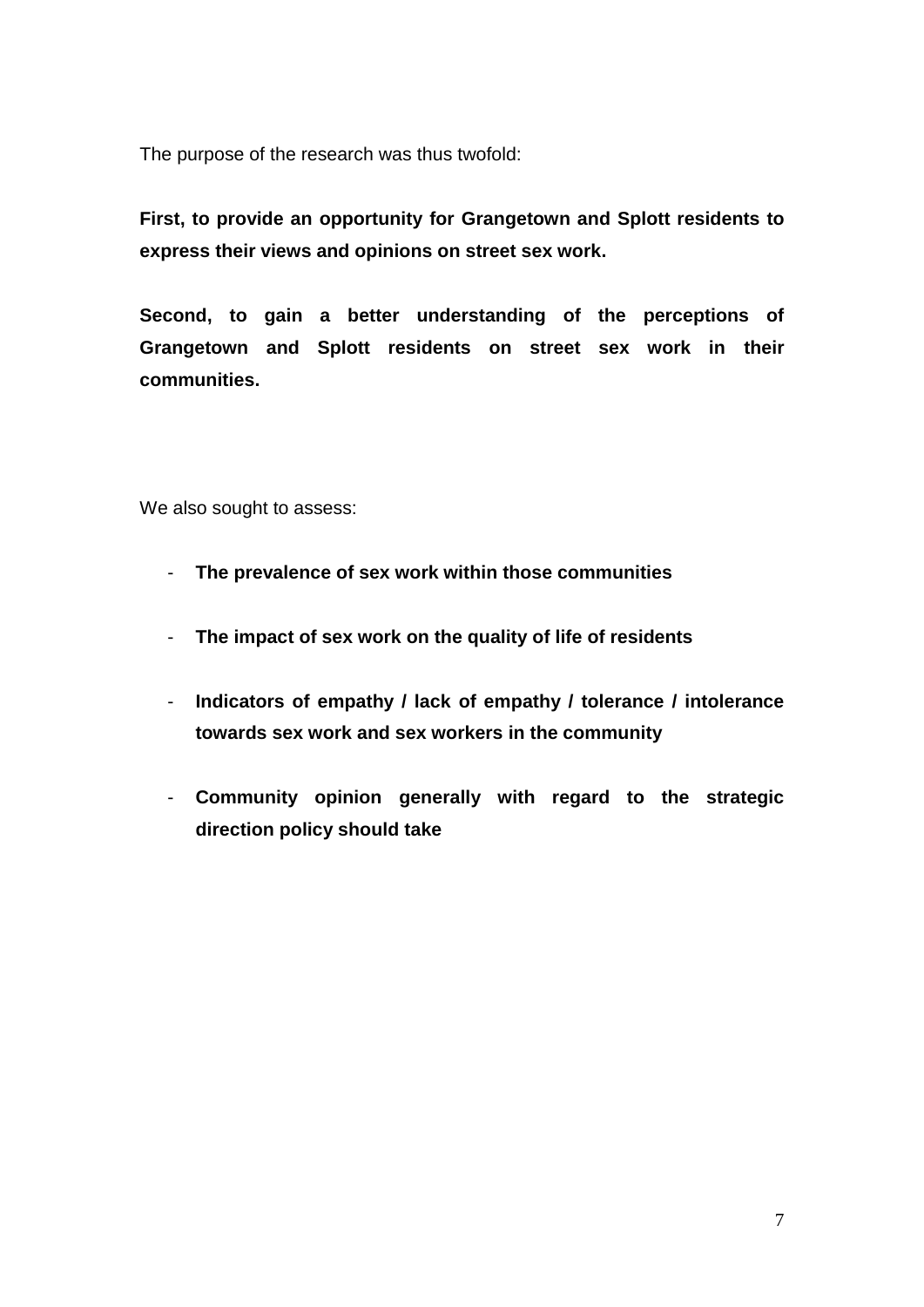The purpose of the research was thus twofold:

**First, to provide an opportunity for Grangetown and Splott residents to express their views and opinions on street sex work.**

**Second, to gain a better understanding of the perceptions of Grangetown and Splott residents on street sex work in their communities.**

We also sought to assess:

- **The prevalence of sex work within those communities**
- **The impact of sex work on the quality of life of residents**
- **Indicators of empathy / lack of empathy / tolerance / intolerance towards sex work and sex workers in the community**
- **Community opinion generally with regard to the strategic direction policy should take**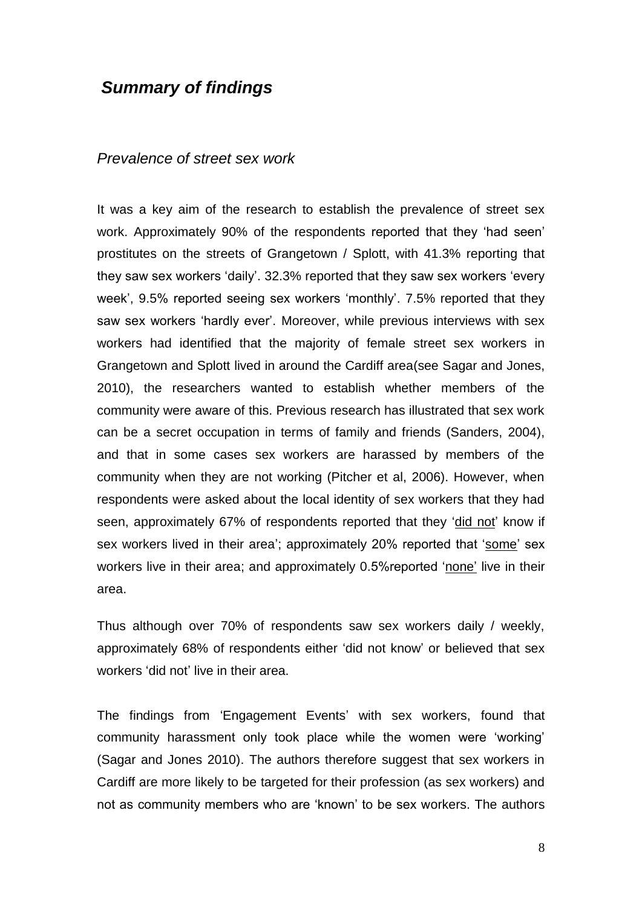## *Summary of findings*

### *Prevalence of street sex work*

It was a key aim of the research to establish the prevalence of street sex work. Approximately 90% of the respondents reported that they 'had seen' prostitutes on the streets of Grangetown / Splott, with 41.3% reporting that they saw sex workers 'daily'. 32.3% reported that they saw sex workers 'every week', 9.5% reported seeing sex workers 'monthly'. 7.5% reported that they saw sex workers 'hardly ever'. Moreover, while previous interviews with sex workers had identified that the majority of female street sex workers in Grangetown and Splott lived in around the Cardiff area(see Sagar and Jones, 2010), the researchers wanted to establish whether members of the community were aware of this. Previous research has illustrated that sex work can be a secret occupation in terms of family and friends (Sanders, 2004), and that in some cases sex workers are harassed by members of the community when they are not working (Pitcher et al, 2006). However, when respondents were asked about the local identity of sex workers that they had seen, approximately 67% of respondents reported that they '<u>did not</u>' know if sex workers lived in their area'; approximately 20% reported that '<u>some</u>' sex workers live in their area; and approximately 0.5%reported '<u>none'</u> live in their area.

Thus although over 70% of respondents saw sex workers daily / weekly, approximately 68% of respondents either 'did not know' or believed that sex workers 'did not' live in their area.

The findings from 'Engagement Events' with sex workers, found that community harassment only took place while the women were 'working' (Sagar and Jones 2010). The authors therefore suggest that sex workers in Cardiff are more likely to be targeted for their profession (as sex workers) and not as community members who are 'known' to be sex workers. The authors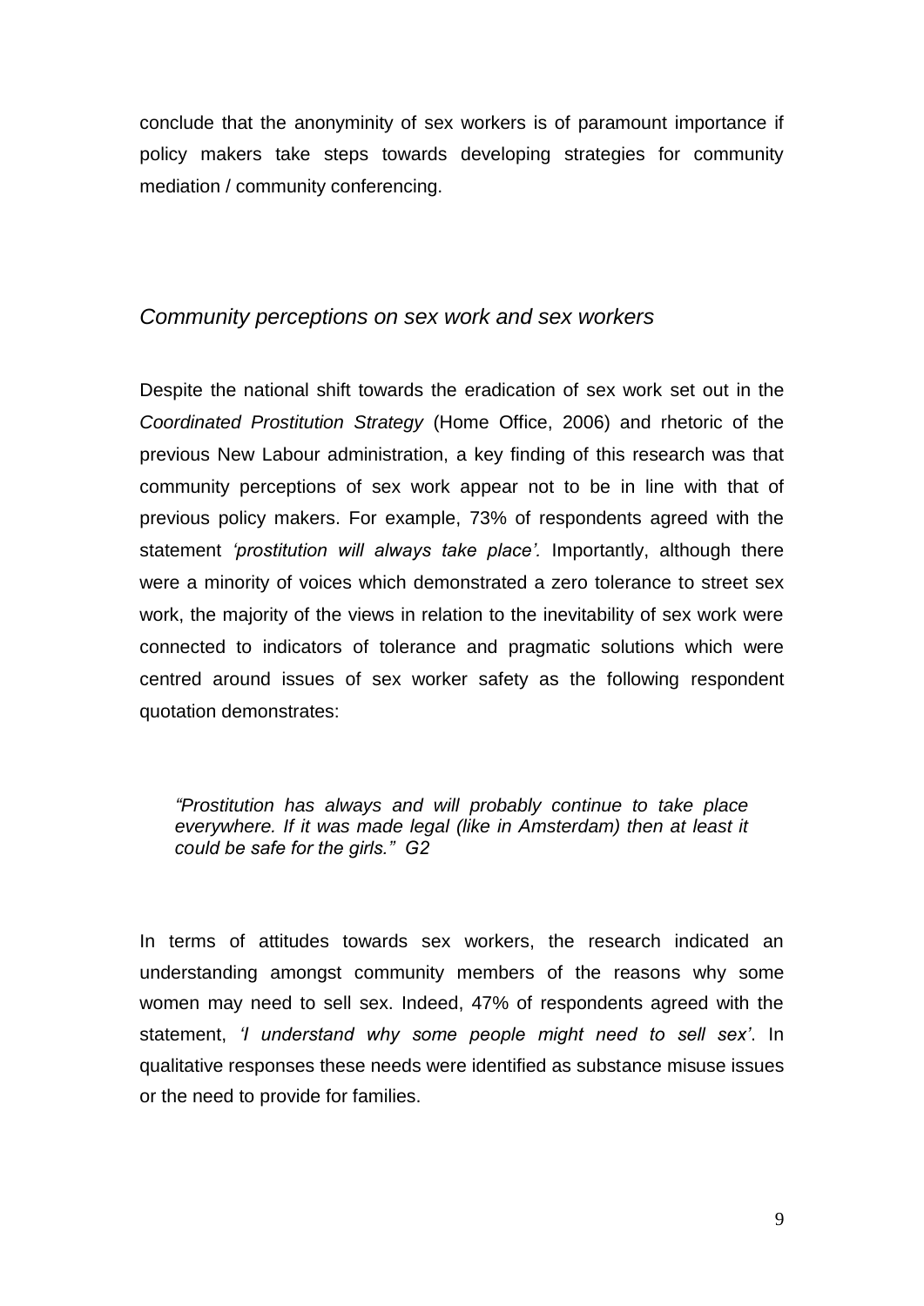conclude that the anonyminity of sex workers is of paramount importance if policy makers take steps towards developing strategies for community mediation / community conferencing.

### *Community perceptions on sex work and sex workers*

Despite the national shift towards the eradication of sex work set out in the *Coordinated Prostitution Strategy* (Home Office, 2006) and rhetoric of the previous New Labour administration, a key finding of this research was that community perceptions of sex work appear not to be in line with that of previous policy makers. For example, 73% of respondents agreed with the statement *'prostitution will always take place'.* Importantly, although there were a minority of voices which demonstrated a zero tolerance to street sex work, the majority of the views in relation to the inevitability of sex work were connected to indicators of tolerance and pragmatic solutions which were centred around issues of sex worker safety as the following respondent quotation demonstrates:

> *"Prostitution has always and will probably continue to take place everywhere. If it was made legal (like in Amsterdam) then at least it could be safe for the girls." G2*

In terms of attitudes towards sex workers, the research indicated an understanding amongst community members of the reasons why some women may need to sell sex. Indeed, 47% of respondents agreed with the statement, *'I understand why some people might need to sell sex'*. In qualitative responses these needs were identified as substance misuse issues or the need to provide for families.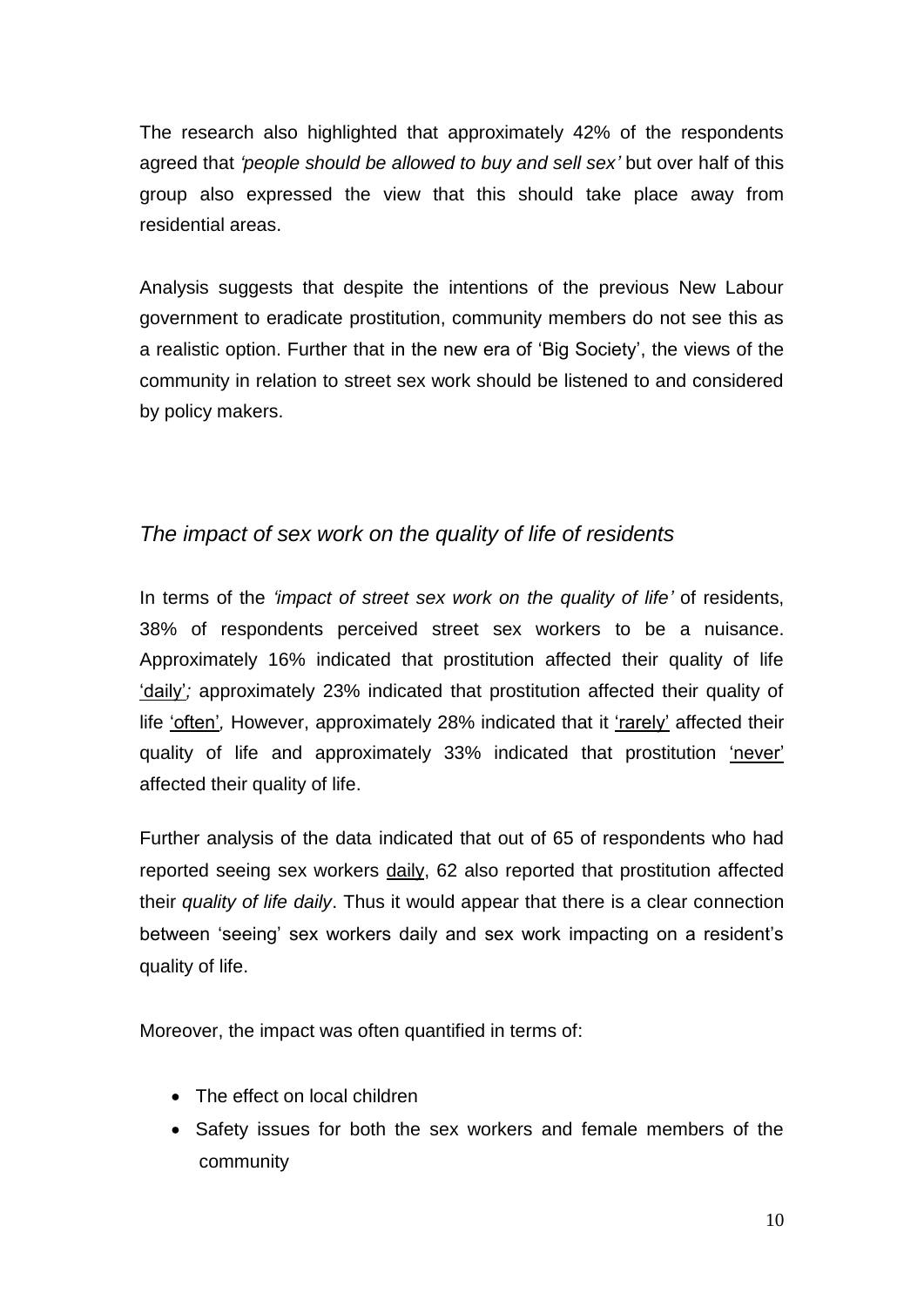The research also highlighted that approximately 42% of the respondents agreed that *'people should be allowed to buy and sell sex'* but over half of this group also expressed the view that this should take place away from residential areas.

Analysis suggests that despite the intentions of the previous New Labour government to eradicate prostitution, community members do not see this as a realistic option. Further that in the new era of 'Big Society', the views of the community in relation to street sex work should be listened to and considered by policy makers.

## *The impact of sex work on the quality of life of residents*

In terms of the *'impact of street sex work on the quality of life'* of residents, 38% of respondents perceived street sex workers to be a nuisance. Approximately 16% indicated that prostitution affected their quality of life 'daily'*;* approximately 23% indicated that prostitution affected their quality of life 'often'*,* However, approximately 28% indicated that it 'rarely' affected their quality of life and approximately 33% indicated that prostitution 'never' affected their quality of life.

Further analysis of the data indicated that out of 65 of respondents who had reported seeing sex workers daily, 62 also reported that prostitution affected their *quality of life daily*. Thus it would appear that there is a clear connection between 'seeing' sex workers daily and sex work impacting on a resident's quality of life.

Moreover, the impact was often quantified in terms of:

- The effect on local children
- Safety issues for both the sex workers and female members of the community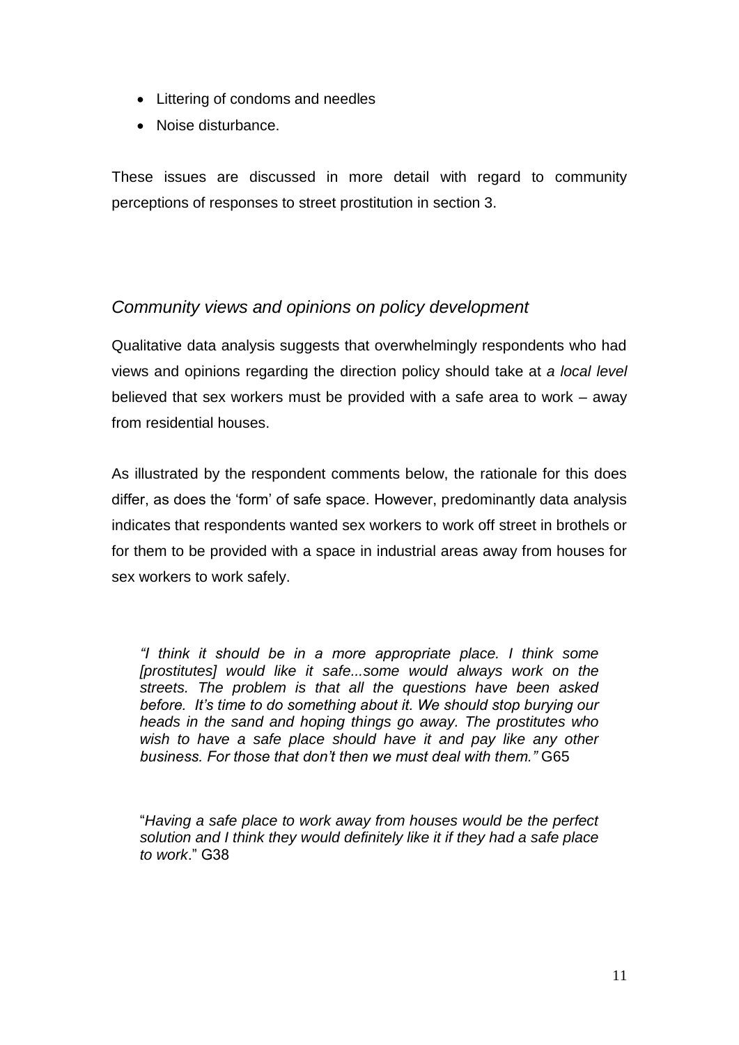- Littering of condoms and needles
- Noise disturbance.

These issues are discussed in more detail with regard to community perceptions of responses to street prostitution in section 3.

### *Community views and opinions on policy development*

Qualitative data analysis suggests that overwhelmingly respondents who had views and opinions regarding the direction policy should take at *a local level* believed that sex workers must be provided with a safe area to work – away from residential houses.

As illustrated by the respondent comments below, the rationale for this does differ, as does the 'form' of safe space. However, predominantly data analysis indicates that respondents wanted sex workers to work off street in brothels or for them to be provided with a space in industrial areas away from houses for sex workers to work safely.

> *"I think it should be in a more appropriate place. I think some [prostitutes] would like it safe...some would always work on the streets. The problem is that all the questions have been asked before. It's time to do something about it. We should stop burying our heads in the sand and hoping things go away. The prostitutes who wish to have a safe place should have it and pay like any other business. For those that don't then we must deal with them."* G65

> "*Having a safe place to work away from houses would be the perfect solution and I think they would definitely like it if they had a safe place to work*." G38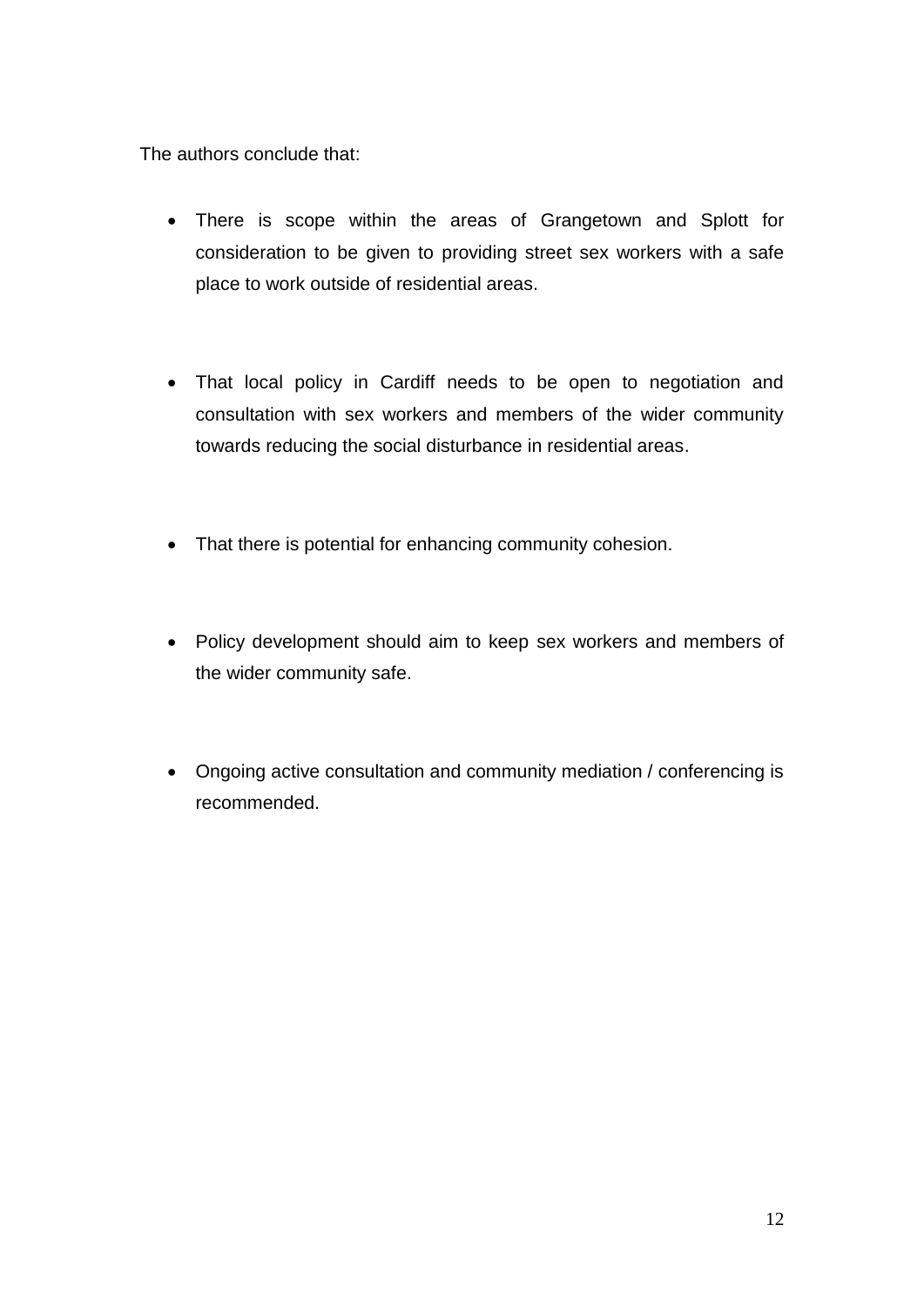The authors conclude that:

- There is scope within the areas of Grangetown and Splott for consideration to be given to providing street sex workers with a safe place to work outside of residential areas.

- That local policy in Cardiff needs to be open to negotiation and consultation with sex workers and members of the wider community towards reducing the social disturbance in residential areas.

- That there is potential for enhancing community cohesion.

- Policy development should aim to keep sex workers and members of the wider community safe.

- Ongoing active consultation and community mediation / conferencing is recommended.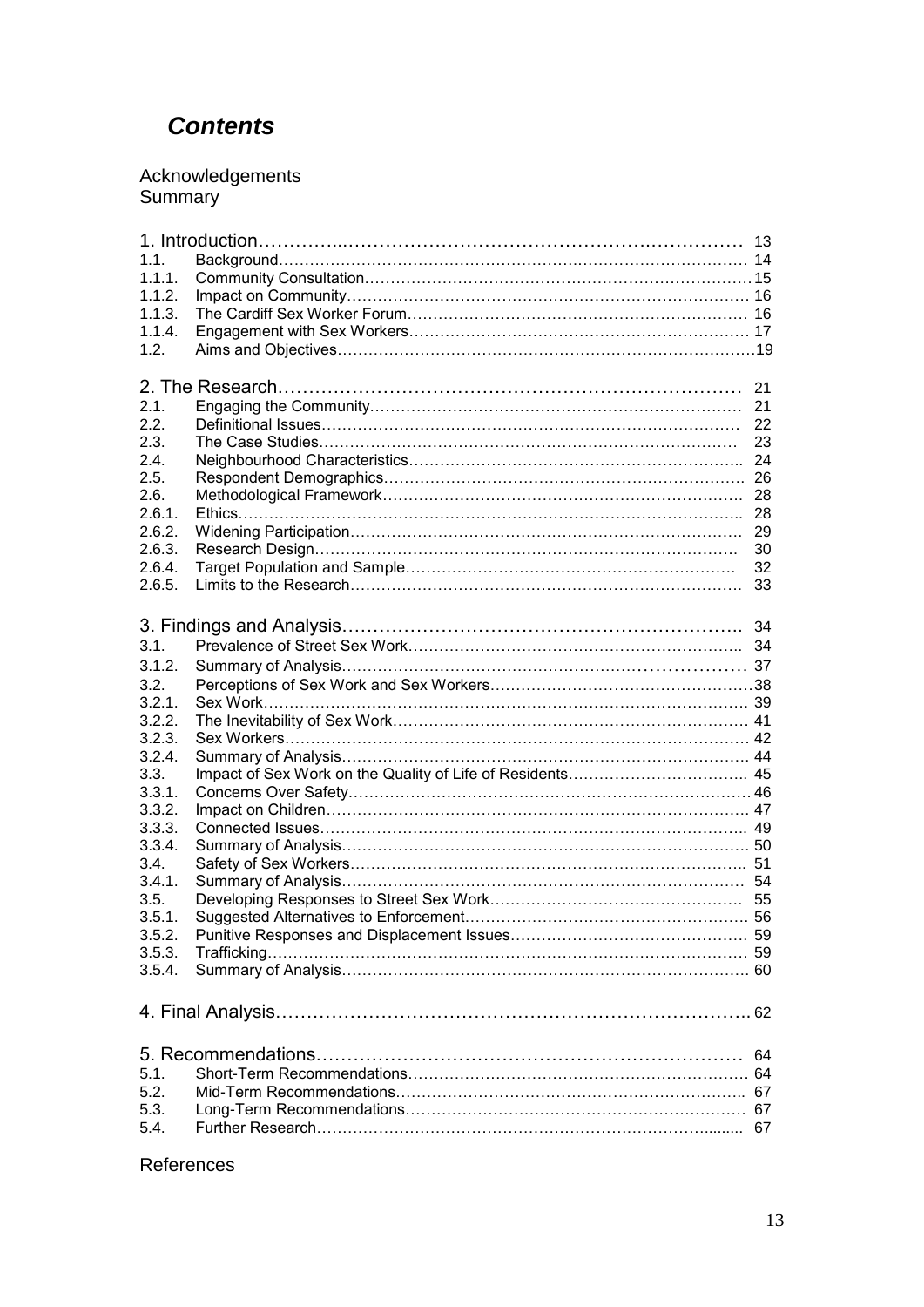# *Contents*

Acknowledgements
Summary

| | | |
|---|---|---|
| **1. Introduction** | | 13 |
| 1.1. | Background | 14 |
| 1.1.1. | Community Consultation | 15 |
| 1.1.2. | Impact on Community | 16 |
| 1.1.3. | The Cardiff Sex Worker Forum | 16 |
| 1.1.4. | Engagement with Sex Workers | 17 |
| 1.2. | Aims and Objectives | 19 |
| **2. The Research** | | 21 |
| 2.1. | Engaging the Community | 21 |
| 2.2. | Definitional Issues | 22 |
| 2.3. | The Case Studies | 23 |
| 2.4. | Neighbourhood Characteristics | 24 |
| 2.5. | Respondent Demographics | 26 |
| 2.6. | Methodological Framework | 28 |
| 2.6.1. | Ethics | 28 |
| 2.6.2. | Widening Participation | 29 |
| 2.6.3. | Research Design | 30 |
| 2.6.4. | Target Population and Sample | 32 |
| 2.6.5. | Limits to the Research | 33 |
| **3. Findings and Analysis** | | 34 |
| 3.1. | Prevalence of Street Sex Work | 34 |
| 3.1.2. | Summary of Analysis | 37 |
| 3.2. | Perceptions of Sex Work and Sex Workers | 38 |
| 3.2.1. | Sex Work | 39 |
| 3.2.2. | The Inevitability of Sex Work | 41 |
| 3.2.3. | Sex Workers | 42 |
| 3.2.4. | Summary of Analysis | 44 |
| 3.3. | Impact of Sex Work on the Quality of Life of Residents | 45 |
| 3.3.1. | Concerns Over Safety | 46 |
| 3.3.2. | Impact on Children | 47 |
| 3.3.3. | Connected Issues | 49 |
| 3.3.4. | Summary of Analysis | 50 |
| 3.4. | Safety of Sex Workers | 51 |
| 3.4.1. | Summary of Analysis | 54 |
| 3.5. | Developing Responses to Street Sex Work | 55 |
| 3.5.1. | Suggested Alternatives to Enforcement | 56 |
| 3.5.2. | Punitive Responses and Displacement Issues | 59 |
| 3.5.3. | Trafficking | 59 |
| 3.5.4. | Summary of Analysis | 60 |
| **4. Final Analysis** | | 62 |
| **5. Recommendations** | | 64 |
| 5.1. | Short-Term Recommendations | 64 |
| 5.2. | Mid-Term Recommendations | 67 |
| 5.3. | Long-Term Recommendations | 67 |
| 5.4. | Further Research | 67 |

References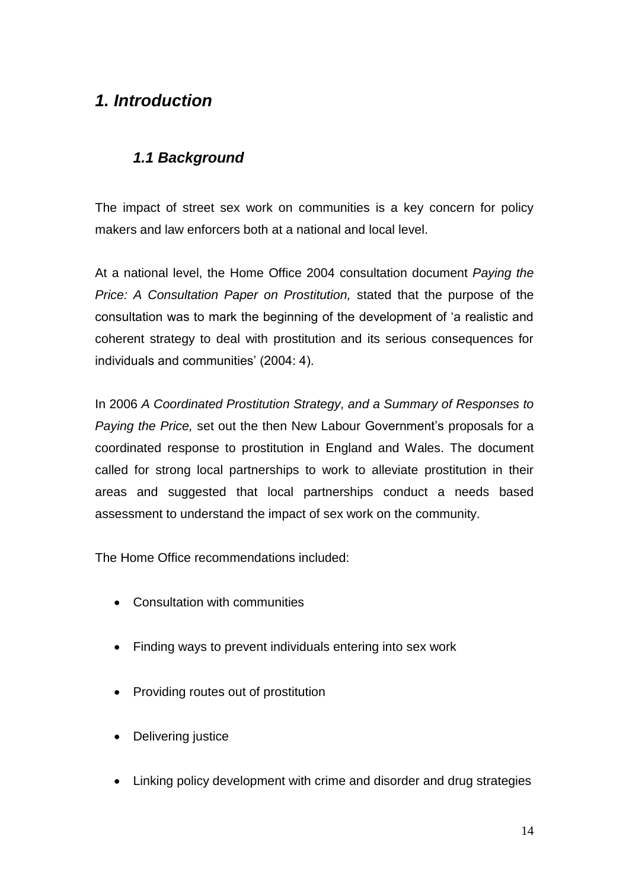# *1. Introduction*

## *1.1 Background*

The impact of street sex work on communities is a key concern for policy makers and law enforcers both at a national and local level.

At a national level, the Home Office 2004 consultation document *Paying the Price: A Consultation Paper on Prostitution,* stated that the purpose of the consultation was to mark the beginning of the development of 'a realistic and coherent strategy to deal with prostitution and its serious consequences for individuals and communities' (2004: 4).

In 2006 *A Coordinated Prostitution Strategy, and a Summary of Responses to Paying the Price,* set out the then New Labour Government's proposals for a coordinated response to prostitution in England and Wales. The document called for strong local partnerships to work to alleviate prostitution in their areas and suggested that local partnerships conduct a needs based assessment to understand the impact of sex work on the community.

The Home Office recommendations included:

- Consultation with communities
- Finding ways to prevent individuals entering into sex work
- Providing routes out of prostitution
- Delivering justice
- Linking policy development with crime and disorder and drug strategies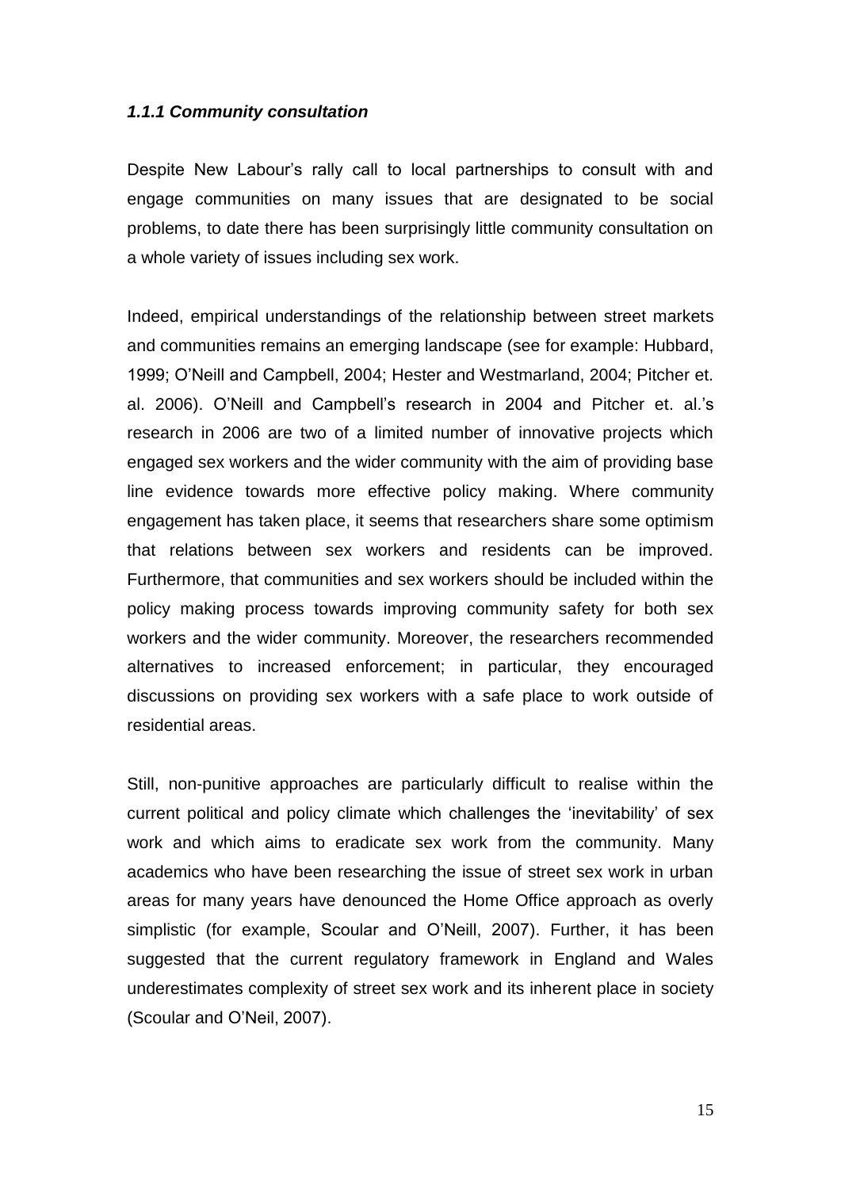### *1.1.1 Community consultation*

Despite New Labour's rally call to local partnerships to consult with and engage communities on many issues that are designated to be social problems, to date there has been surprisingly little community consultation on a whole variety of issues including sex work.

Indeed, empirical understandings of the relationship between street markets and communities remains an emerging landscape (see for example: Hubbard, 1999; O'Neill and Campbell, 2004; Hester and Westmarland, 2004; Pitcher et. al. 2006). O'Neill and Campbell's research in 2004 and Pitcher et. al.'s research in 2006 are two of a limited number of innovative projects which engaged sex workers and the wider community with the aim of providing base line evidence towards more effective policy making. Where community engagement has taken place, it seems that researchers share some optimism that relations between sex workers and residents can be improved. Furthermore, that communities and sex workers should be included within the policy making process towards improving community safety for both sex workers and the wider community. Moreover, the researchers recommended alternatives to increased enforcement; in particular, they encouraged discussions on providing sex workers with a safe place to work outside of residential areas.

Still, non-punitive approaches are particularly difficult to realise within the current political and policy climate which challenges the 'inevitability' of sex work and which aims to eradicate sex work from the community. Many academics who have been researching the issue of street sex work in urban areas for many years have denounced the Home Office approach as overly simplistic (for example, Scoular and O'Neill, 2007). Further, it has been suggested that the current regulatory framework in England and Wales underestimates complexity of street sex work and its inherent place in society (Scoular and O'Neil, 2007).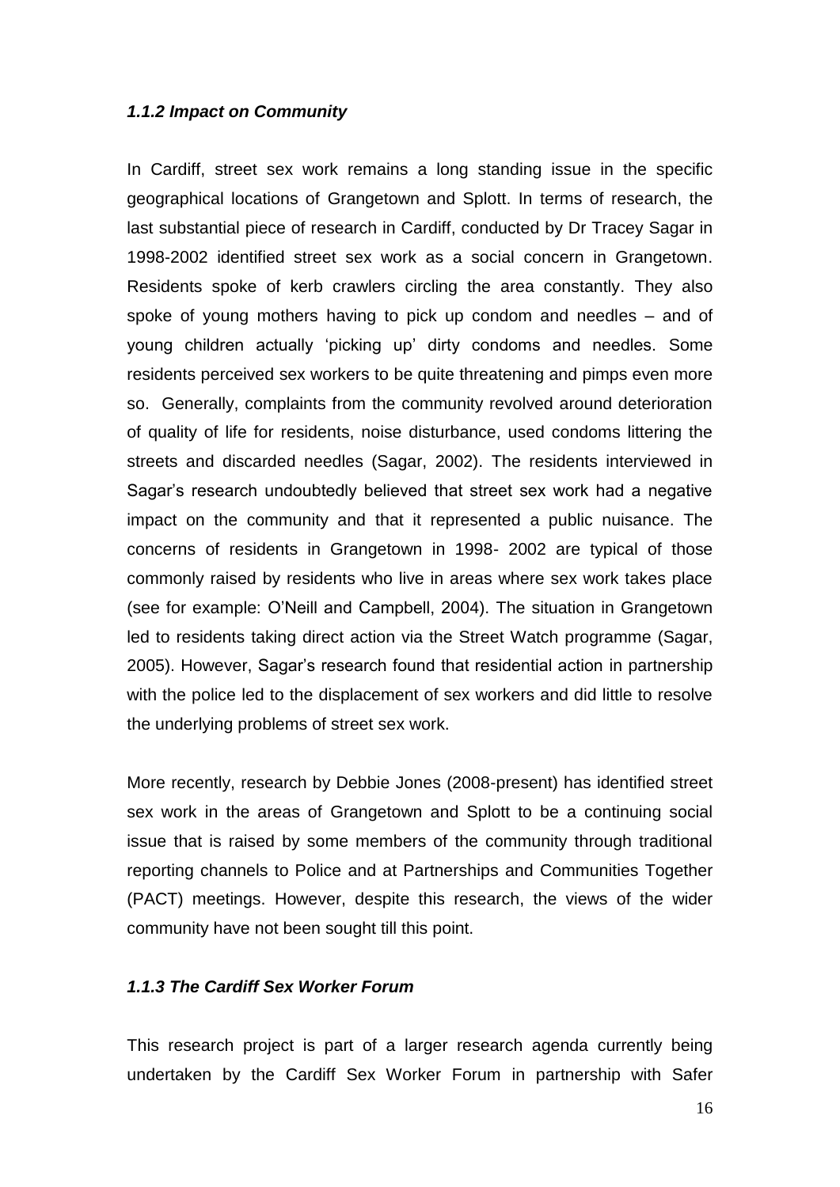### *1.1.2 Impact on Community*

In Cardiff, street sex work remains a long standing issue in the specific geographical locations of Grangetown and Splott. In terms of research, the last substantial piece of research in Cardiff, conducted by Dr Tracey Sagar in 1998-2002 identified street sex work as a social concern in Grangetown. Residents spoke of kerb crawlers circling the area constantly. They also spoke of young mothers having to pick up condom and needles – and of young children actually 'picking up' dirty condoms and needles. Some residents perceived sex workers to be quite threatening and pimps even more so. Generally, complaints from the community revolved around deterioration of quality of life for residents, noise disturbance, used condoms littering the streets and discarded needles (Sagar, 2002). The residents interviewed in Sagar's research undoubtedly believed that street sex work had a negative impact on the community and that it represented a public nuisance. The concerns of residents in Grangetown in 1998- 2002 are typical of those commonly raised by residents who live in areas where sex work takes place (see for example: O'Neill and Campbell, 2004). The situation in Grangetown led to residents taking direct action via the Street Watch programme (Sagar, 2005). However, Sagar's research found that residential action in partnership with the police led to the displacement of sex workers and did little to resolve the underlying problems of street sex work.

More recently, research by Debbie Jones (2008-present) has identified street sex work in the areas of Grangetown and Splott to be a continuing social issue that is raised by some members of the community through traditional reporting channels to Police and at Partnerships and Communities Together (PACT) meetings. However, despite this research, the views of the wider community have not been sought till this point.

### *1.1.3 The Cardiff Sex Worker Forum*

This research project is part of a larger research agenda currently being undertaken by the Cardiff Sex Worker Forum in partnership with Safer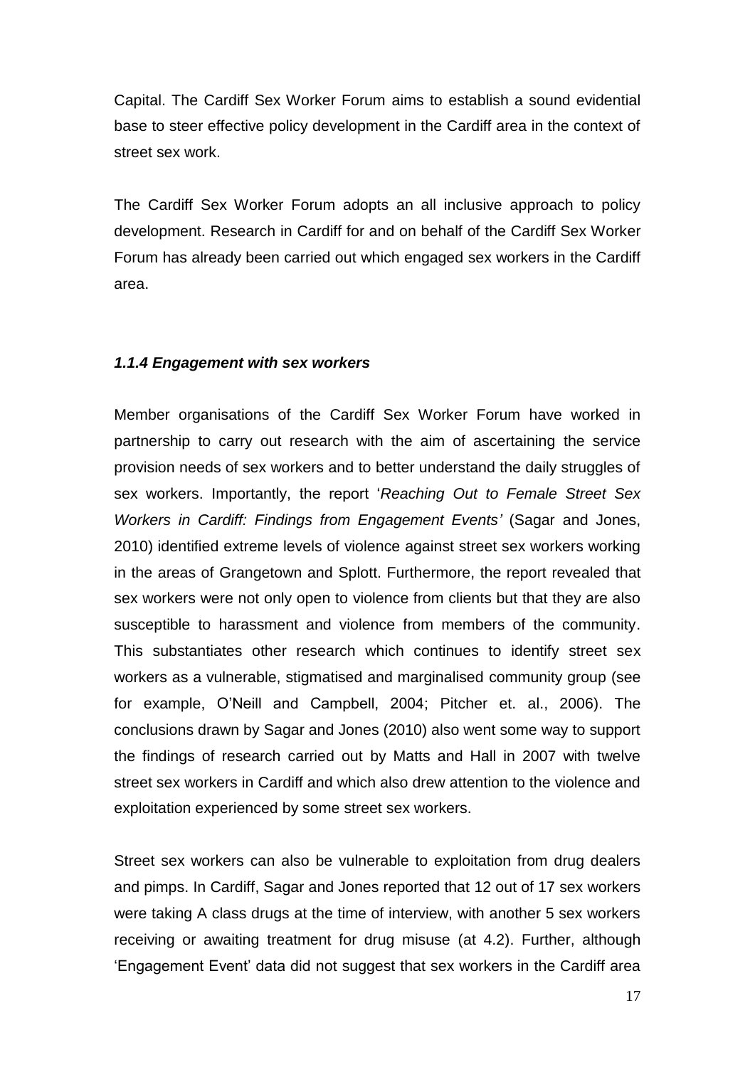Capital. The Cardiff Sex Worker Forum aims to establish a sound evidential base to steer effective policy development in the Cardiff area in the context of street sex work.

The Cardiff Sex Worker Forum adopts an all inclusive approach to policy development. Research in Cardiff for and on behalf of the Cardiff Sex Worker Forum has already been carried out which engaged sex workers in the Cardiff area.

#### *1.1.4 Engagement with sex workers*

Member organisations of the Cardiff Sex Worker Forum have worked in partnership to carry out research with the aim of ascertaining the service provision needs of sex workers and to better understand the daily struggles of sex workers. Importantly, the report '*Reaching Out to Female Street Sex Workers in Cardiff: Findings from Engagement Events'* (Sagar and Jones, 2010) identified extreme levels of violence against street sex workers working in the areas of Grangetown and Splott. Furthermore, the report revealed that sex workers were not only open to violence from clients but that they are also susceptible to harassment and violence from members of the community. This substantiates other research which continues to identify street sex workers as a vulnerable, stigmatised and marginalised community group (see for example, O'Neill and Campbell, 2004; Pitcher et. al., 2006). The conclusions drawn by Sagar and Jones (2010) also went some way to support the findings of research carried out by Matts and Hall in 2007 with twelve street sex workers in Cardiff and which also drew attention to the violence and exploitation experienced by some street sex workers.

Street sex workers can also be vulnerable to exploitation from drug dealers and pimps. In Cardiff, Sagar and Jones reported that 12 out of 17 sex workers were taking A class drugs at the time of interview, with another 5 sex workers receiving or awaiting treatment for drug misuse (at 4.2). Further, although 'Engagement Event' data did not suggest that sex workers in the Cardiff area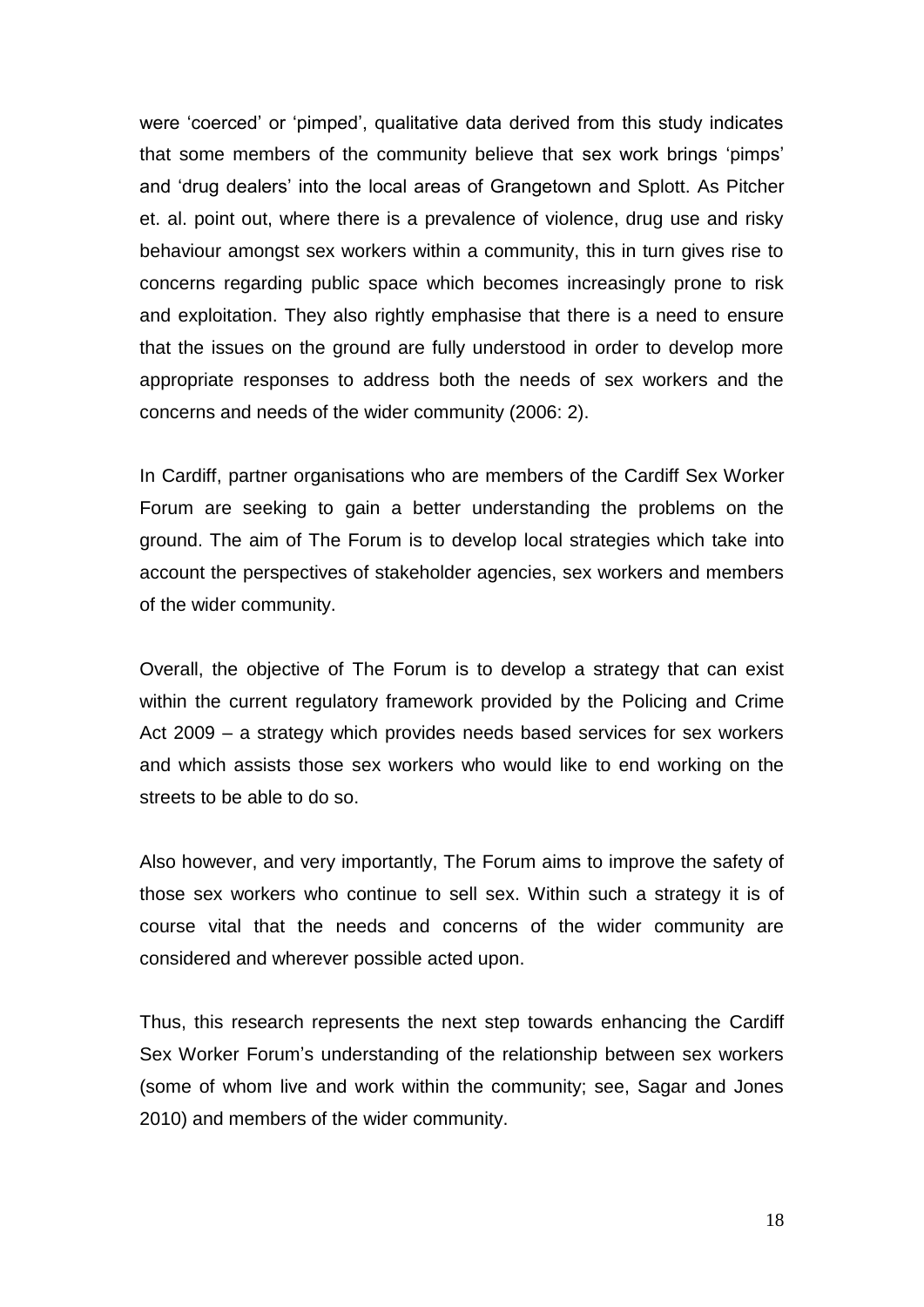were ‘coerced’ or ‘pimped’, qualitative data derived from this study indicates that some members of the community believe that sex work brings ‘pimps’ and ‘drug dealers’ into the local areas of Grangetown and Splott. As Pitcher et. al. point out, where there is a prevalence of violence, drug use and risky behaviour amongst sex workers within a community, this in turn gives rise to concerns regarding public space which becomes increasingly prone to risk and exploitation. They also rightly emphasise that there is a need to ensure that the issues on the ground are fully understood in order to develop more appropriate responses to address both the needs of sex workers and the concerns and needs of the wider community (2006: 2).

In Cardiff, partner organisations who are members of the Cardiff Sex Worker Forum are seeking to gain a better understanding the problems on the ground. The aim of The Forum is to develop local strategies which take into account the perspectives of stakeholder agencies, sex workers and members of the wider community.

Overall, the objective of The Forum is to develop a strategy that can exist within the current regulatory framework provided by the Policing and Crime Act 2009 – a strategy which provides needs based services for sex workers and which assists those sex workers who would like to end working on the streets to be able to do so.

Also however, and very importantly, The Forum aims to improve the safety of those sex workers who continue to sell sex. Within such a strategy it is of course vital that the needs and concerns of the wider community are considered and wherever possible acted upon.

Thus, this research represents the next step towards enhancing the Cardiff Sex Worker Forum’s understanding of the relationship between sex workers (some of whom live and work within the community; see, Sagar and Jones 2010) and members of the wider community.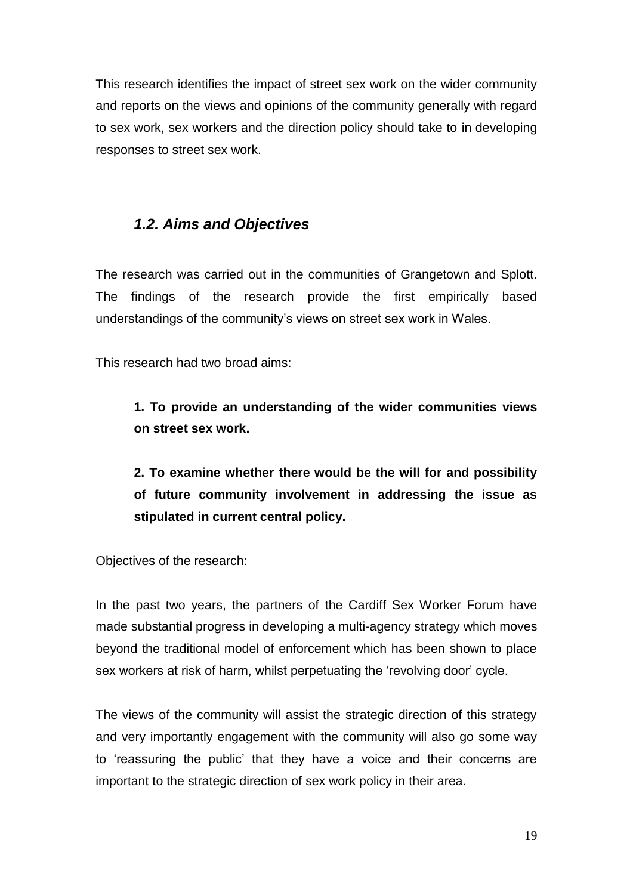This research identifies the impact of street sex work on the wider community and reports on the views and opinions of the community generally with regard to sex work, sex workers and the direction policy should take to in developing responses to street sex work.

## *1.2. Aims and Objectives*

The research was carried out in the communities of Grangetown and Splott. The findings of the research provide the first empirically based understandings of the community's views on street sex work in Wales.

This research had two broad aims:

**1. To provide an understanding of the wider communities views on street sex work.**

**2. To examine whether there would be the will for and possibility of future community involvement in addressing the issue as stipulated in current central policy.**

Objectives of the research:

In the past two years, the partners of the Cardiff Sex Worker Forum have made substantial progress in developing a multi-agency strategy which moves beyond the traditional model of enforcement which has been shown to place sex workers at risk of harm, whilst perpetuating the 'revolving door' cycle.

The views of the community will assist the strategic direction of this strategy and very importantly engagement with the community will also go some way to 'reassuring the public' that they have a voice and their concerns are important to the strategic direction of sex work policy in their area.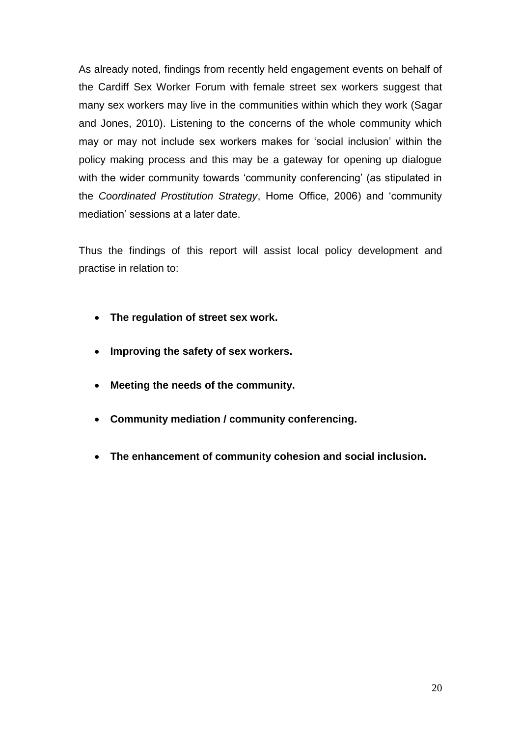As already noted, findings from recently held engagement events on behalf of the Cardiff Sex Worker Forum with female street sex workers suggest that many sex workers may live in the communities within which they work (Sagar and Jones, 2010). Listening to the concerns of the whole community which may or may not include sex workers makes for 'social inclusion' within the policy making process and this may be a gateway for opening up dialogue with the wider community towards 'community conferencing' (as stipulated in the *Coordinated Prostitution Strategy*, Home Office, 2006) and 'community mediation' sessions at a later date.

Thus the findings of this report will assist local policy development and practise in relation to:

- **The regulation of street sex work.**
- **Improving the safety of sex workers.**
- **Meeting the needs of the community.**
- **Community mediation / community conferencing.**
- **The enhancement of community cohesion and social inclusion.**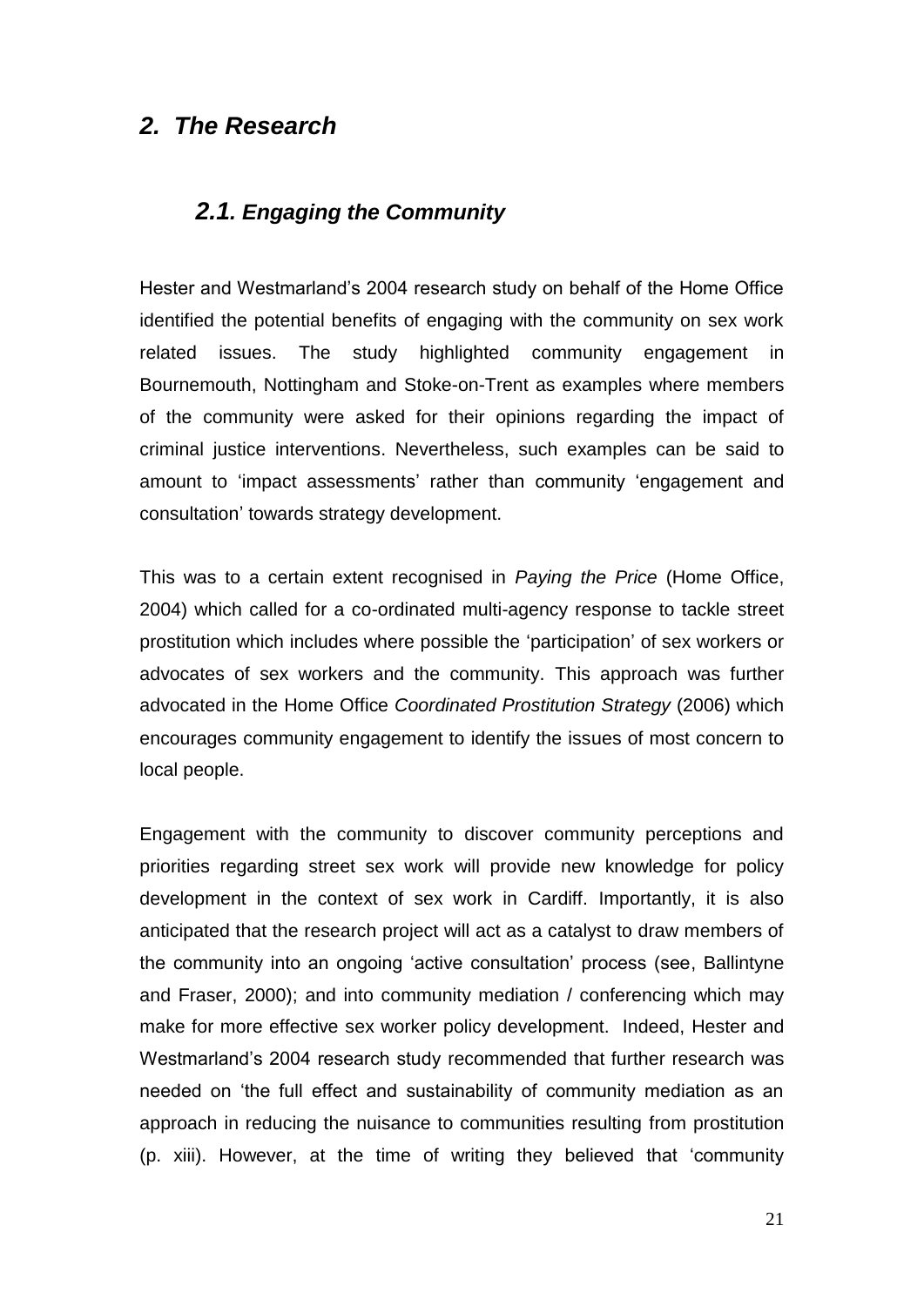## *2. The Research*

### *2.1. Engaging the Community*

Hester and Westmarland's 2004 research study on behalf of the Home Office identified the potential benefits of engaging with the community on sex work related issues. The study highlighted community engagement in Bournemouth, Nottingham and Stoke-on-Trent as examples where members of the community were asked for their opinions regarding the impact of criminal justice interventions. Nevertheless, such examples can be said to amount to 'impact assessments' rather than community 'engagement and consultation' towards strategy development.

This was to a certain extent recognised in *Paying the Price* (Home Office, 2004) which called for a co-ordinated multi-agency response to tackle street prostitution which includes where possible the 'participation' of sex workers or advocates of sex workers and the community. This approach was further advocated in the Home Office *Coordinated Prostitution Strategy* (2006) which encourages community engagement to identify the issues of most concern to local people.

Engagement with the community to discover community perceptions and priorities regarding street sex work will provide new knowledge for policy development in the context of sex work in Cardiff. Importantly, it is also anticipated that the research project will act as a catalyst to draw members of the community into an ongoing 'active consultation' process (see, Ballintyne and Fraser, 2000); and into community mediation / conferencing which may make for more effective sex worker policy development. Indeed, Hester and Westmarland's 2004 research study recommended that further research was needed on 'the full effect and sustainability of community mediation as an approach in reducing the nuisance to communities resulting from prostitution (p. xiii). However, at the time of writing they believed that 'community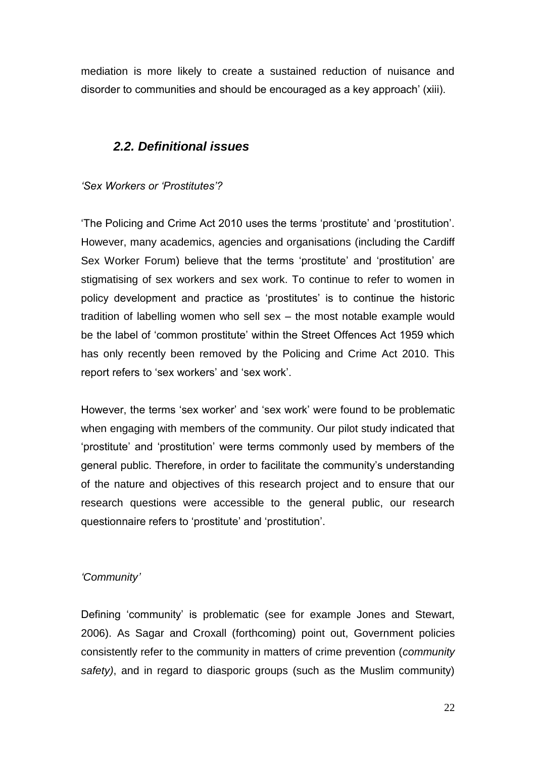mediation is more likely to create a sustained reduction of nuisance and disorder to communities and should be encouraged as a key approach' (xiii).

## *2.2. Definitional issues*

*'Sex Workers or 'Prostitutes'?*

'The Policing and Crime Act 2010 uses the terms 'prostitute' and 'prostitution'. However, many academics, agencies and organisations (including the Cardiff Sex Worker Forum) believe that the terms 'prostitute' and 'prostitution' are stigmatising of sex workers and sex work. To continue to refer to women in policy development and practice as 'prostitutes' is to continue the historic tradition of labelling women who sell sex – the most notable example would be the label of 'common prostitute' within the Street Offences Act 1959 which has only recently been removed by the Policing and Crime Act 2010. This report refers to 'sex workers' and 'sex work'.

However, the terms 'sex worker' and 'sex work' were found to be problematic when engaging with members of the community. Our pilot study indicated that 'prostitute' and 'prostitution' were terms commonly used by members of the general public. Therefore, in order to facilitate the community's understanding of the nature and objectives of this research project and to ensure that our research questions were accessible to the general public, our research questionnaire refers to 'prostitute' and 'prostitution'.

*'Community'*

Defining 'community' is problematic (see for example Jones and Stewart, 2006). As Sagar and Croxall (forthcoming) point out, Government policies consistently refer to the community in matters of crime prevention (*community safety)*, and in regard to diasporic groups (such as the Muslim community)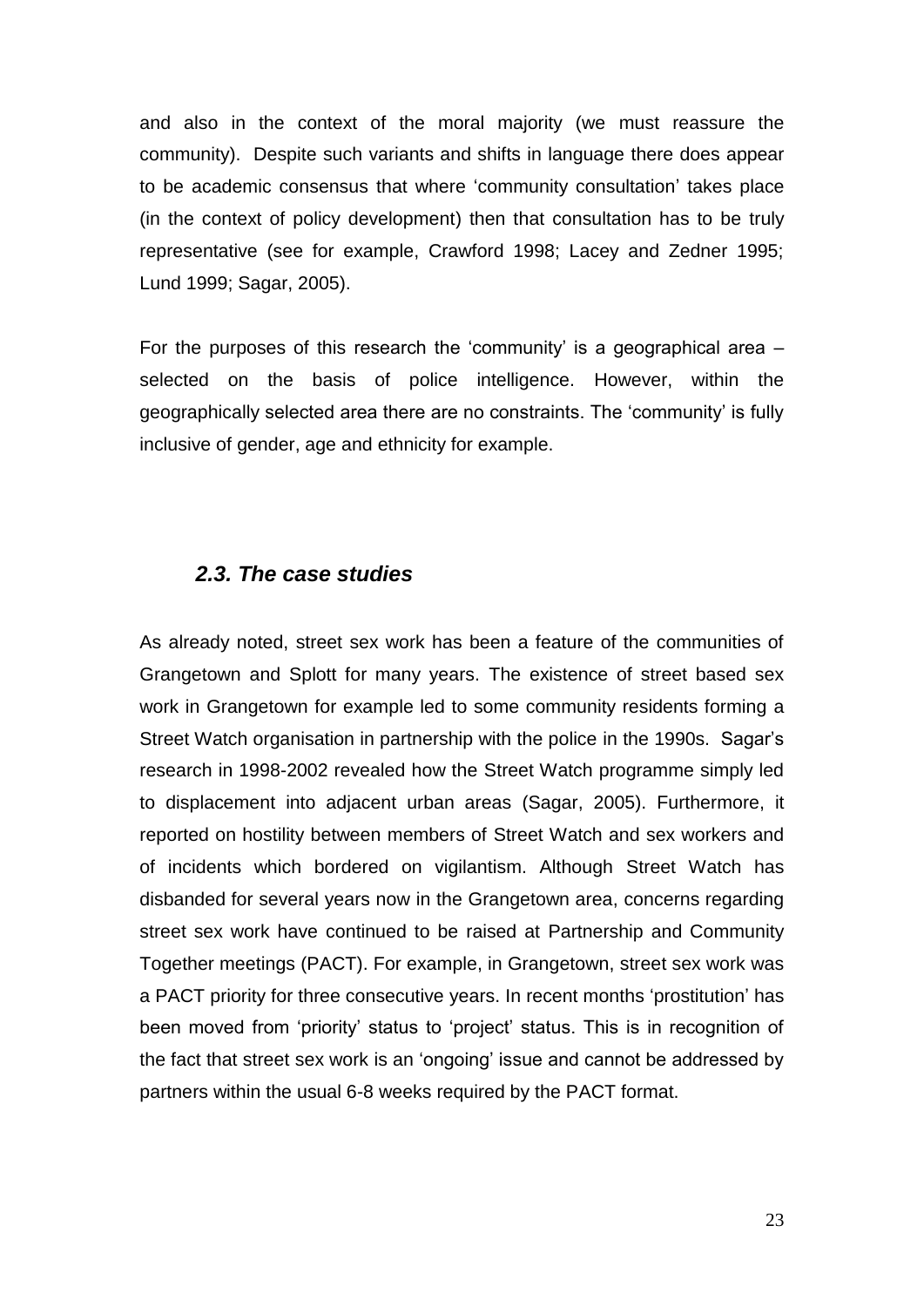and also in the context of the moral majority (we must reassure the community). Despite such variants and shifts in language there does appear to be academic consensus that where 'community consultation' takes place (in the context of policy development) then that consultation has to be truly representative (see for example, Crawford 1998; Lacey and Zedner 1995; Lund 1999; Sagar, 2005).

For the purposes of this research the 'community' is a geographical area – selected on the basis of police intelligence. However, within the geographically selected area there are no constraints. The 'community' is fully inclusive of gender, age and ethnicity for example.

### *2.3. The case studies*

As already noted, street sex work has been a feature of the communities of Grangetown and Splott for many years. The existence of street based sex work in Grangetown for example led to some community residents forming a Street Watch organisation in partnership with the police in the 1990s. Sagar's research in 1998-2002 revealed how the Street Watch programme simply led to displacement into adjacent urban areas (Sagar, 2005). Furthermore, it reported on hostility between members of Street Watch and sex workers and of incidents which bordered on vigilantism. Although Street Watch has disbanded for several years now in the Grangetown area, concerns regarding street sex work have continued to be raised at Partnership and Community Together meetings (PACT). For example, in Grangetown, street sex work was a PACT priority for three consecutive years. In recent months 'prostitution' has been moved from 'priority' status to 'project' status. This is in recognition of the fact that street sex work is an 'ongoing' issue and cannot be addressed by partners within the usual 6-8 weeks required by the PACT format.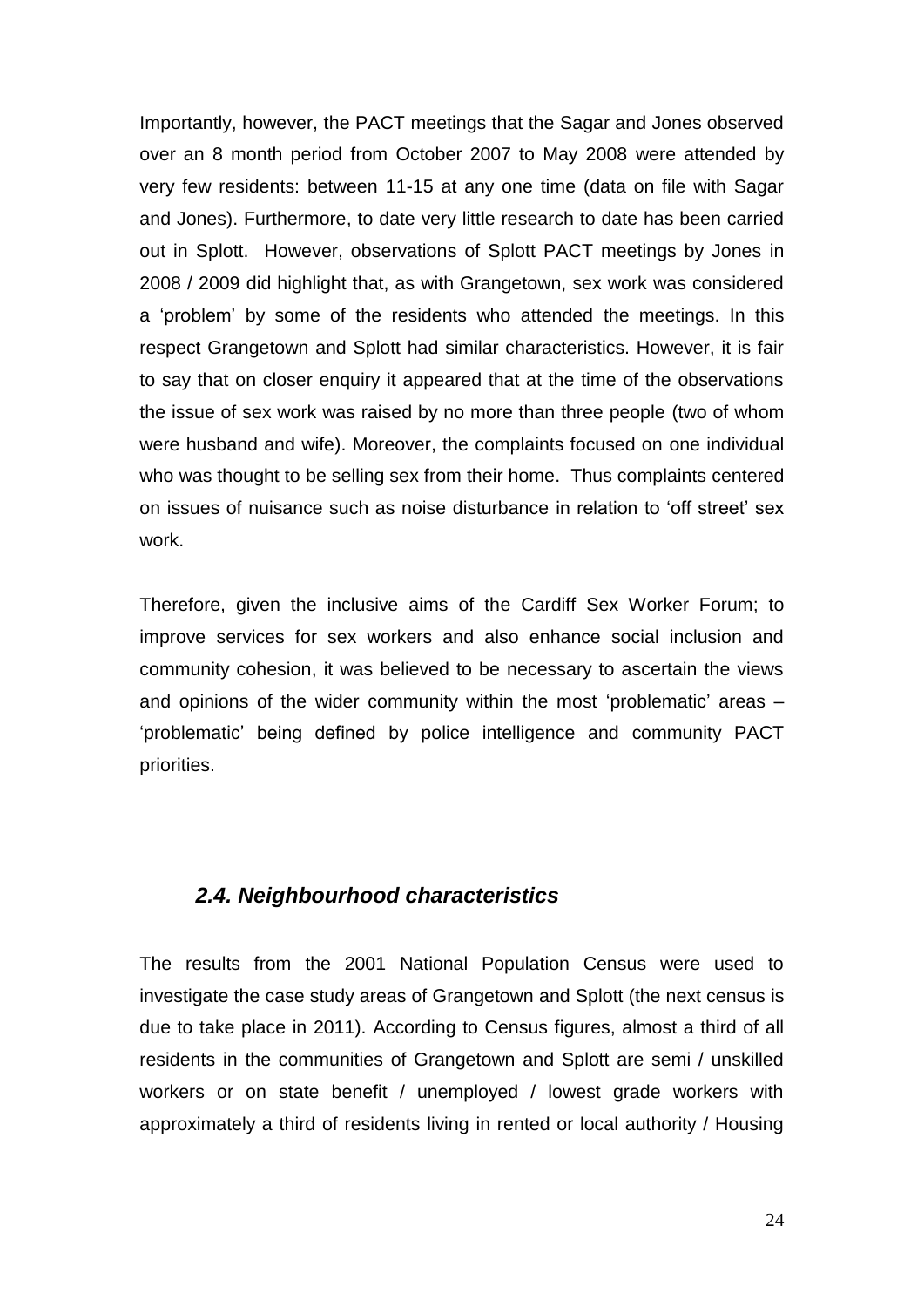Importantly, however, the PACT meetings that the Sagar and Jones observed over an 8 month period from October 2007 to May 2008 were attended by very few residents: between 11-15 at any one time (data on file with Sagar and Jones). Furthermore, to date very little research to date has been carried out in Splott. However, observations of Splott PACT meetings by Jones in 2008 / 2009 did highlight that, as with Grangetown, sex work was considered a 'problem' by some of the residents who attended the meetings. In this respect Grangetown and Splott had similar characteristics. However, it is fair to say that on closer enquiry it appeared that at the time of the observations the issue of sex work was raised by no more than three people (two of whom were husband and wife). Moreover, the complaints focused on one individual who was thought to be selling sex from their home. Thus complaints centered on issues of nuisance such as noise disturbance in relation to 'off street' sex work.

Therefore, given the inclusive aims of the Cardiff Sex Worker Forum; to improve services for sex workers and also enhance social inclusion and community cohesion, it was believed to be necessary to ascertain the views and opinions of the wider community within the most 'problematic' areas – 'problematic' being defined by police intelligence and community PACT priorities.

### *2.4. Neighbourhood characteristics*

The results from the 2001 National Population Census were used to investigate the case study areas of Grangetown and Splott (the next census is due to take place in 2011). According to Census figures, almost a third of all residents in the communities of Grangetown and Splott are semi / unskilled workers or on state benefit / unemployed / lowest grade workers with approximately a third of residents living in rented or local authority / Housing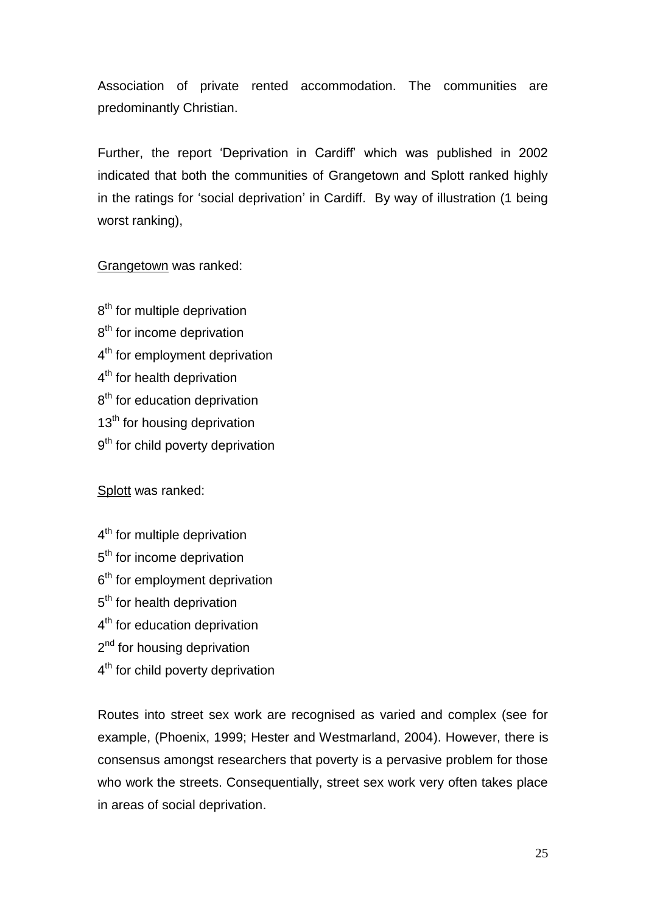Association of private rented accommodation. The communities are predominantly Christian.

Further, the report 'Deprivation in Cardiff' which was published in 2002 indicated that both the communities of Grangetown and Splott ranked highly in the ratings for 'social deprivation' in Cardiff. By way of illustration (1 being worst ranking),

<u>Grangetown</u> was ranked:

8th for multiple deprivation
8th for income deprivation
4th for employment deprivation
4th for health deprivation
8th for education deprivation
13th for housing deprivation
9th for child poverty deprivation

<u>Splott</u> was ranked:

4th for multiple deprivation
5th for income deprivation
6th for employment deprivation
5th for health deprivation
4th for education deprivation
2nd for housing deprivation
4th for child poverty deprivation

Routes into street sex work are recognised as varied and complex (see for example, (Phoenix, 1999; Hester and Westmarland, 2004). However, there is consensus amongst researchers that poverty is a pervasive problem for those who work the streets. Consequentially, street sex work very often takes place in areas of social deprivation.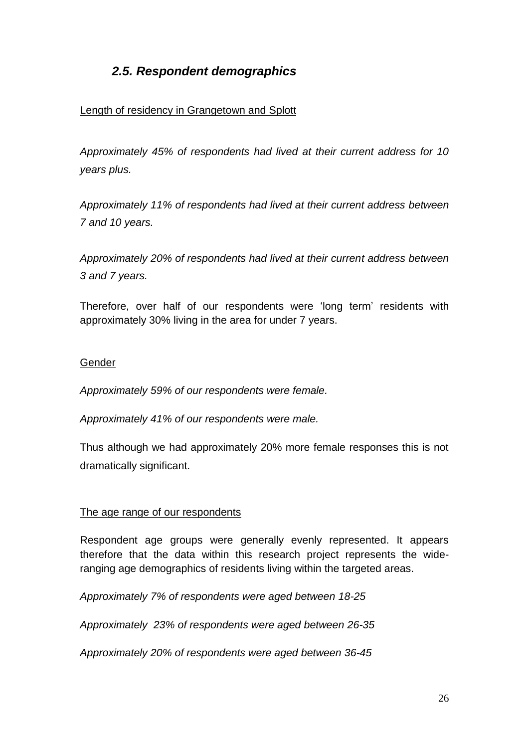## *2.5. Respondent demographics*

Length of residency in Grangetown and Splott

*Approximately 45% of respondents had lived at their current address for 10 years plus.*

*Approximately 11% of respondents had lived at their current address between 7 and 10 years.*

*Approximately 20% of respondents had lived at their current address between 3 and 7 years.*

Therefore, over half of our respondents were 'long term' residents with approximately 30% living in the area for under 7 years.

Gender

*Approximately 59% of our respondents were female.*

*Approximately 41% of our respondents were male.*

Thus although we had approximately 20% more female responses this is not dramatically significant.

The age range of our respondents

Respondent age groups were generally evenly represented. It appears therefore that the data within this research project represents the wide-ranging age demographics of residents living within the targeted areas.

*Approximately 7% of respondents were aged between 18-25*

*Approximately 23% of respondents were aged between 26-35*

*Approximately 20% of respondents were aged between 36-45*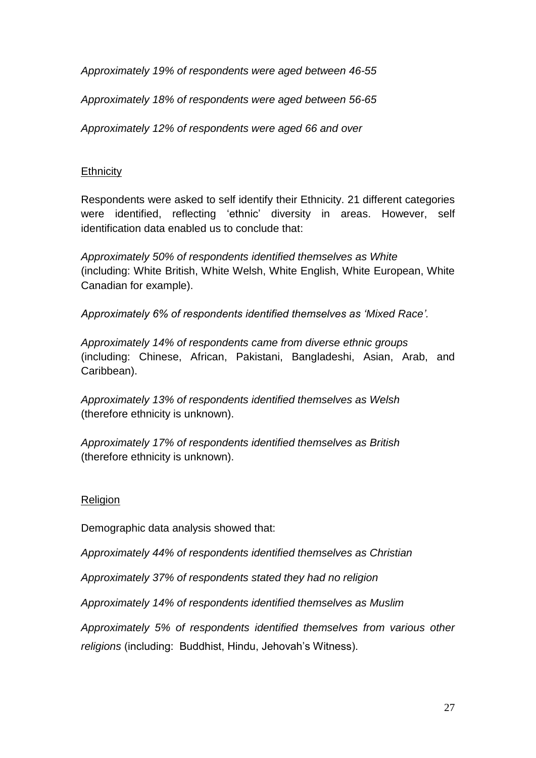*Approximately 19% of respondents were aged between 46-55*

*Approximately 18% of respondents were aged between 56-65*

*Approximately 12% of respondents were aged 66 and over*

## Ethnicity

Respondents were asked to self identify their Ethnicity. 21 different categories were identified, reflecting 'ethnic' diversity in areas. However, self identification data enabled us to conclude that:

*Approximately 50% of respondents identified themselves as White* (including: White British, White Welsh, White English, White European, White Canadian for example).

*Approximately 6% of respondents identified themselves as 'Mixed Race'.*

*Approximately 14% of respondents came from diverse ethnic groups* (including: Chinese, African, Pakistani, Bangladeshi, Asian, Arab, and Caribbean).

*Approximately 13% of respondents identified themselves as Welsh* (therefore ethnicity is unknown).

*Approximately 17% of respondents identified themselves as British* (therefore ethnicity is unknown).

## Religion

Demographic data analysis showed that:

*Approximately 44% of respondents identified themselves as Christian*

*Approximately 37% of respondents stated they had no religion*

*Approximately 14% of respondents identified themselves as Muslim*

*Approximately 5% of respondents identified themselves from various other religions* (including: Buddhist, Hindu, Jehovah's Witness).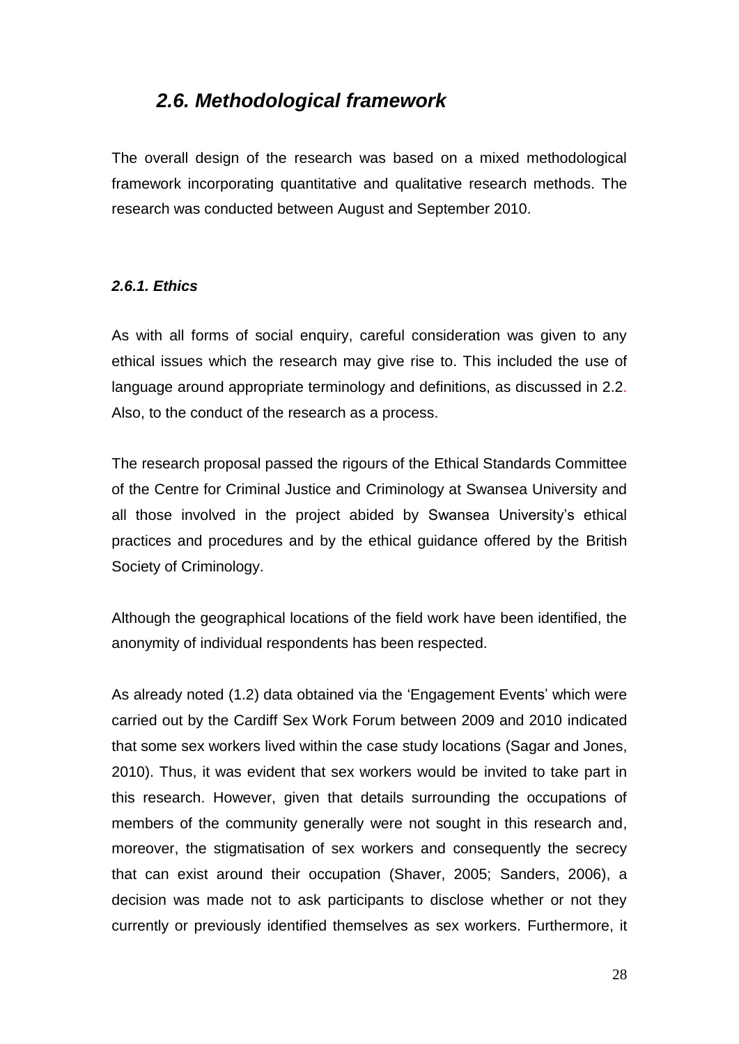## *2.6. Methodological framework*

The overall design of the research was based on a mixed methodological framework incorporating quantitative and qualitative research methods. The research was conducted between August and September 2010.

### *2.6.1. Ethics*

As with all forms of social enquiry, careful consideration was given to any ethical issues which the research may give rise to. This included the use of language around appropriate terminology and definitions, as discussed in 2.2. Also, to the conduct of the research as a process.

The research proposal passed the rigours of the Ethical Standards Committee of the Centre for Criminal Justice and Criminology at Swansea University and all those involved in the project abided by Swansea University's ethical practices and procedures and by the ethical guidance offered by the British Society of Criminology.

Although the geographical locations of the field work have been identified, the anonymity of individual respondents has been respected.

As already noted (1.2) data obtained via the 'Engagement Events' which were carried out by the Cardiff Sex Work Forum between 2009 and 2010 indicated that some sex workers lived within the case study locations (Sagar and Jones, 2010). Thus, it was evident that sex workers would be invited to take part in this research. However, given that details surrounding the occupations of members of the community generally were not sought in this research and, moreover, the stigmatisation of sex workers and consequently the secrecy that can exist around their occupation (Shaver, 2005; Sanders, 2006), a decision was made not to ask participants to disclose whether or not they currently or previously identified themselves as sex workers. Furthermore, it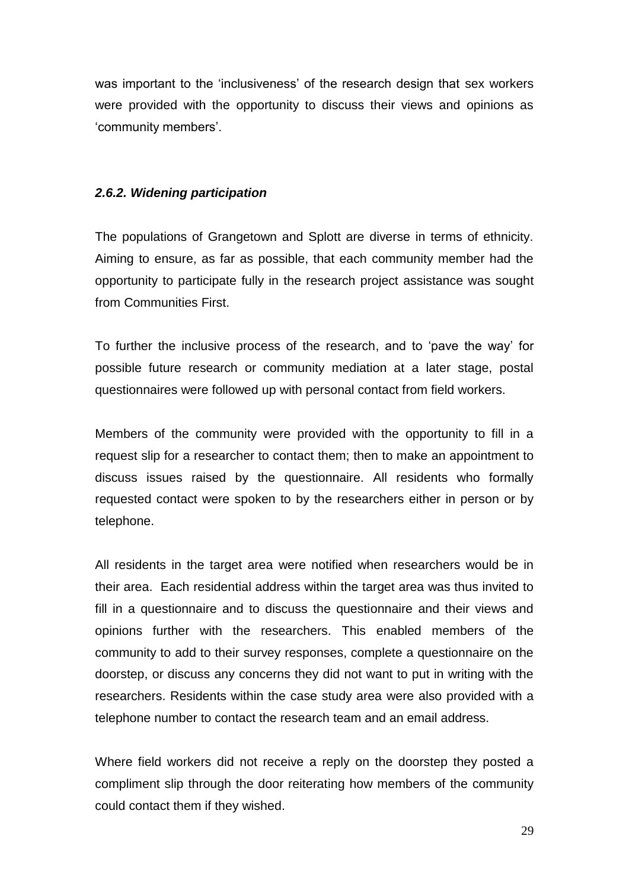was important to the 'inclusiveness' of the research design that sex workers were provided with the opportunity to discuss their views and opinions as 'community members'.

#### *2.6.2. Widening participation*

The populations of Grangetown and Splott are diverse in terms of ethnicity. Aiming to ensure, as far as possible, that each community member had the opportunity to participate fully in the research project assistance was sought from Communities First.

To further the inclusive process of the research, and to 'pave the way' for possible future research or community mediation at a later stage, postal questionnaires were followed up with personal contact from field workers.

Members of the community were provided with the opportunity to fill in a request slip for a researcher to contact them; then to make an appointment to discuss issues raised by the questionnaire. All residents who formally requested contact were spoken to by the researchers either in person or by telephone.

All residents in the target area were notified when researchers would be in their area. Each residential address within the target area was thus invited to fill in a questionnaire and to discuss the questionnaire and their views and opinions further with the researchers. This enabled members of the community to add to their survey responses, complete a questionnaire on the doorstep, or discuss any concerns they did not want to put in writing with the researchers. Residents within the case study area were also provided with a telephone number to contact the research team and an email address.

Where field workers did not receive a reply on the doorstep they posted a compliment slip through the door reiterating how members of the community could contact them if they wished.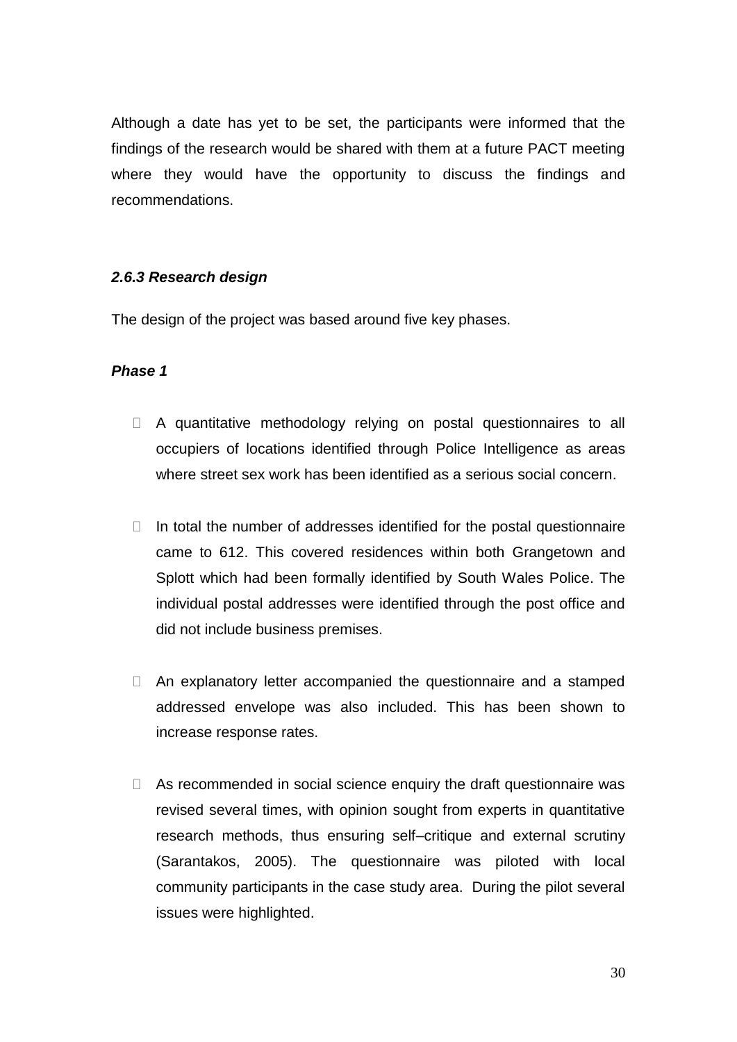Although a date has yet to be set, the participants were informed that the findings of the research would be shared with them at a future PACT meeting where they would have the opportunity to discuss the findings and recommendations.

### *2.6.3 Research design*

The design of the project was based around five key phases.

***Phase 1***

- A quantitative methodology relying on postal questionnaires to all occupiers of locations identified through Police Intelligence as areas where street sex work has been identified as a serious social concern.

- In total the number of addresses identified for the postal questionnaire came to 612. This covered residences within both Grangetown and Splott which had been formally identified by South Wales Police. The individual postal addresses were identified through the post office and did not include business premises.

- An explanatory letter accompanied the questionnaire and a stamped addressed envelope was also included. This has been shown to increase response rates.

- As recommended in social science enquiry the draft questionnaire was revised several times, with opinion sought from experts in quantitative research methods, thus ensuring self–critique and external scrutiny (Sarantakos, 2005). The questionnaire was piloted with local community participants in the case study area. During the pilot several issues were highlighted.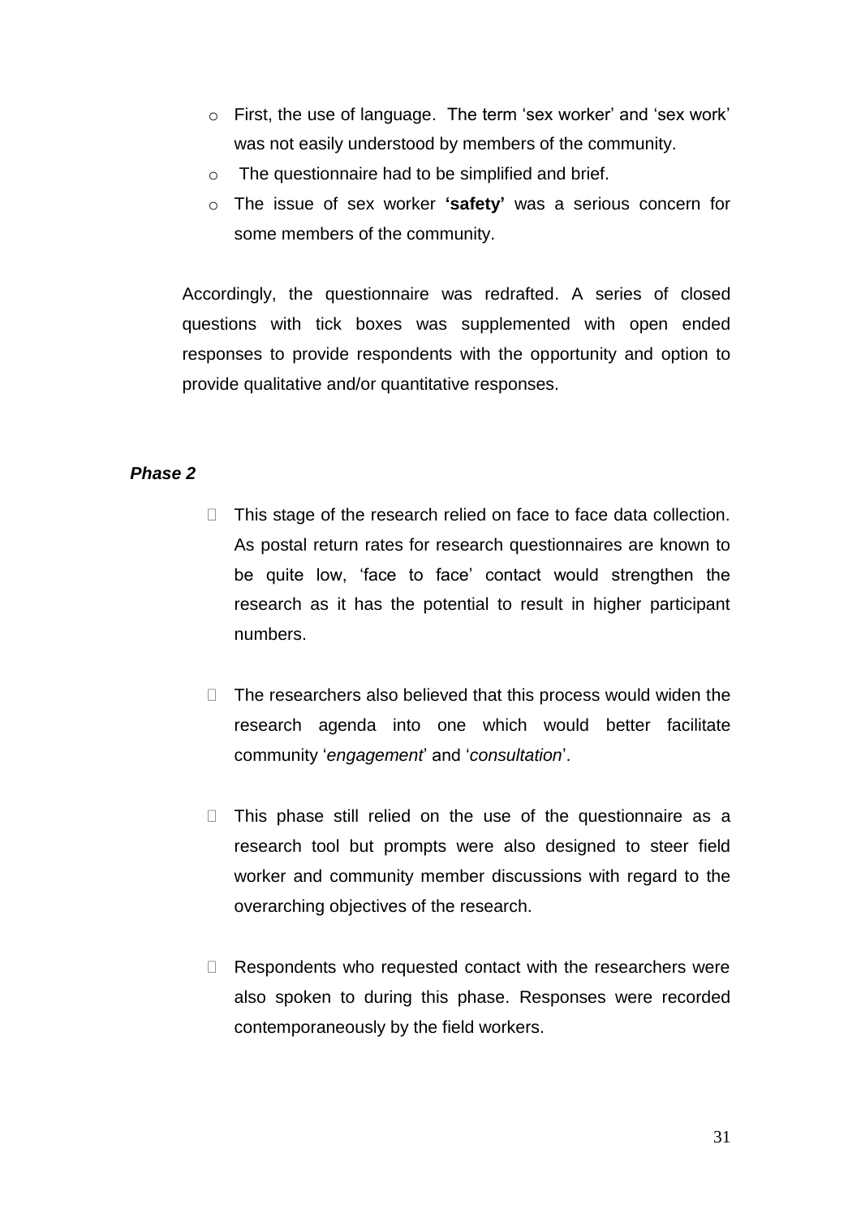- First, the use of language. The term 'sex worker' and 'sex work' was not easily understood by members of the community.
- The questionnaire had to be simplified and brief.
- The issue of sex worker **'safety'** was a serious concern for some members of the community.

Accordingly, the questionnaire was redrafted. A series of closed questions with tick boxes was supplemented with open ended responses to provide respondents with the opportunity and option to provide qualitative and/or quantitative responses.

***Phase 2***

- This stage of the research relied on face to face data collection. As postal return rates for research questionnaires are known to be quite low, 'face to face' contact would strengthen the research as it has the potential to result in higher participant numbers.

- The researchers also believed that this process would widen the research agenda into one which would better facilitate community '*engagement*' and '*consultation*'.

- This phase still relied on the use of the questionnaire as a research tool but prompts were also designed to steer field worker and community member discussions with regard to the overarching objectives of the research.

- Respondents who requested contact with the researchers were also spoken to during this phase. Responses were recorded contemporaneously by the field workers.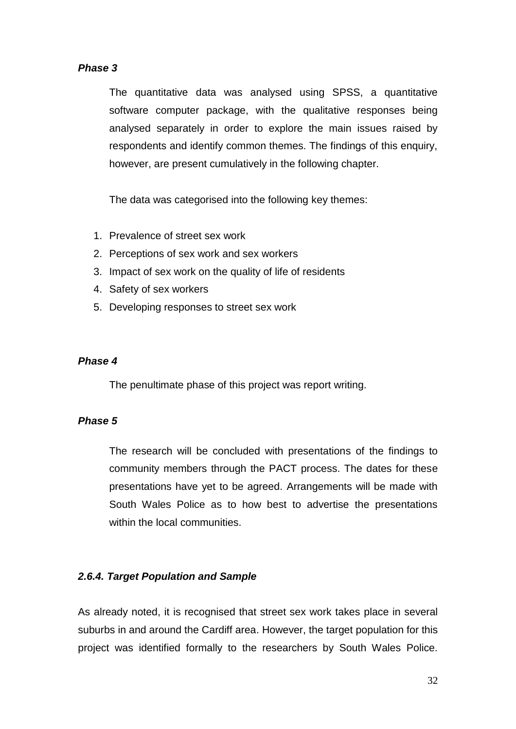***Phase 3***

The quantitative data was analysed using SPSS, a quantitative software computer package, with the qualitative responses being analysed separately in order to explore the main issues raised by respondents and identify common themes. The findings of this enquiry, however, are present cumulatively in the following chapter.

The data was categorised into the following key themes:

1. Prevalence of street sex work
2. Perceptions of sex work and sex workers
3. Impact of sex work on the quality of life of residents
4. Safety of sex workers
5. Developing responses to street sex work

***Phase 4***

The penultimate phase of this project was report writing.

***Phase 5***

The research will be concluded with presentations of the findings to community members through the PACT process. The dates for these presentations have yet to be agreed. Arrangements will be made with South Wales Police as to how best to advertise the presentations within the local communities.

***2.6.4. Target Population and Sample***

As already noted, it is recognised that street sex work takes place in several suburbs in and around the Cardiff area. However, the target population for this project was identified formally to the researchers by South Wales Police.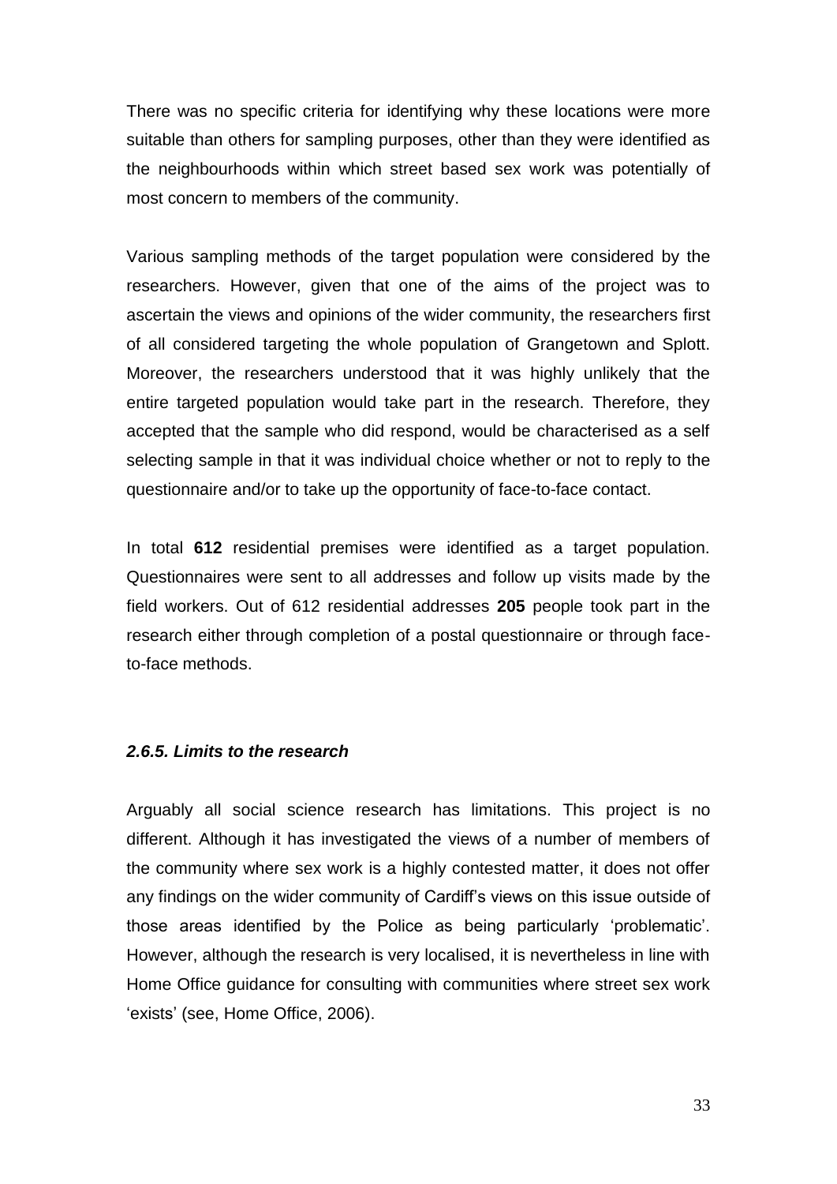There was no specific criteria for identifying why these locations were more suitable than others for sampling purposes, other than they were identified as the neighbourhoods within which street based sex work was potentially of most concern to members of the community.

Various sampling methods of the target population were considered by the researchers. However, given that one of the aims of the project was to ascertain the views and opinions of the wider community, the researchers first of all considered targeting the whole population of Grangetown and Splott. Moreover, the researchers understood that it was highly unlikely that the entire targeted population would take part in the research. Therefore, they accepted that the sample who did respond, would be characterised as a self selecting sample in that it was individual choice whether or not to reply to the questionnaire and/or to take up the opportunity of face-to-face contact.

In total **612** residential premises were identified as a target population. Questionnaires were sent to all addresses and follow up visits made by the field workers. Out of 612 residential addresses **205** people took part in the research either through completion of a postal questionnaire or through face-to-face methods.

#### *2.6.5. Limits to the research*

Arguably all social science research has limitations. This project is no different. Although it has investigated the views of a number of members of the community where sex work is a highly contested matter, it does not offer any findings on the wider community of Cardiff's views on this issue outside of those areas identified by the Police as being particularly 'problematic'. However, although the research is very localised, it is nevertheless in line with Home Office guidance for consulting with communities where street sex work 'exists' (see, Home Office, 2006).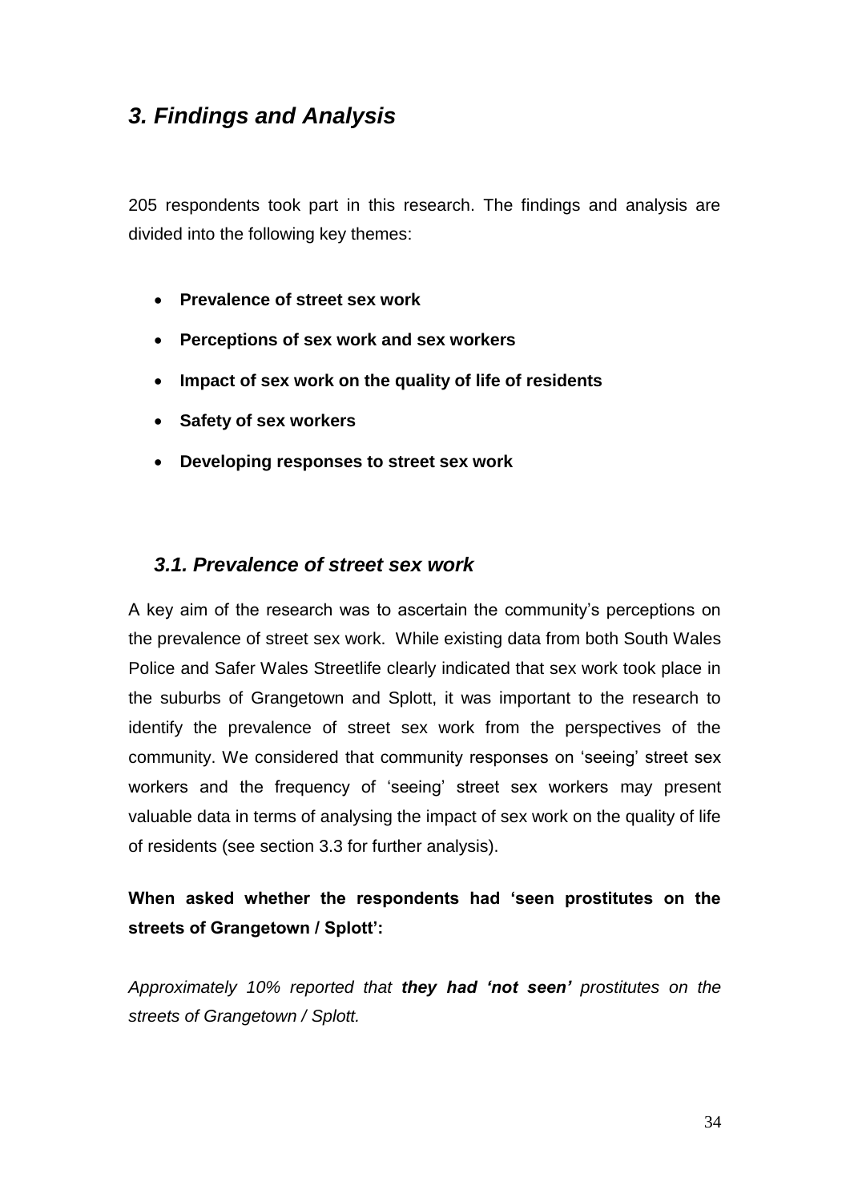## *3. Findings and Analysis*

205 respondents took part in this research. The findings and analysis are divided into the following key themes:

- **Prevalence of street sex work**
- **Perceptions of sex work and sex workers**
- **Impact of sex work on the quality of life of residents**
- **Safety of sex workers**
- **Developing responses to street sex work**

### *3.1. Prevalence of street sex work*

A key aim of the research was to ascertain the community's perceptions on the prevalence of street sex work. While existing data from both South Wales Police and Safer Wales Streetlife clearly indicated that sex work took place in the suburbs of Grangetown and Splott, it was important to the research to identify the prevalence of street sex work from the perspectives of the community. We considered that community responses on 'seeing' street sex workers and the frequency of 'seeing' street sex workers may present valuable data in terms of analysing the impact of sex work on the quality of life of residents (see section 3.3 for further analysis).

**When asked whether the respondents had 'seen prostitutes on the streets of Grangetown / Splott':**

*Approximately 10% reported that **they had 'not seen'** prostitutes on the streets of Grangetown / Splott.*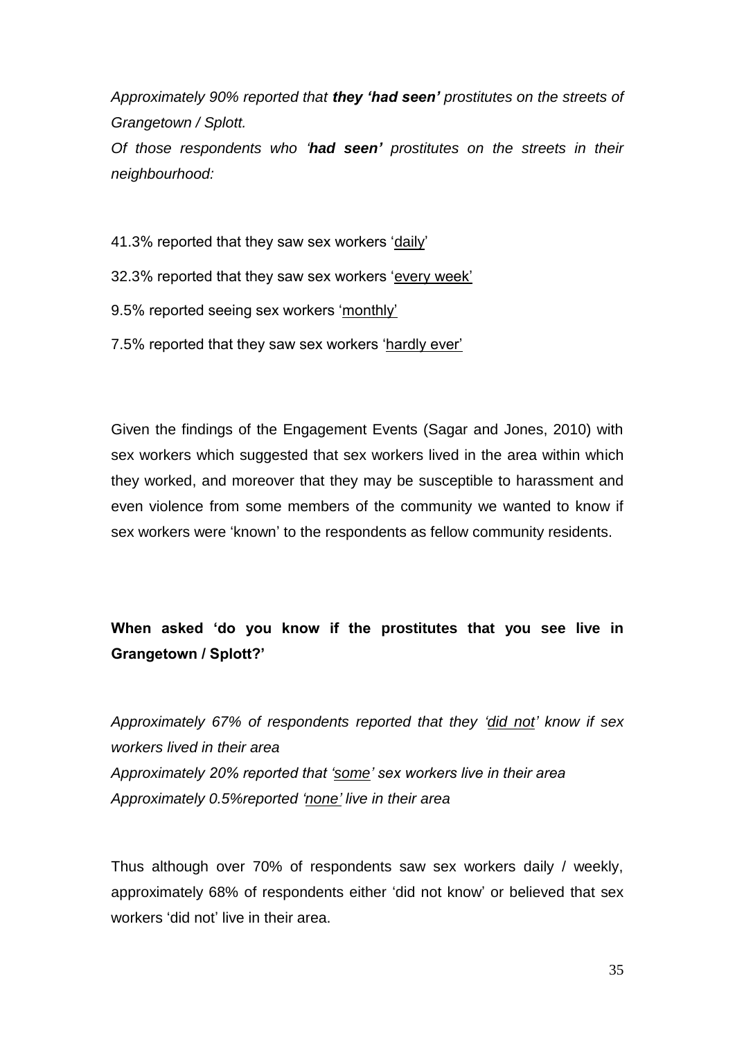*Approximately 90% reported that **they 'had seen'** prostitutes on the streets of Grangetown / Splott.*

*Of those respondents who '**had seen'** prostitutes on the streets in their neighbourhood:*

41.3% reported that they saw sex workers 'daily'

32.3% reported that they saw sex workers 'every week'

9.5% reported seeing sex workers 'monthly'

7.5% reported that they saw sex workers 'hardly ever'

Given the findings of the Engagement Events (Sagar and Jones, 2010) with sex workers which suggested that sex workers lived in the area within which they worked, and moreover that they may be susceptible to harassment and even violence from some members of the community we wanted to know if sex workers were 'known' to the respondents as fellow community residents.

**When asked 'do you know if the prostitutes that you see live in Grangetown / Splott?'**

*Approximately 67% of respondents reported that they 'did not' know if sex workers lived in their area*

*Approximately 20% reported that 'some' sex workers live in their area*

*Approximately 0.5%reported 'none' live in their area*

Thus although over 70% of respondents saw sex workers daily / weekly, approximately 68% of respondents either 'did not know' or believed that sex workers 'did not' live in their area.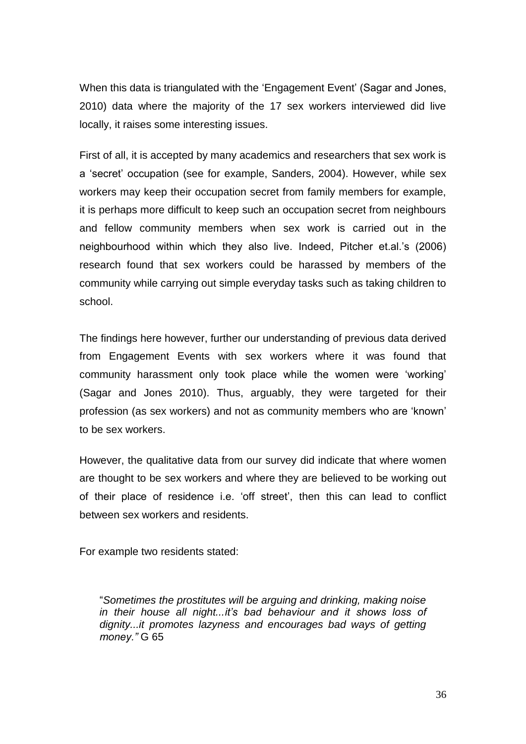When this data is triangulated with the 'Engagement Event' (Sagar and Jones, 2010) data where the majority of the 17 sex workers interviewed did live locally, it raises some interesting issues.

First of all, it is accepted by many academics and researchers that sex work is a 'secret' occupation (see for example, Sanders, 2004). However, while sex workers may keep their occupation secret from family members for example, it is perhaps more difficult to keep such an occupation secret from neighbours and fellow community members when sex work is carried out in the neighbourhood within which they also live. Indeed, Pitcher et.al.'s (2006) research found that sex workers could be harassed by members of the community while carrying out simple everyday tasks such as taking children to school.

The findings here however, further our understanding of previous data derived from Engagement Events with sex workers where it was found that community harassment only took place while the women were 'working' (Sagar and Jones 2010). Thus, arguably, they were targeted for their profession (as sex workers) and not as community members who are 'known' to be sex workers.

However, the qualitative data from our survey did indicate that where women are thought to be sex workers and where they are believed to be working out of their place of residence i.e. 'off street', then this can lead to conflict between sex workers and residents.

For example two residents stated:

> "*Sometimes the prostitutes will be arguing and drinking, making noise in their house all night...it's bad behaviour and it shows loss of dignity...it promotes lazyness and encourages bad ways of getting money."* G 65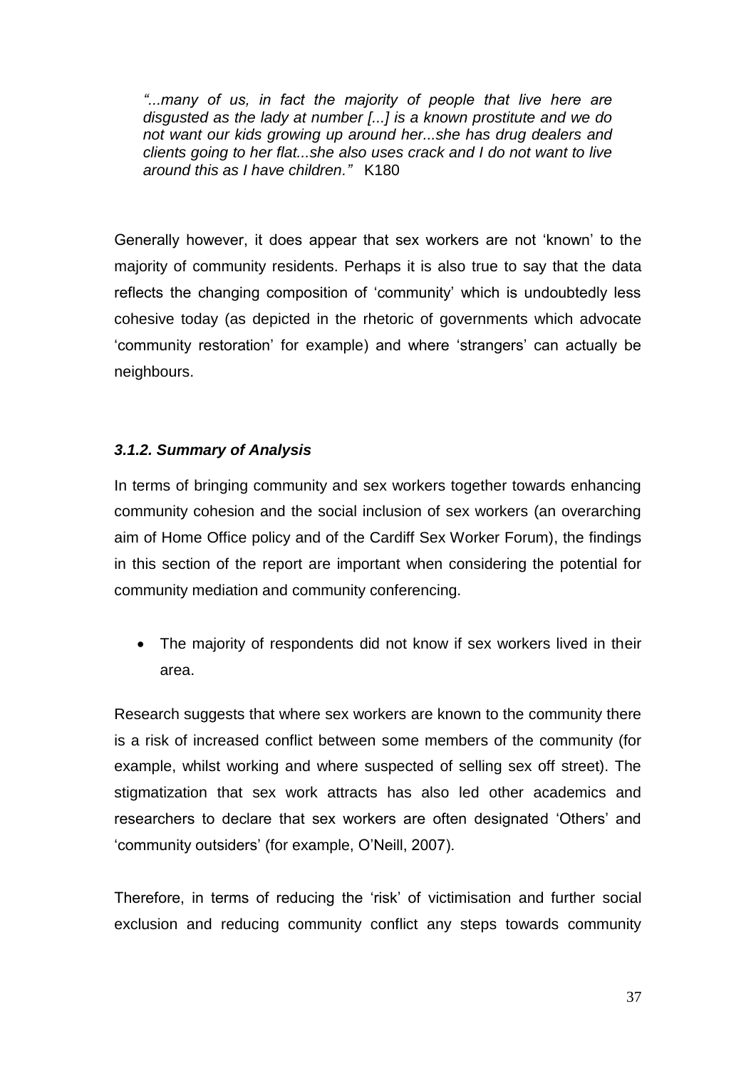*"...many of us, in fact the majority of people that live here are disgusted as the lady at number [...] is a known prostitute and we do not want our kids growing up around her...she has drug dealers and clients going to her flat...she also uses crack and I do not want to live around this as I have children."* K180

Generally however, it does appear that sex workers are not 'known' to the majority of community residents. Perhaps it is also true to say that the data reflects the changing composition of 'community' which is undoubtedly less cohesive today (as depicted in the rhetoric of governments which advocate 'community restoration' for example) and where 'strangers' can actually be neighbours.

### *3.1.2. Summary of Analysis*

In terms of bringing community and sex workers together towards enhancing community cohesion and the social inclusion of sex workers (an overarching aim of Home Office policy and of the Cardiff Sex Worker Forum), the findings in this section of the report are important when considering the potential for community mediation and community conferencing.

- The majority of respondents did not know if sex workers lived in their area.

Research suggests that where sex workers are known to the community there is a risk of increased conflict between some members of the community (for example, whilst working and where suspected of selling sex off street). The stigmatization that sex work attracts has also led other academics and researchers to declare that sex workers are often designated 'Others' and 'community outsiders' (for example, O'Neill, 2007).

Therefore, in terms of reducing the 'risk' of victimisation and further social exclusion and reducing community conflict any steps towards community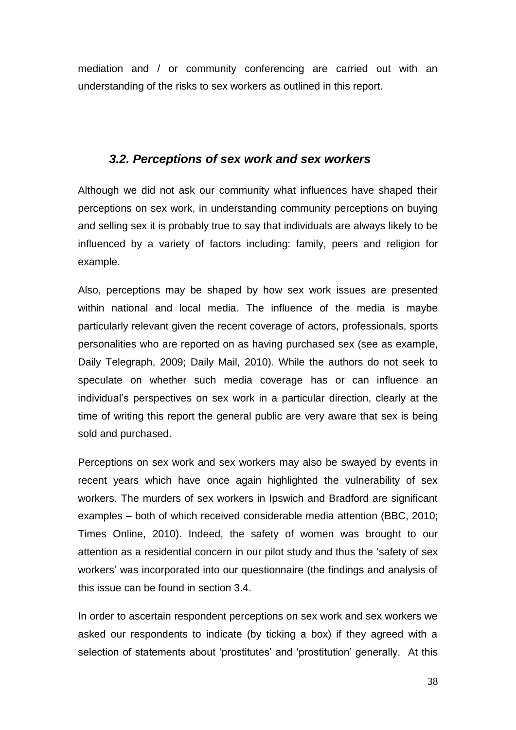mediation and / or community conferencing are carried out with an understanding of the risks to sex workers as outlined in this report.

### *3.2. Perceptions of sex work and sex workers*

Although we did not ask our community what influences have shaped their perceptions on sex work, in understanding community perceptions on buying and selling sex it is probably true to say that individuals are always likely to be influenced by a variety of factors including: family, peers and religion for example.

Also, perceptions may be shaped by how sex work issues are presented within national and local media. The influence of the media is maybe particularly relevant given the recent coverage of actors, professionals, sports personalities who are reported on as having purchased sex (see as example, Daily Telegraph, 2009; Daily Mail, 2010). While the authors do not seek to speculate on whether such media coverage has or can influence an individual's perspectives on sex work in a particular direction, clearly at the time of writing this report the general public are very aware that sex is being sold and purchased.

Perceptions on sex work and sex workers may also be swayed by events in recent years which have once again highlighted the vulnerability of sex workers. The murders of sex workers in Ipswich and Bradford are significant examples – both of which received considerable media attention (BBC, 2010; Times Online, 2010). Indeed, the safety of women was brought to our attention as a residential concern in our pilot study and thus the 'safety of sex workers' was incorporated into our questionnaire (the findings and analysis of this issue can be found in section 3.4.

In order to ascertain respondent perceptions on sex work and sex workers we asked our respondents to indicate (by ticking a box) if they agreed with a selection of statements about 'prostitutes' and 'prostitution' generally. At this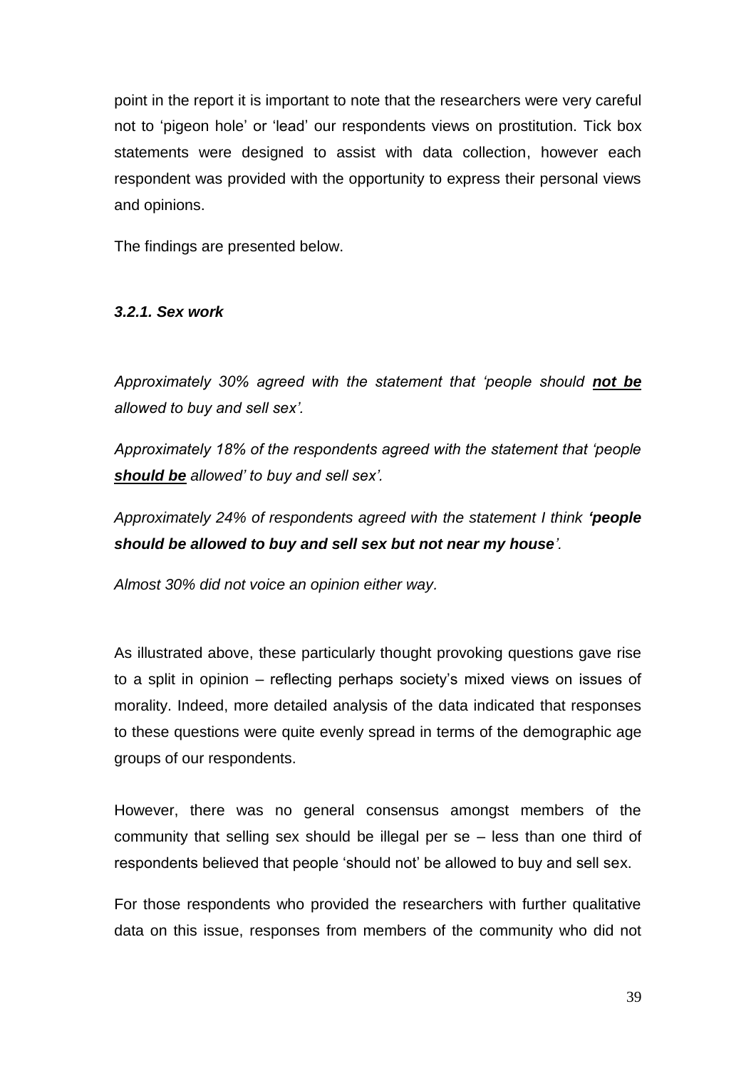point in the report it is important to note that the researchers were very careful not to 'pigeon hole' or 'lead' our respondents views on prostitution. Tick box statements were designed to assist with data collection, however each respondent was provided with the opportunity to express their personal views and opinions.

The findings are presented below.

### *3.2.1. Sex work*

*Approximately 30% agreed with the statement that 'people should **not be** allowed to buy and sell sex'.*

*Approximately 18% of the respondents agreed with the statement that 'people **should be** allowed' to buy and sell sex'.*

*Approximately 24% of respondents agreed with the statement I think **'people should be allowed to buy and sell sex but not near my house**'.*

*Almost 30% did not voice an opinion either way.*

As illustrated above, these particularly thought provoking questions gave rise to a split in opinion – reflecting perhaps society's mixed views on issues of morality. Indeed, more detailed analysis of the data indicated that responses to these questions were quite evenly spread in terms of the demographic age groups of our respondents.

However, there was no general consensus amongst members of the community that selling sex should be illegal per se – less than one third of respondents believed that people 'should not' be allowed to buy and sell sex.

For those respondents who provided the researchers with further qualitative data on this issue, responses from members of the community who did not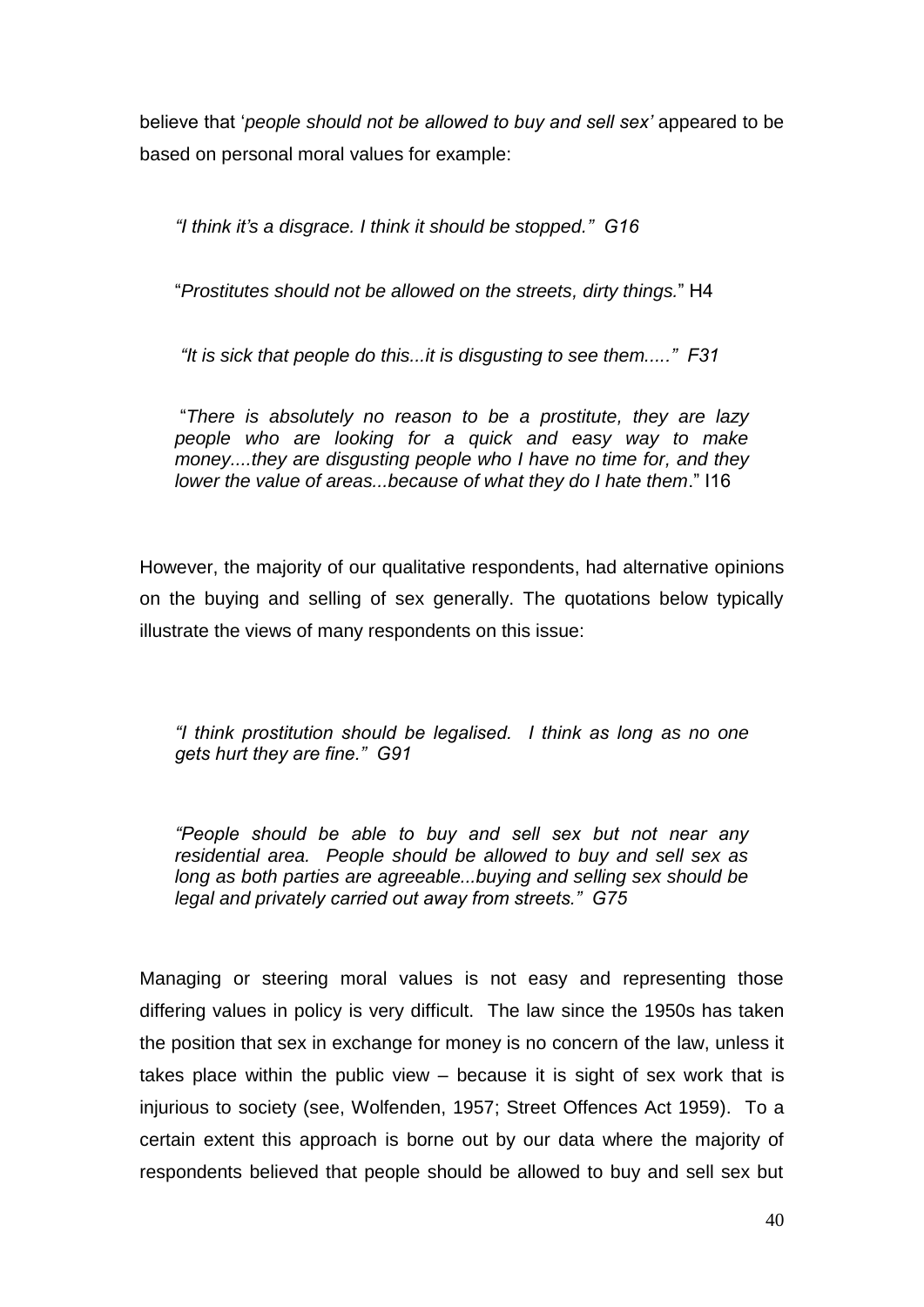believe that '*people should not be allowed to buy and sell sex'* appeared to be based on personal moral values for example:

> *"I think it's a disgrace. I think it should be stopped." G16*
>
> "*Prostitutes should not be allowed on the streets, dirty things.*" H4
>
> *"It is sick that people do this...it is disgusting to see them....." F31*
>
> "*There is absolutely no reason to be a prostitute, they are lazy people who are looking for a quick and easy way to make money....they are disgusting people who I have no time for, and they lower the value of areas...because of what they do I hate them*." I16

However, the majority of our qualitative respondents, had alternative opinions on the buying and selling of sex generally. The quotations below typically illustrate the views of many respondents on this issue:

> *"I think prostitution should be legalised. I think as long as no one gets hurt they are fine." G91*
>
> *"People should be able to buy and sell sex but not near any residential area. People should be allowed to buy and sell sex as long as both parties are agreeable...buying and selling sex should be legal and privately carried out away from streets." G75*

Managing or steering moral values is not easy and representing those differing values in policy is very difficult. The law since the 1950s has taken the position that sex in exchange for money is no concern of the law, unless it takes place within the public view – because it is sight of sex work that is injurious to society (see, Wolfenden, 1957; Street Offences Act 1959). To a certain extent this approach is borne out by our data where the majority of respondents believed that people should be allowed to buy and sell sex but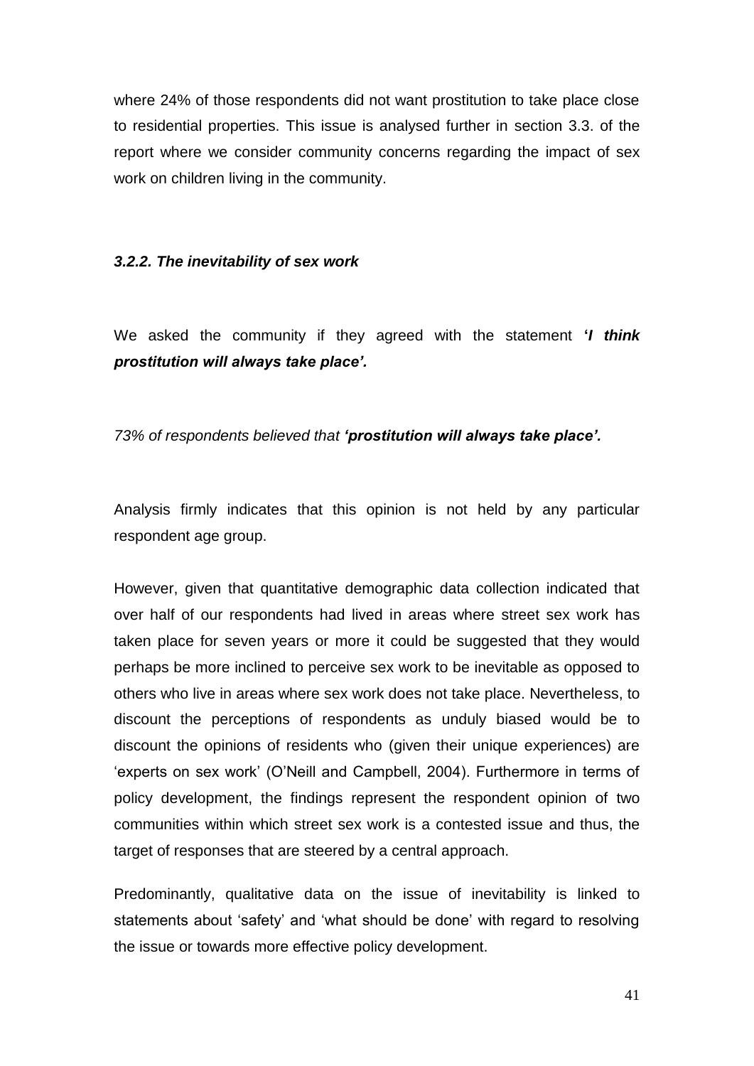where 24% of those respondents did not want prostitution to take place close to residential properties. This issue is analysed further in section 3.3. of the report where we consider community concerns regarding the impact of sex work on children living in the community.

### *3.2.2. The inevitability of sex work*

We asked the community if they agreed with the statement ***'I think prostitution will always take place'.***

*73% of respondents believed that **'prostitution will always take place'.***

Analysis firmly indicates that this opinion is not held by any particular respondent age group.

However, given that quantitative demographic data collection indicated that over half of our respondents had lived in areas where street sex work has taken place for seven years or more it could be suggested that they would perhaps be more inclined to perceive sex work to be inevitable as opposed to others who live in areas where sex work does not take place. Nevertheless, to discount the perceptions of respondents as unduly biased would be to discount the opinions of residents who (given their unique experiences) are 'experts on sex work' (O'Neill and Campbell, 2004). Furthermore in terms of policy development, the findings represent the respondent opinion of two communities within which street sex work is a contested issue and thus, the target of responses that are steered by a central approach.

Predominantly, qualitative data on the issue of inevitability is linked to statements about 'safety' and 'what should be done' with regard to resolving the issue or towards more effective policy development.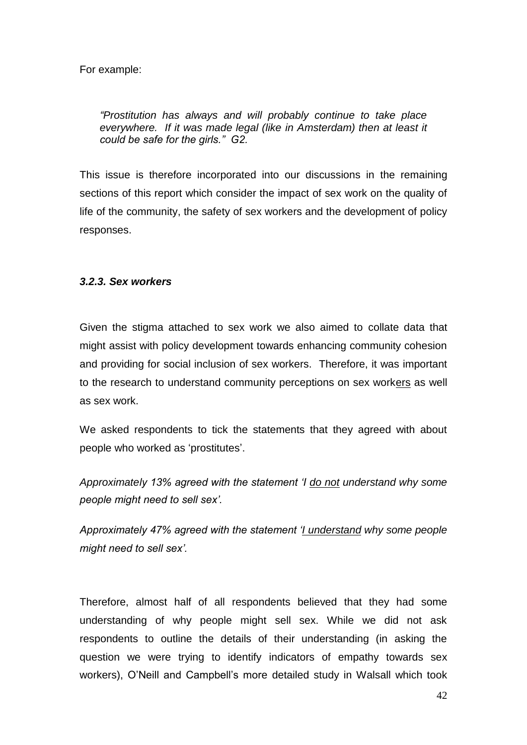For example:

> *"Prostitution has always and will probably continue to take place everywhere. If it was made legal (like in Amsterdam) then at least it could be safe for the girls." G2.*

This issue is therefore incorporated into our discussions in the remaining sections of this report which consider the impact of sex work on the quality of life of the community, the safety of sex workers and the development of policy responses.

### *3.2.3. Sex workers*

Given the stigma attached to sex work we also aimed to collate data that might assist with policy development towards enhancing community cohesion and providing for social inclusion of sex workers. Therefore, it was important to the research to understand community perceptions on sex work<u>ers</u> as well as sex work.

We asked respondents to tick the statements that they agreed with about people who worked as 'prostitutes'.

*Approximately 13% agreed with the statement 'I <u>do not</u> understand why some people might need to sell sex'.*

*Approximately 47% agreed with the statement '<u>I understand</u> why some people might need to sell sex'.*

Therefore, almost half of all respondents believed that they had some understanding of why people might sell sex. While we did not ask respondents to outline the details of their understanding (in asking the question we were trying to identify indicators of empathy towards sex workers), O'Neill and Campbell's more detailed study in Walsall which took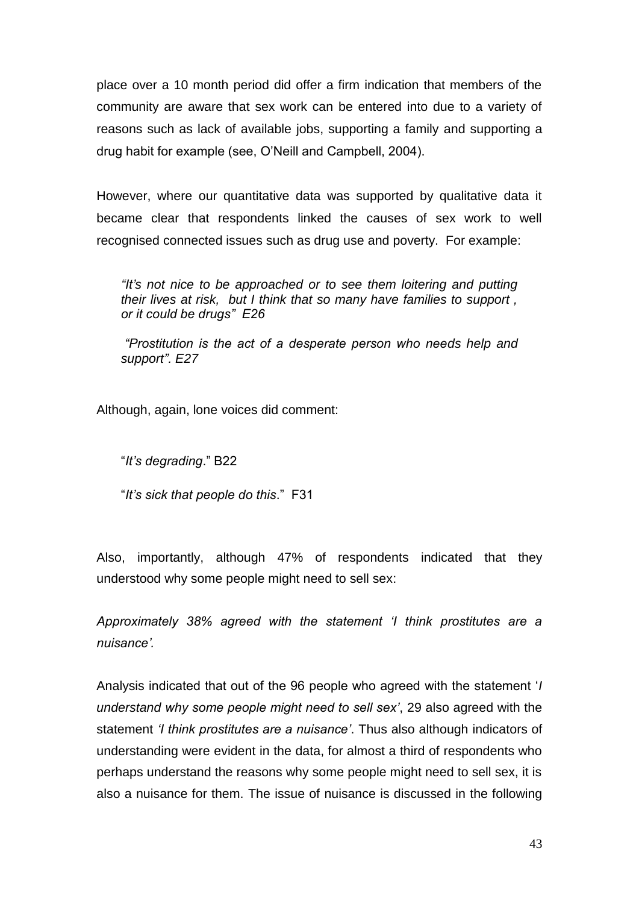place over a 10 month period did offer a firm indication that members of the community are aware that sex work can be entered into due to a variety of reasons such as lack of available jobs, supporting a family and supporting a drug habit for example (see, O'Neill and Campbell, 2004).

However, where our quantitative data was supported by qualitative data it became clear that respondents linked the causes of sex work to well recognised connected issues such as drug use and poverty. For example:

> *"It's not nice to be approached or to see them loitering and putting their lives at risk, but I think that so many have families to support , or it could be drugs" E26*
>
> *"Prostitution is the act of a desperate person who needs help and support". E27*

Although, again, lone voices did comment:

> "*It's degrading*." B22
>
> "*It's sick that people do this*." F31

Also, importantly, although 47% of respondents indicated that they understood why some people might need to sell sex:

*Approximately 38% agreed with the statement 'I think prostitutes are a nuisance'.*

Analysis indicated that out of the 96 people who agreed with the statement '*I understand why some people might need to sell sex'*, 29 also agreed with the statement *'I think prostitutes are a nuisance'*. Thus also although indicators of understanding were evident in the data, for almost a third of respondents who perhaps understand the reasons why some people might need to sell sex, it is also a nuisance for them. The issue of nuisance is discussed in the following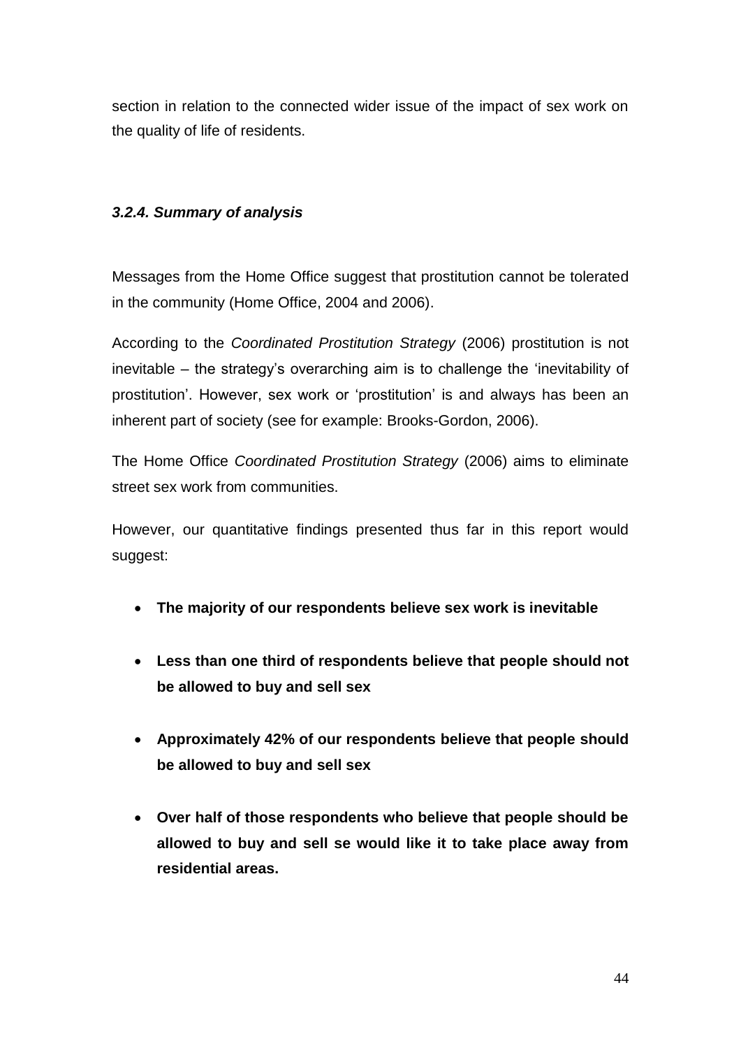section in relation to the connected wider issue of the impact of sex work on the quality of life of residents.

### *3.2.4. Summary of analysis*

Messages from the Home Office suggest that prostitution cannot be tolerated in the community (Home Office, 2004 and 2006).

According to the *Coordinated Prostitution Strategy* (2006) prostitution is not inevitable – the strategy's overarching aim is to challenge the 'inevitability of prostitution'. However, sex work or 'prostitution' is and always has been an inherent part of society (see for example: Brooks-Gordon, 2006).

The Home Office *Coordinated Prostitution Strategy* (2006) aims to eliminate street sex work from communities.

However, our quantitative findings presented thus far in this report would suggest:

- **The majority of our respondents believe sex work is inevitable**
- **Less than one third of respondents believe that people should not be allowed to buy and sell sex**
- **Approximately 42% of our respondents believe that people should be allowed to buy and sell sex**
- **Over half of those respondents who believe that people should be allowed to buy and sell se would like it to take place away from residential areas.**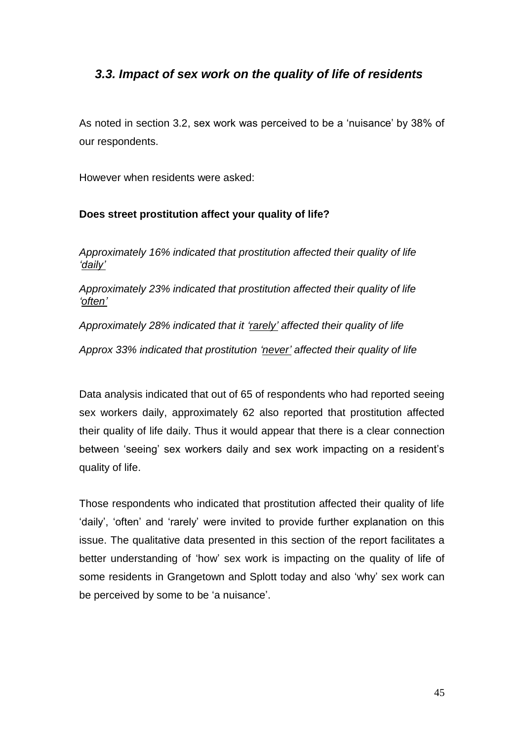### *3.3. Impact of sex work on the quality of life of residents*

As noted in section 3.2, sex work was perceived to be a 'nuisance' by 38% of our respondents.

However when residents were asked:

**Does street prostitution affect your quality of life?**

*Approximately 16% indicated that prostitution affected their quality of life* *'daily'*

*Approximately 23% indicated that prostitution affected their quality of life* *'often'*

*Approximately 28% indicated that it* *'rarely'* *affected their quality of life*

*Approx 33% indicated that prostitution* *'never'* *affected their quality of life*

Data analysis indicated that out of 65 of respondents who had reported seeing sex workers daily, approximately 62 also reported that prostitution affected their quality of life daily. Thus it would appear that there is a clear connection between 'seeing' sex workers daily and sex work impacting on a resident's quality of life.

Those respondents who indicated that prostitution affected their quality of life 'daily', 'often' and 'rarely' were invited to provide further explanation on this issue. The qualitative data presented in this section of the report facilitates a better understanding of 'how' sex work is impacting on the quality of life of some residents in Grangetown and Splott today and also 'why' sex work can be perceived by some to be 'a nuisance'.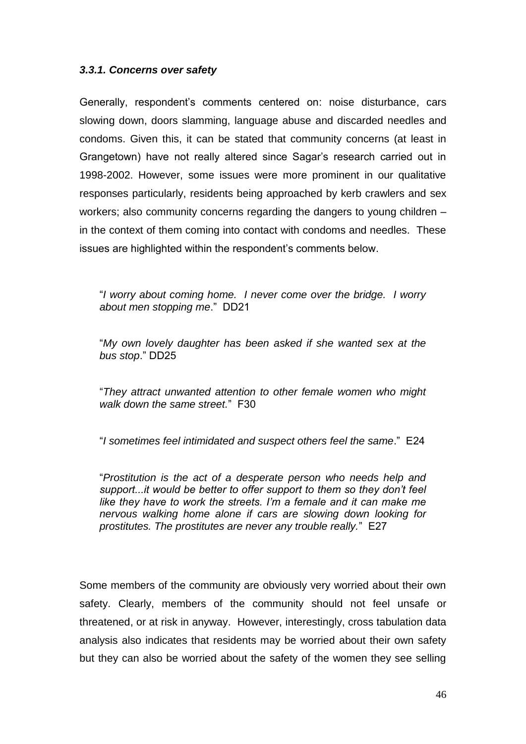### *3.3.1. Concerns over safety*

Generally, respondent's comments centered on: noise disturbance, cars slowing down, doors slamming, language abuse and discarded needles and condoms. Given this, it can be stated that community concerns (at least in Grangetown) have not really altered since Sagar's research carried out in 1998-2002. However, some issues were more prominent in our qualitative responses particularly, residents being approached by kerb crawlers and sex workers; also community concerns regarding the dangers to young children – in the context of them coming into contact with condoms and needles. These issues are highlighted within the respondent's comments below.

> "*I worry about coming home. I never come over the bridge. I worry about men stopping me*." DD21
>
> "*My own lovely daughter has been asked if she wanted sex at the bus stop*." DD25
>
> "*They attract unwanted attention to other female women who might walk down the same street.*" F30
>
> "*I sometimes feel intimidated and suspect others feel the same*." E24
>
> "*Prostitution is the act of a desperate person who needs help and support...it would be better to offer support to them so they don't feel like they have to work the streets. I'm a female and it can make me nervous walking home alone if cars are slowing down looking for prostitutes. The prostitutes are never any trouble really.*" E27

Some members of the community are obviously very worried about their own safety. Clearly, members of the community should not feel unsafe or threatened, or at risk in anyway. However, interestingly, cross tabulation data analysis also indicates that residents may be worried about their own safety but they can also be worried about the safety of the women they see selling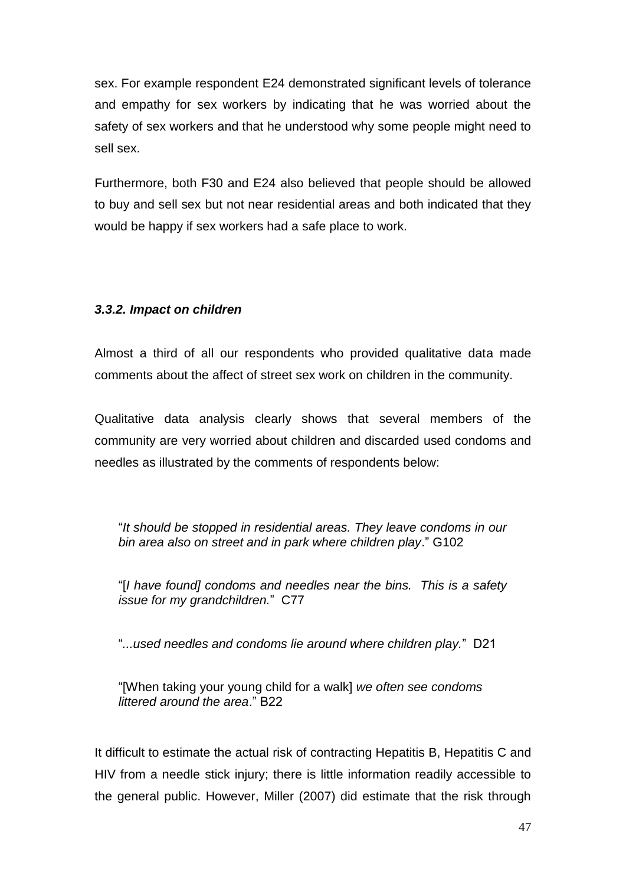sex. For example respondent E24 demonstrated significant levels of tolerance and empathy for sex workers by indicating that he was worried about the safety of sex workers and that he understood why some people might need to sell sex.

Furthermore, both F30 and E24 also believed that people should be allowed to buy and sell sex but not near residential areas and both indicated that they would be happy if sex workers had a safe place to work.

### *3.3.2. Impact on children*

Almost a third of all our respondents who provided qualitative data made comments about the affect of street sex work on children in the community.

Qualitative data analysis clearly shows that several members of the community are very worried about children and discarded used condoms and needles as illustrated by the comments of respondents below:

> "*It should be stopped in residential areas. They leave condoms in our bin area also on street and in park where children play*." G102
>
> "[*I have found] condoms and needles near the bins. This is a safety issue for my grandchildren.*" C77
>
> "*...used needles and condoms lie around where children play.*" D21
>
> "[When taking your young child for a walk] *we often see condoms littered around the area*." B22

It difficult to estimate the actual risk of contracting Hepatitis B, Hepatitis C and HIV from a needle stick injury; there is little information readily accessible to the general public. However, Miller (2007) did estimate that the risk through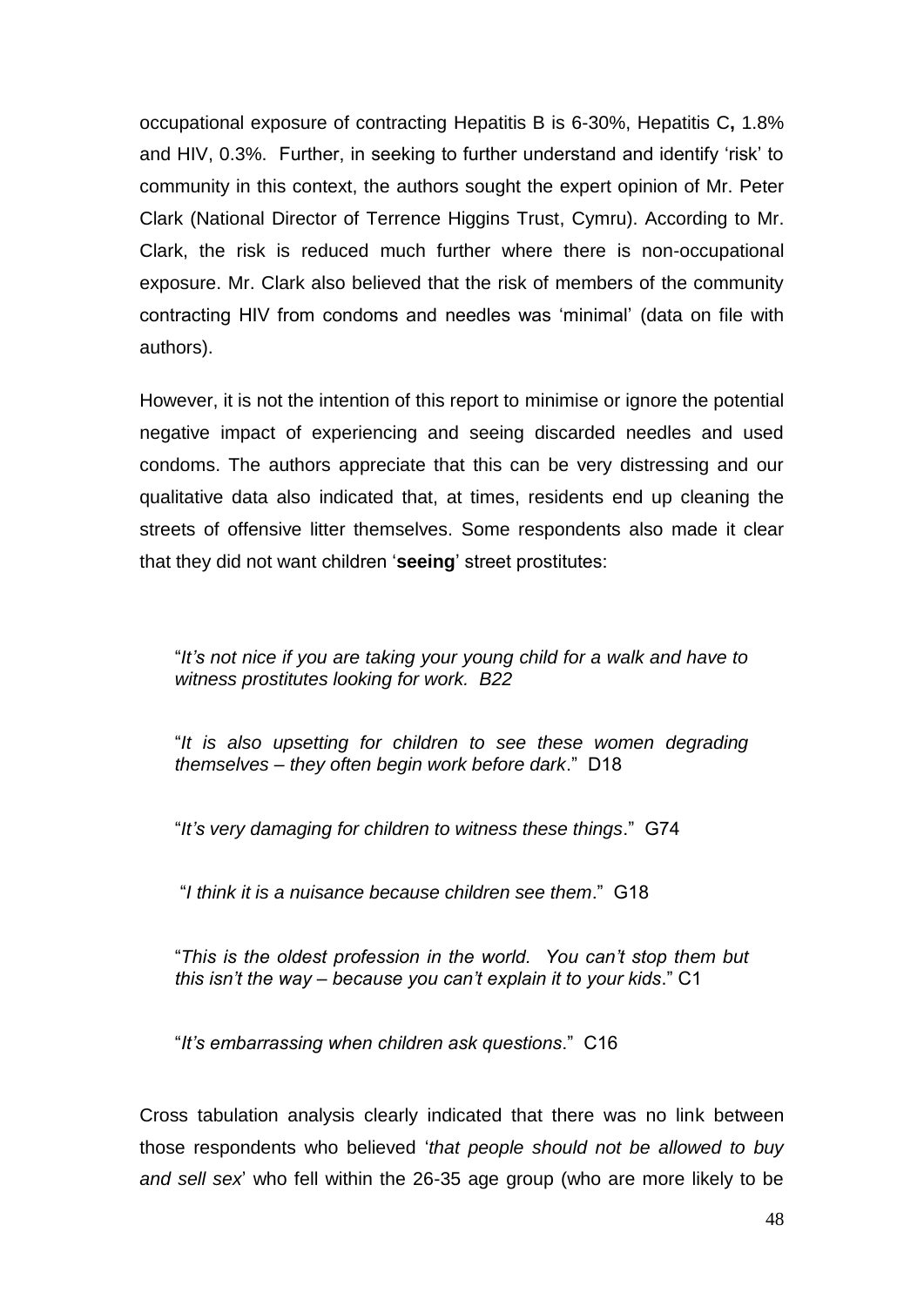occupational exposure of contracting Hepatitis B is 6-30%, Hepatitis C**,** 1.8% and HIV, 0.3%. Further, in seeking to further understand and identify 'risk' to community in this context, the authors sought the expert opinion of Mr. Peter Clark (National Director of Terrence Higgins Trust, Cymru). According to Mr. Clark, the risk is reduced much further where there is non-occupational exposure. Mr. Clark also believed that the risk of members of the community contracting HIV from condoms and needles was 'minimal' (data on file with authors).

However, it is not the intention of this report to minimise or ignore the potential negative impact of experiencing and seeing discarded needles and used condoms. The authors appreciate that this can be very distressing and our qualitative data also indicated that, at times, residents end up cleaning the streets of offensive litter themselves. Some respondents also made it clear that they did not want children '**seeing**' street prostitutes:

> "*It's not nice if you are taking your young child for a walk and have to witness prostitutes looking for work. B22*
>
> "*It is also upsetting for children to see these women degrading themselves – they often begin work before dark*." D18
>
> "*It's very damaging for children to witness these things*." G74
>
> "*I think it is a nuisance because children see them*." G18
>
> "*This is the oldest profession in the world. You can't stop them but this isn't the way – because you can't explain it to your kids*." C1
>
> "*It's embarrassing when children ask questions*." C16

Cross tabulation analysis clearly indicated that there was no link between those respondents who believed '*that people should not be allowed to buy and sell sex*' who fell within the 26-35 age group (who are more likely to be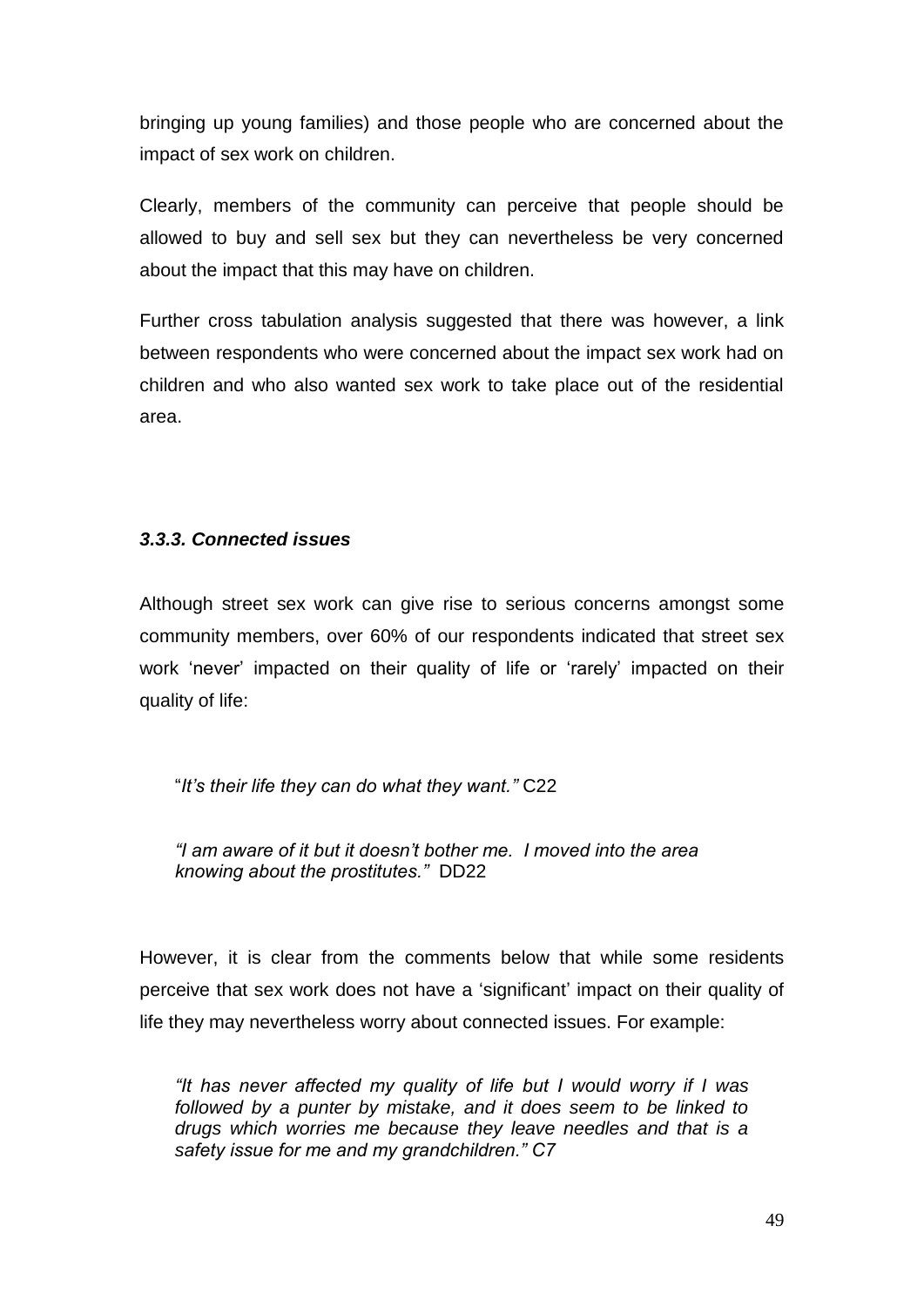bringing up young families) and those people who are concerned about the impact of sex work on children.

Clearly, members of the community can perceive that people should be allowed to buy and sell sex but they can nevertheless be very concerned about the impact that this may have on children.

Further cross tabulation analysis suggested that there was however, a link between respondents who were concerned about the impact sex work had on children and who also wanted sex work to take place out of the residential area.

### *3.3.3. Connected issues*

Although street sex work can give rise to serious concerns amongst some community members, over 60% of our respondents indicated that street sex work 'never' impacted on their quality of life or 'rarely' impacted on their quality of life:

> "*It's their life they can do what they want."* C22
>
> *"I am aware of it but it doesn't bother me. I moved into the area knowing about the prostitutes."* DD22

However, it is clear from the comments below that while some residents perceive that sex work does not have a 'significant' impact on their quality of life they may nevertheless worry about connected issues. For example:

> *"It has never affected my quality of life but I would worry if I was followed by a punter by mistake, and it does seem to be linked to drugs which worries me because they leave needles and that is a safety issue for me and my grandchildren." C7*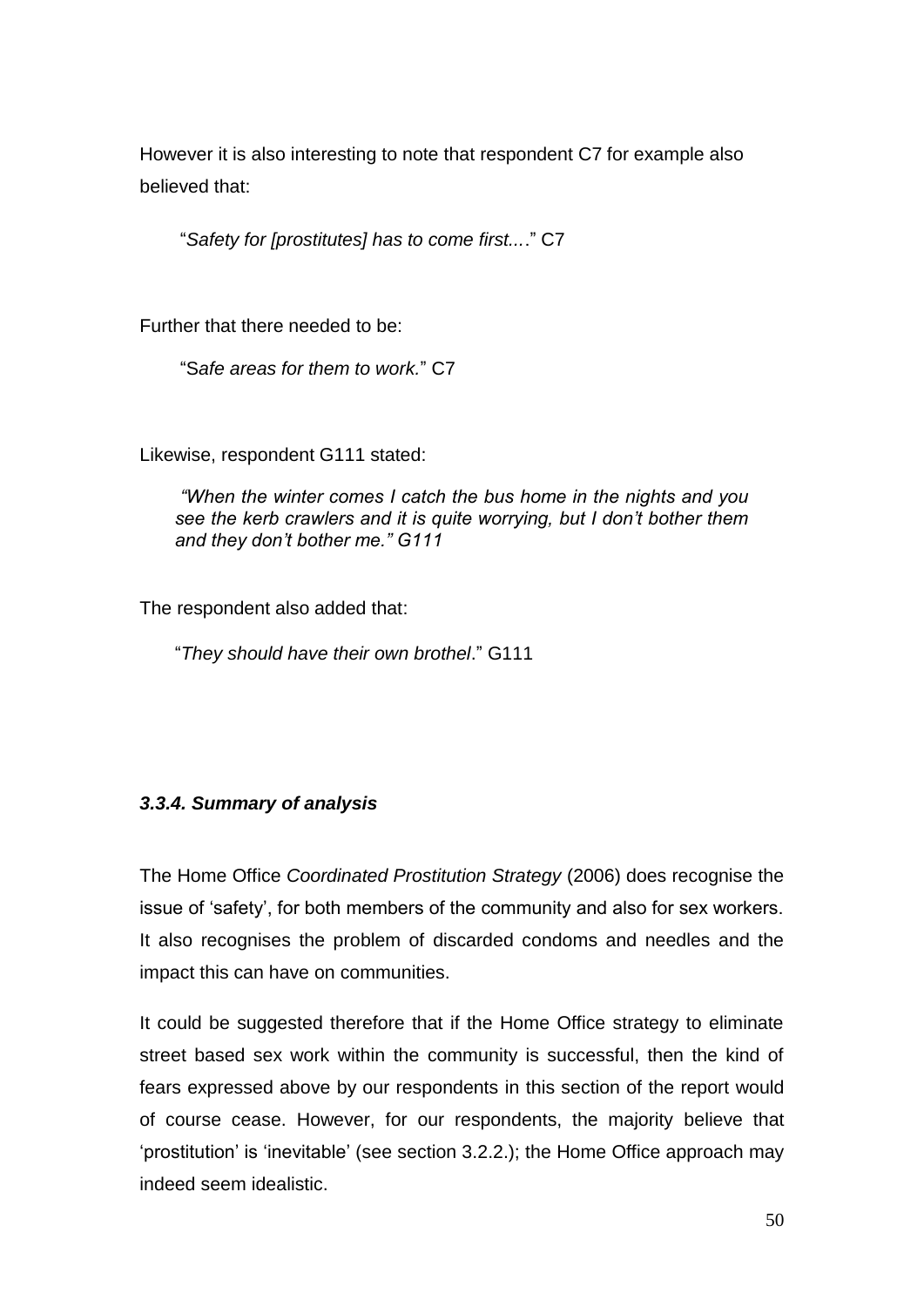However it is also interesting to note that respondent C7 for example also believed that:

> "*Safety for [prostitutes] has to come first....*" C7

Further that there needed to be:

> "S*afe areas for them to work.*" C7

Likewise, respondent G111 stated:

> *"When the winter comes I catch the bus home in the nights and you see the kerb crawlers and it is quite worrying, but I don't bother them and they don't bother me." G111*

The respondent also added that:

> "*They should have their own brothel*." G111

### ***3.3.4. Summary of analysis***

The Home Office *Coordinated Prostitution Strategy* (2006) does recognise the issue of 'safety', for both members of the community and also for sex workers. It also recognises the problem of discarded condoms and needles and the impact this can have on communities.

It could be suggested therefore that if the Home Office strategy to eliminate street based sex work within the community is successful, then the kind of fears expressed above by our respondents in this section of the report would of course cease. However, for our respondents, the majority believe that 'prostitution' is 'inevitable' (see section 3.2.2.); the Home Office approach may indeed seem idealistic.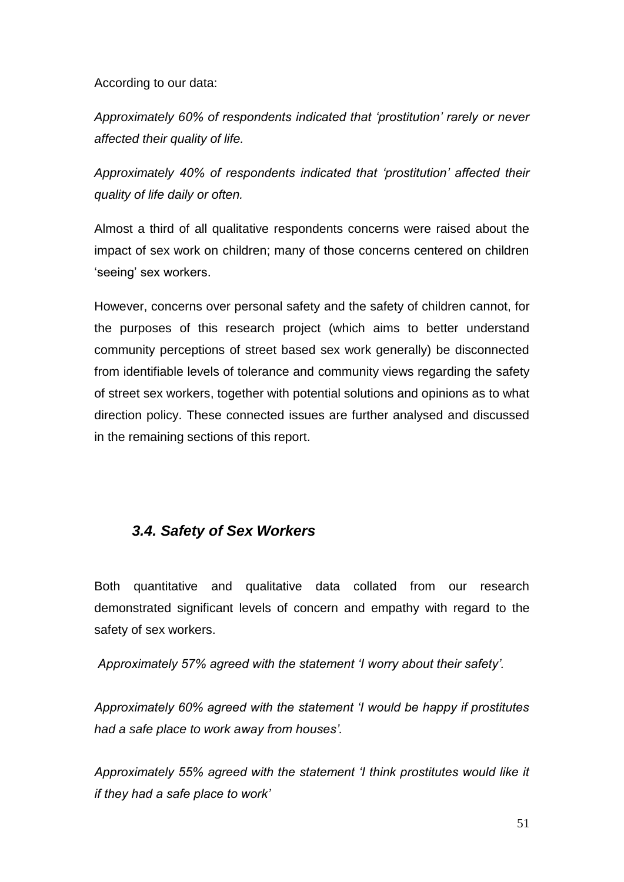According to our data:

*Approximately 60% of respondents indicated that 'prostitution' rarely or never affected their quality of life.*

*Approximately 40% of respondents indicated that 'prostitution' affected their quality of life daily or often.*

Almost a third of all qualitative respondents concerns were raised about the impact of sex work on children; many of those concerns centered on children 'seeing' sex workers.

However, concerns over personal safety and the safety of children cannot, for the purposes of this research project (which aims to better understand community perceptions of street based sex work generally) be disconnected from identifiable levels of tolerance and community views regarding the safety of street sex workers, together with potential solutions and opinions as to what direction policy. These connected issues are further analysed and discussed in the remaining sections of this report.

### *3.4. Safety of Sex Workers*

Both quantitative and qualitative data collated from our research demonstrated significant levels of concern and empathy with regard to the safety of sex workers.

*Approximately 57% agreed with the statement 'I worry about their safety'.*

*Approximately 60% agreed with the statement 'I would be happy if prostitutes had a safe place to work away from houses'.*

*Approximately 55% agreed with the statement 'I think prostitutes would like it if they had a safe place to work'*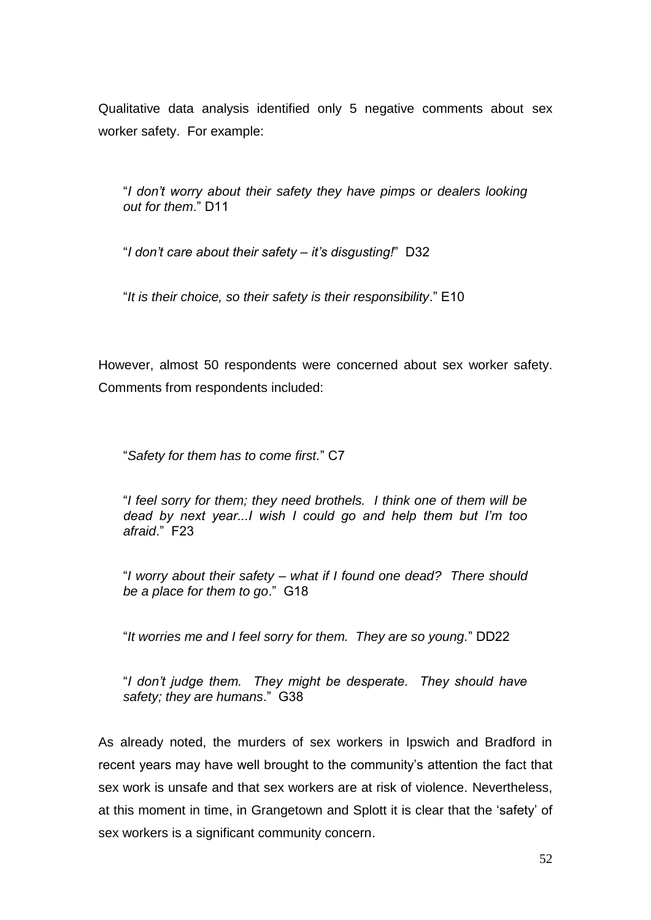Qualitative data analysis identified only 5 negative comments about sex worker safety. For example:

> "*I don't worry about their safety they have pimps or dealers looking out for them*." D11
>
> "*I don't care about their safety – it's disgusting!*" D32
>
> "*It is their choice, so their safety is their responsibility*." E10

However, almost 50 respondents were concerned about sex worker safety. Comments from respondents included:

> "*Safety for them has to come first.*" C7
>
> "*I feel sorry for them; they need brothels. I think one of them will be dead by next year...I wish I could go and help them but I'm too afraid*." F23
>
> "*I worry about their safety – what if I found one dead? There should be a place for them to go*." G18
>
> "*It worries me and I feel sorry for them. They are so young.*" DD22
>
> "*I don't judge them. They might be desperate. They should have safety; they are humans*." G38

As already noted, the murders of sex workers in Ipswich and Bradford in recent years may have well brought to the community's attention the fact that sex work is unsafe and that sex workers are at risk of violence. Nevertheless, at this moment in time, in Grangetown and Splott it is clear that the 'safety' of sex workers is a significant community concern.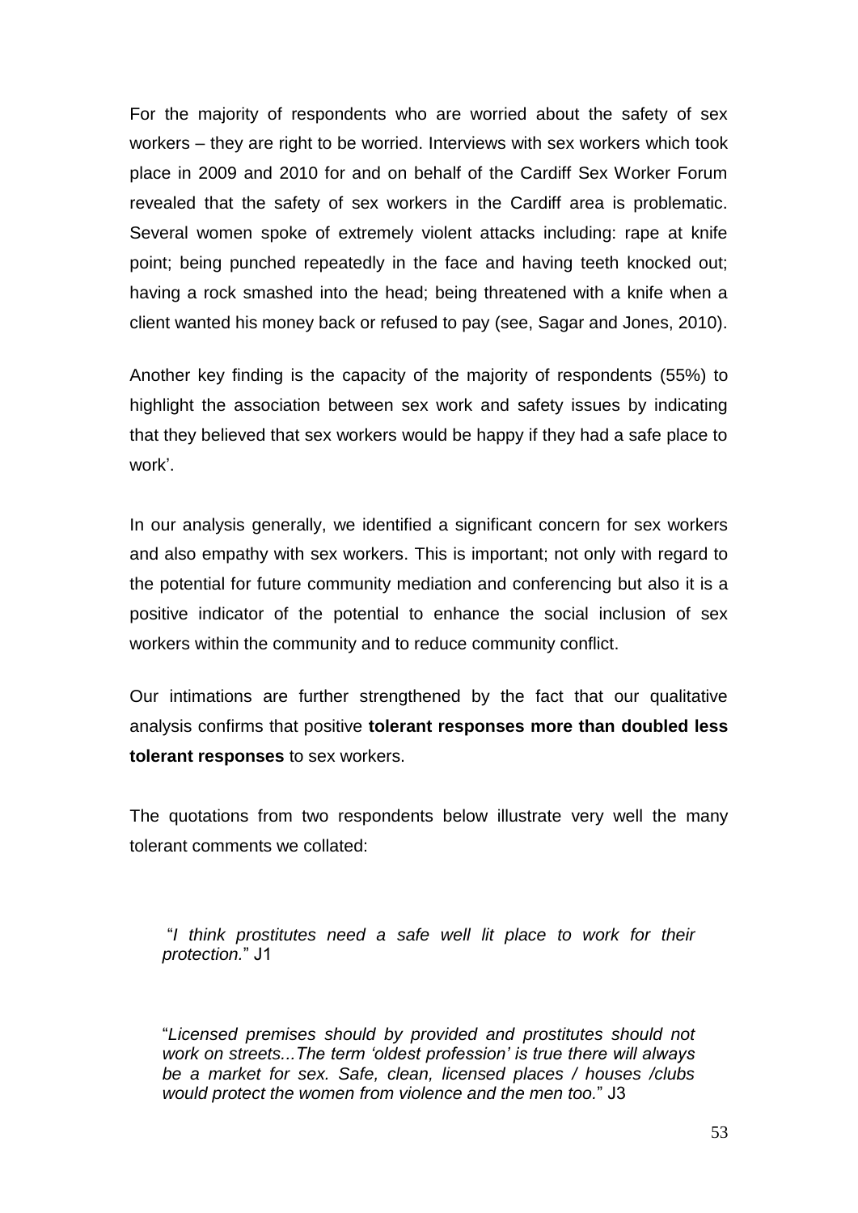For the majority of respondents who are worried about the safety of sex workers – they are right to be worried. Interviews with sex workers which took place in 2009 and 2010 for and on behalf of the Cardiff Sex Worker Forum revealed that the safety of sex workers in the Cardiff area is problematic. Several women spoke of extremely violent attacks including: rape at knife point; being punched repeatedly in the face and having teeth knocked out; having a rock smashed into the head; being threatened with a knife when a client wanted his money back or refused to pay (see, Sagar and Jones, 2010).

Another key finding is the capacity of the majority of respondents (55%) to highlight the association between sex work and safety issues by indicating that they believed that sex workers would be happy if they had a safe place to work'.

In our analysis generally, we identified a significant concern for sex workers and also empathy with sex workers. This is important; not only with regard to the potential for future community mediation and conferencing but also it is a positive indicator of the potential to enhance the social inclusion of sex workers within the community and to reduce community conflict.

Our intimations are further strengthened by the fact that our qualitative analysis confirms that positive **tolerant responses more than doubled less tolerant responses** to sex workers.

The quotations from two respondents below illustrate very well the many tolerant comments we collated:

> "*I think prostitutes need a safe well lit place to work for their protection.*" J1

> "*Licensed premises should by provided and prostitutes should not work on streets...The term 'oldest profession' is true there will always be a market for sex. Safe, clean, licensed places / houses /clubs would protect the women from violence and the men too.*" J3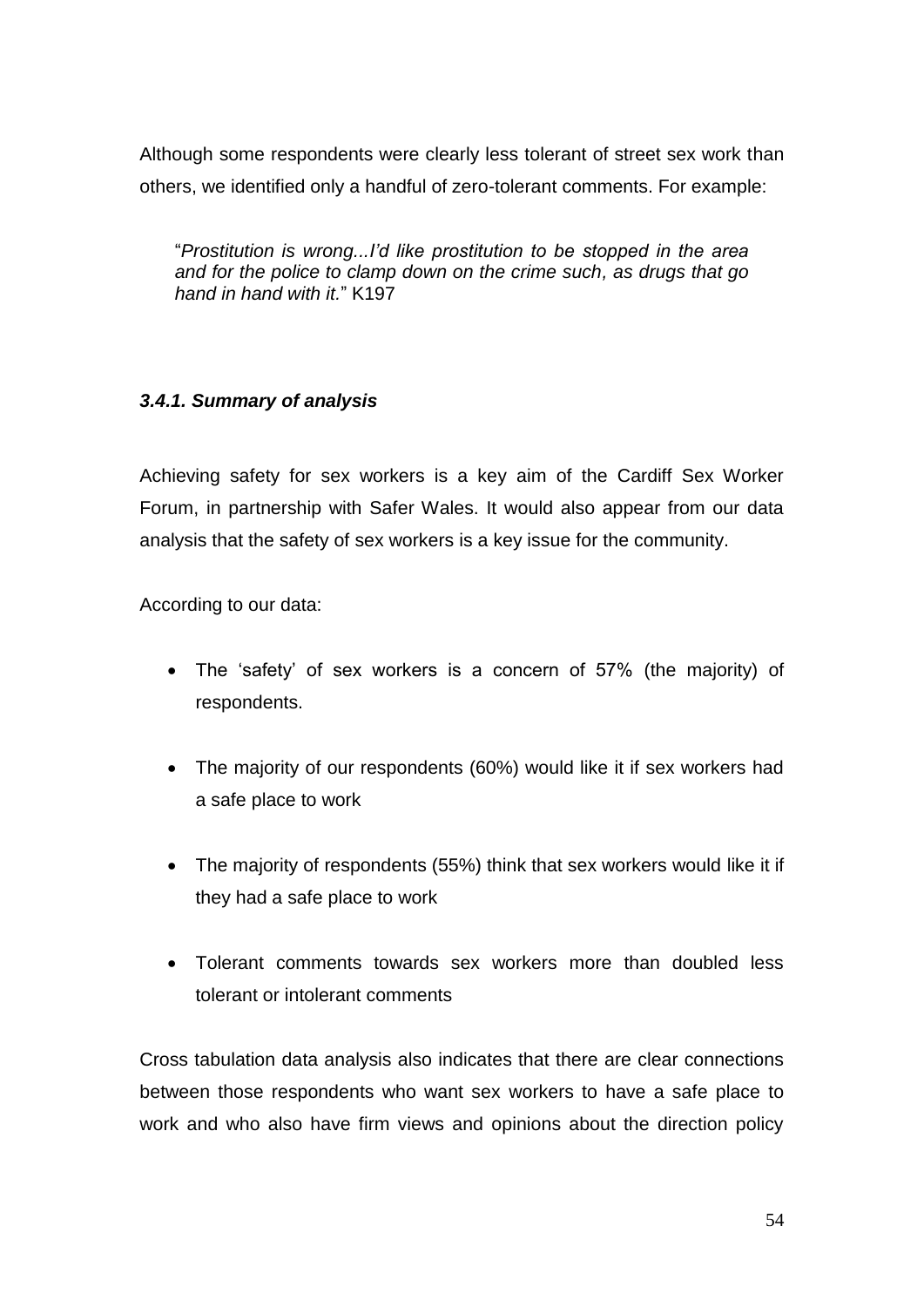Although some respondents were clearly less tolerant of street sex work than others, we identified only a handful of zero-tolerant comments. For example:

> "*Prostitution is wrong...I'd like prostitution to be stopped in the area and for the police to clamp down on the crime such, as drugs that go hand in hand with it.*" K197

#### *3.4.1. Summary of analysis*

Achieving safety for sex workers is a key aim of the Cardiff Sex Worker Forum, in partnership with Safer Wales. It would also appear from our data analysis that the safety of sex workers is a key issue for the community.

According to our data:

- The 'safety' of sex workers is a concern of 57% (the majority) of respondents.
- The majority of our respondents (60%) would like it if sex workers had a safe place to work
- The majority of respondents (55%) think that sex workers would like it if they had a safe place to work
- Tolerant comments towards sex workers more than doubled less tolerant or intolerant comments

Cross tabulation data analysis also indicates that there are clear connections between those respondents who want sex workers to have a safe place to work and who also have firm views and opinions about the direction policy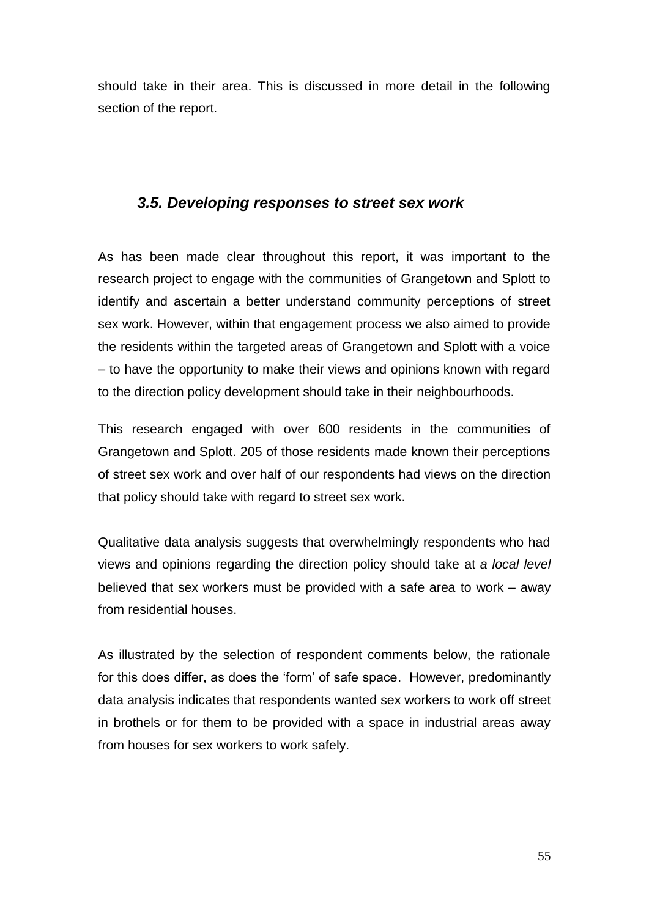should take in their area. This is discussed in more detail in the following section of the report.

### *3.5. Developing responses to street sex work*

As has been made clear throughout this report, it was important to the research project to engage with the communities of Grangetown and Splott to identify and ascertain a better understand community perceptions of street sex work. However, within that engagement process we also aimed to provide the residents within the targeted areas of Grangetown and Splott with a voice – to have the opportunity to make their views and opinions known with regard to the direction policy development should take in their neighbourhoods.

This research engaged with over 600 residents in the communities of Grangetown and Splott. 205 of those residents made known their perceptions of street sex work and over half of our respondents had views on the direction that policy should take with regard to street sex work.

Qualitative data analysis suggests that overwhelmingly respondents who had views and opinions regarding the direction policy should take at *a local level* believed that sex workers must be provided with a safe area to work – away from residential houses.

As illustrated by the selection of respondent comments below, the rationale for this does differ, as does the 'form' of safe space. However, predominantly data analysis indicates that respondents wanted sex workers to work off street in brothels or for them to be provided with a space in industrial areas away from houses for sex workers to work safely.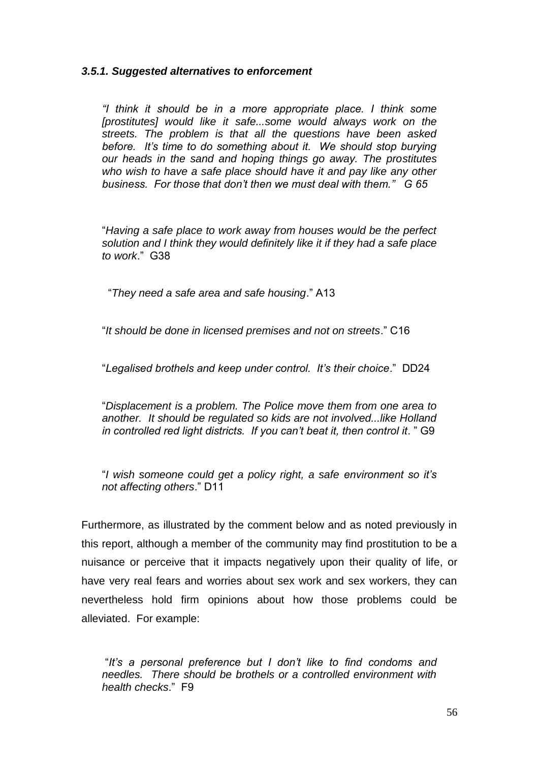#### *3.5.1. Suggested alternatives to enforcement*

> *"I think it should be in a more appropriate place. I think some [prostitutes] would like it safe...some would always work on the streets. The problem is that all the questions have been asked before. It's time to do something about it. We should stop burying our heads in the sand and hoping things go away. The prostitutes who wish to have a safe place should have it and pay like any other business. For those that don't then we must deal with them." G 65*

> "*Having a safe place to work away from houses would be the perfect solution and I think they would definitely like it if they had a safe place to work*." G38

> "*They need a safe area and safe housing*." A13

> "*It should be done in licensed premises and not on streets*." C16

> "*Legalised brothels and keep under control. It's their choice*." DD24

> "*Displacement is a problem. The Police move them from one area to another. It should be regulated so kids are not involved...like Holland in controlled red light districts. If you can't beat it, then control it*. " G9

> "*I wish someone could get a policy right, a safe environment so it's not affecting others*." D11

Furthermore, as illustrated by the comment below and as noted previously in this report, although a member of the community may find prostitution to be a nuisance or perceive that it impacts negatively upon their quality of life, or have very real fears and worries about sex work and sex workers, they can nevertheless hold firm opinions about how those problems could be alleviated. For example:

> "*It's a personal preference but I don't like to find condoms and needles. There should be brothels or a controlled environment with health checks*." F9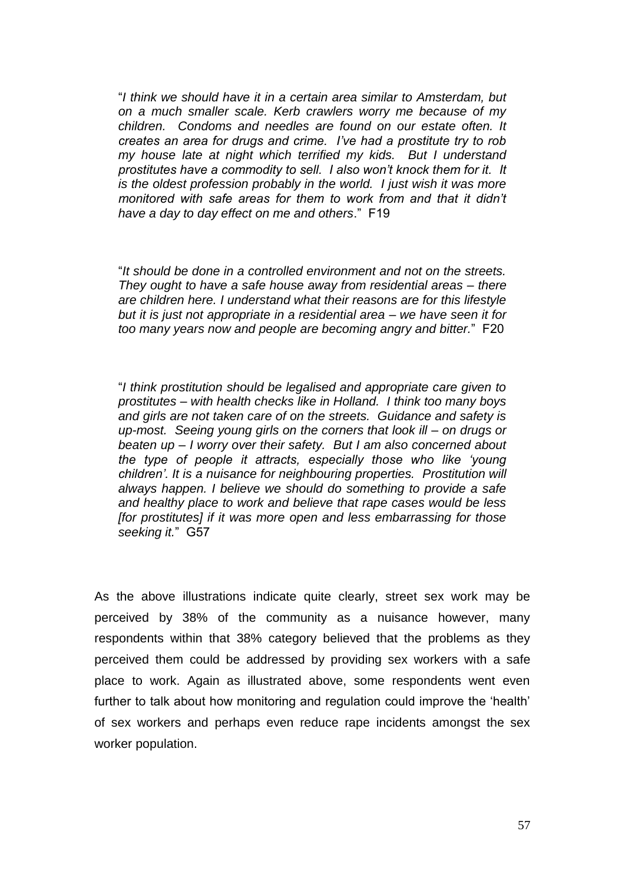"*I think we should have it in a certain area similar to Amsterdam, but on a much smaller scale. Kerb crawlers worry me because of my children. Condoms and needles are found on our estate often. It creates an area for drugs and crime. I've had a prostitute try to rob my house late at night which terrified my kids. But I understand prostitutes have a commodity to sell. I also won't knock them for it. It is the oldest profession probably in the world. I just wish it was more monitored with safe areas for them to work from and that it didn't have a day to day effect on me and others*." F19

"*It should be done in a controlled environment and not on the streets. They ought to have a safe house away from residential areas – there are children here. I understand what their reasons are for this lifestyle but it is just not appropriate in a residential area – we have seen it for too many years now and people are becoming angry and bitter.*" F20

"*I think prostitution should be legalised and appropriate care given to prostitutes – with health checks like in Holland. I think too many boys and girls are not taken care of on the streets. Guidance and safety is up-most. Seeing young girls on the corners that look ill – on drugs or beaten up – I worry over their safety. But I am also concerned about the type of people it attracts, especially those who like 'young children'. It is a nuisance for neighbouring properties. Prostitution will always happen. I believe we should do something to provide a safe and healthy place to work and believe that rape cases would be less [for prostitutes] if it was more open and less embarrassing for those seeking it.*" G57

As the above illustrations indicate quite clearly, street sex work may be perceived by 38% of the community as a nuisance however, many respondents within that 38% category believed that the problems as they perceived them could be addressed by providing sex workers with a safe place to work. Again as illustrated above, some respondents went even further to talk about how monitoring and regulation could improve the 'health' of sex workers and perhaps even reduce rape incidents amongst the sex worker population.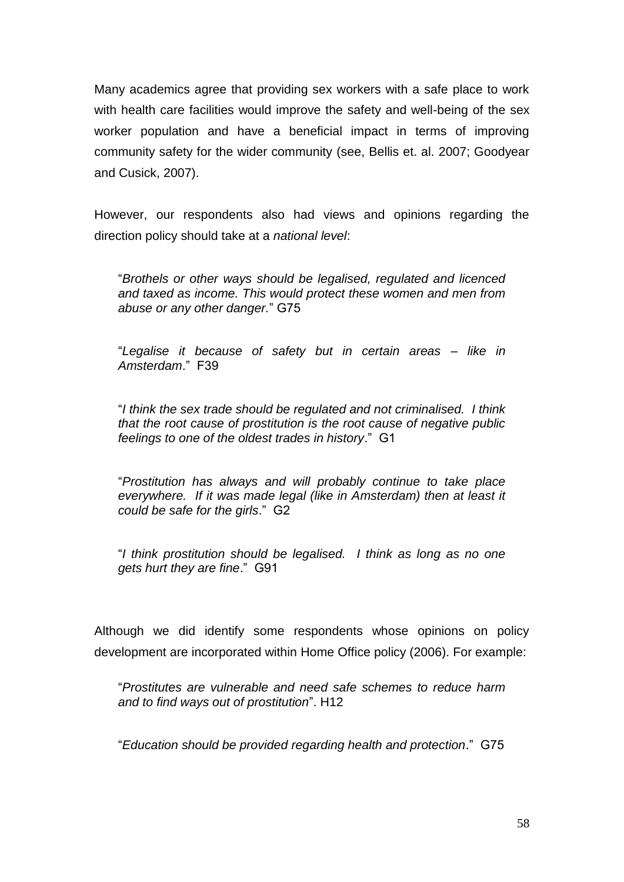Many academics agree that providing sex workers with a safe place to work with health care facilities would improve the safety and well-being of the sex worker population and have a beneficial impact in terms of improving community safety for the wider community (see, Bellis et. al. 2007; Goodyear and Cusick, 2007).

However, our respondents also had views and opinions regarding the direction policy should take at a *national level*:

> "*Brothels or other ways should be legalised, regulated and licenced and taxed as income. This would protect these women and men from abuse or any other danger.*" G75

> "*Legalise it because of safety but in certain areas – like in Amsterdam*." F39

> "*I think the sex trade should be regulated and not criminalised. I think that the root cause of prostitution is the root cause of negative public feelings to one of the oldest trades in history*." G1

> "*Prostitution has always and will probably continue to take place everywhere. If it was made legal (like in Amsterdam) then at least it could be safe for the girls*." G2

> "*I think prostitution should be legalised. I think as long as no one gets hurt they are fine*." G91

Although we did identify some respondents whose opinions on policy development are incorporated within Home Office policy (2006). For example:

> "*Prostitutes are vulnerable and need safe schemes to reduce harm and to find ways out of prostitution*". H12

> "*Education should be provided regarding health and protection*." G75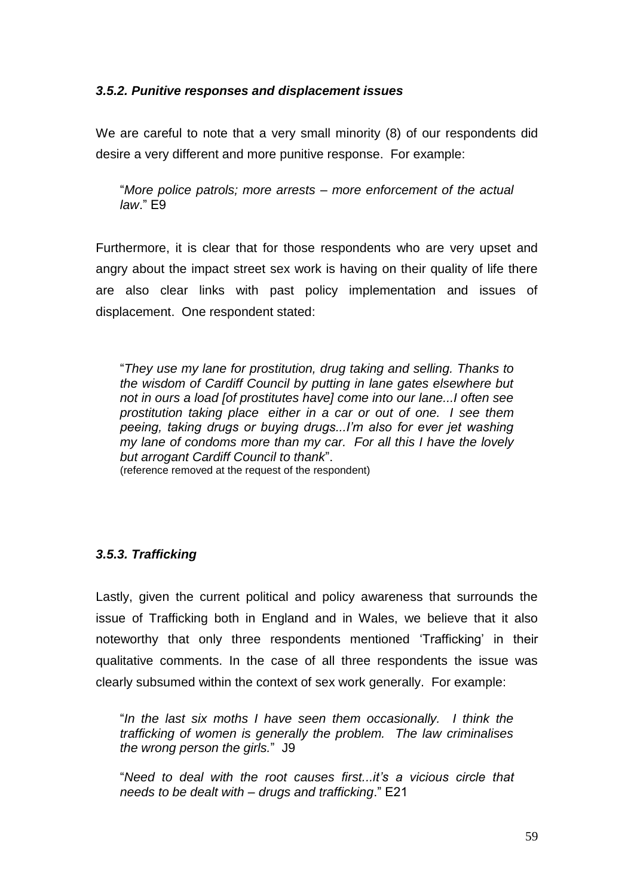### *3.5.2. Punitive responses and displacement issues*

We are careful to note that a very small minority (8) of our respondents did desire a very different and more punitive response. For example:

> "*More police patrols; more arrests – more enforcement of the actual law*." E9

Furthermore, it is clear that for those respondents who are very upset and angry about the impact street sex work is having on their quality of life there are also clear links with past policy implementation and issues of displacement. One respondent stated:

> "*They use my lane for prostitution, drug taking and selling. Thanks to the wisdom of Cardiff Council by putting in lane gates elsewhere but not in ours a load [of prostitutes have] come into our lane...I often see prostitution taking place either in a car or out of one. I see them peeing, taking drugs or buying drugs...I'm also for ever jet washing my lane of condoms more than my car. For all this I have the lovely but arrogant Cardiff Council to thank*".
> (reference removed at the request of the respondent)

### *3.5.3. Trafficking*

Lastly, given the current political and policy awareness that surrounds the issue of Trafficking both in England and in Wales, we believe that it also noteworthy that only three respondents mentioned 'Trafficking' in their qualitative comments. In the case of all three respondents the issue was clearly subsumed within the context of sex work generally. For example:

> "*In the last six moths I have seen them occasionally. I think the trafficking of women is generally the problem. The law criminalises the wrong person the girls.*" J9

> "*Need to deal with the root causes first...it's a vicious circle that needs to be dealt with – drugs and trafficking*." E21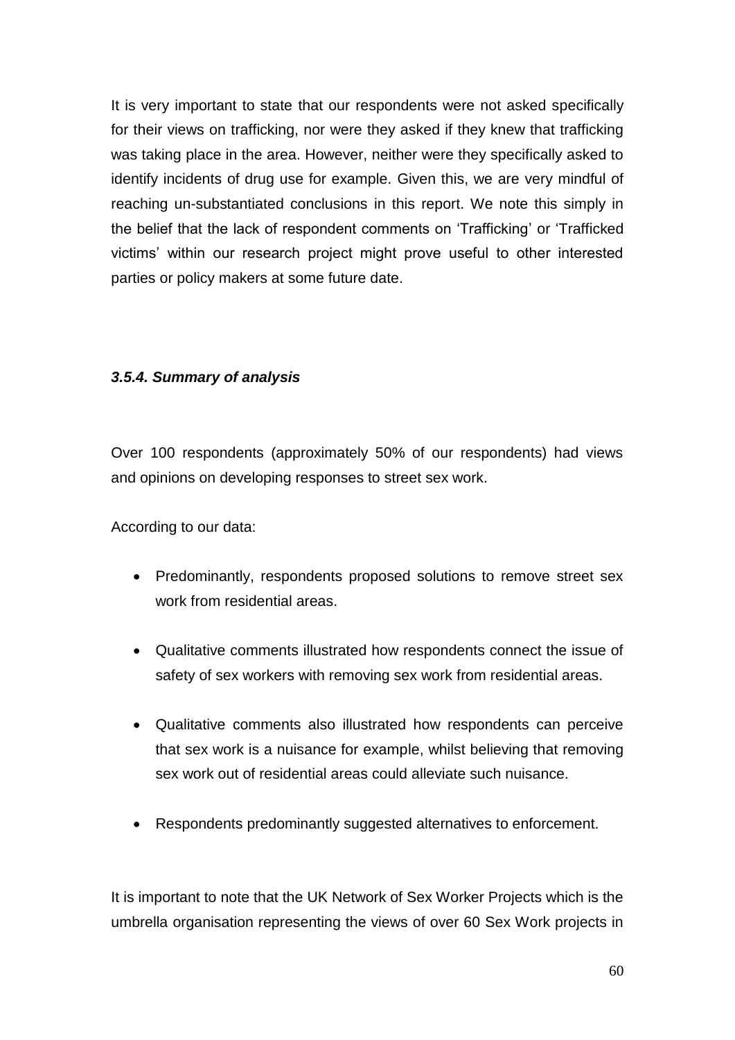It is very important to state that our respondents were not asked specifically for their views on trafficking, nor were they asked if they knew that trafficking was taking place in the area. However, neither were they specifically asked to identify incidents of drug use for example. Given this, we are very mindful of reaching un-substantiated conclusions in this report. We note this simply in the belief that the lack of respondent comments on 'Trafficking' or 'Trafficked victims' within our research project might prove useful to other interested parties or policy makers at some future date.

### *3.5.4. Summary of analysis*

Over 100 respondents (approximately 50% of our respondents) had views and opinions on developing responses to street sex work.

According to our data:

- Predominantly, respondents proposed solutions to remove street sex work from residential areas.
- Qualitative comments illustrated how respondents connect the issue of safety of sex workers with removing sex work from residential areas.
- Qualitative comments also illustrated how respondents can perceive that sex work is a nuisance for example, whilst believing that removing sex work out of residential areas could alleviate such nuisance.
- Respondents predominantly suggested alternatives to enforcement.

It is important to note that the UK Network of Sex Worker Projects which is the umbrella organisation representing the views of over 60 Sex Work projects in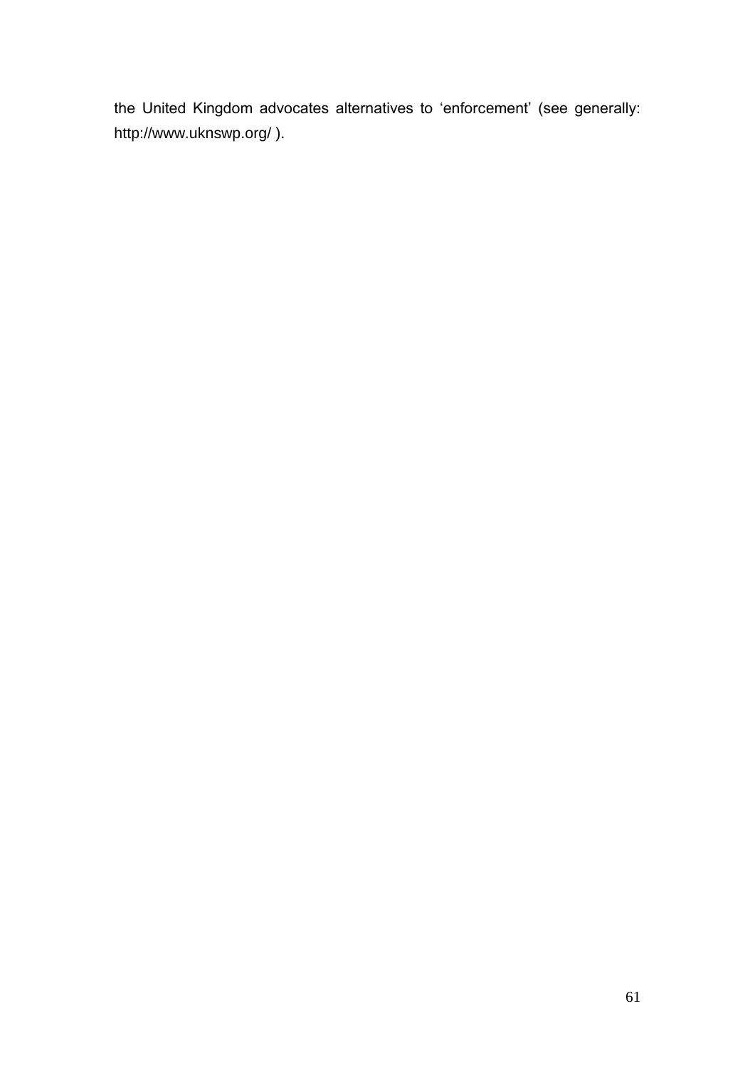the United Kingdom advocates alternatives to 'enforcement' (see generally: http://www.uknswp.org/ ).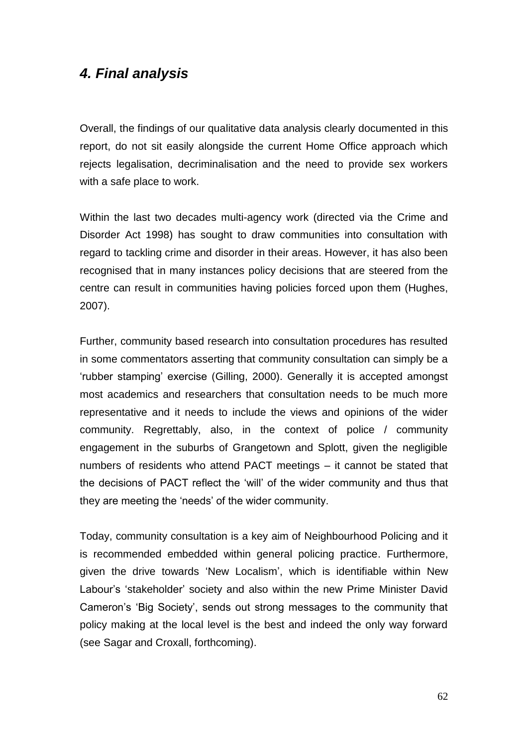## *4. Final analysis*

Overall, the findings of our qualitative data analysis clearly documented in this report, do not sit easily alongside the current Home Office approach which rejects legalisation, decriminalisation and the need to provide sex workers with a safe place to work.

Within the last two decades multi-agency work (directed via the Crime and Disorder Act 1998) has sought to draw communities into consultation with regard to tackling crime and disorder in their areas. However, it has also been recognised that in many instances policy decisions that are steered from the centre can result in communities having policies forced upon them (Hughes, 2007).

Further, community based research into consultation procedures has resulted in some commentators asserting that community consultation can simply be a 'rubber stamping' exercise (Gilling, 2000). Generally it is accepted amongst most academics and researchers that consultation needs to be much more representative and it needs to include the views and opinions of the wider community. Regrettably, also, in the context of police / community engagement in the suburbs of Grangetown and Splott, given the negligible numbers of residents who attend PACT meetings – it cannot be stated that the decisions of PACT reflect the 'will' of the wider community and thus that they are meeting the 'needs' of the wider community.

Today, community consultation is a key aim of Neighbourhood Policing and it is recommended embedded within general policing practice. Furthermore, given the drive towards 'New Localism', which is identifiable within New Labour's 'stakeholder' society and also within the new Prime Minister David Cameron's 'Big Society', sends out strong messages to the community that policy making at the local level is the best and indeed the only way forward (see Sagar and Croxall, forthcoming).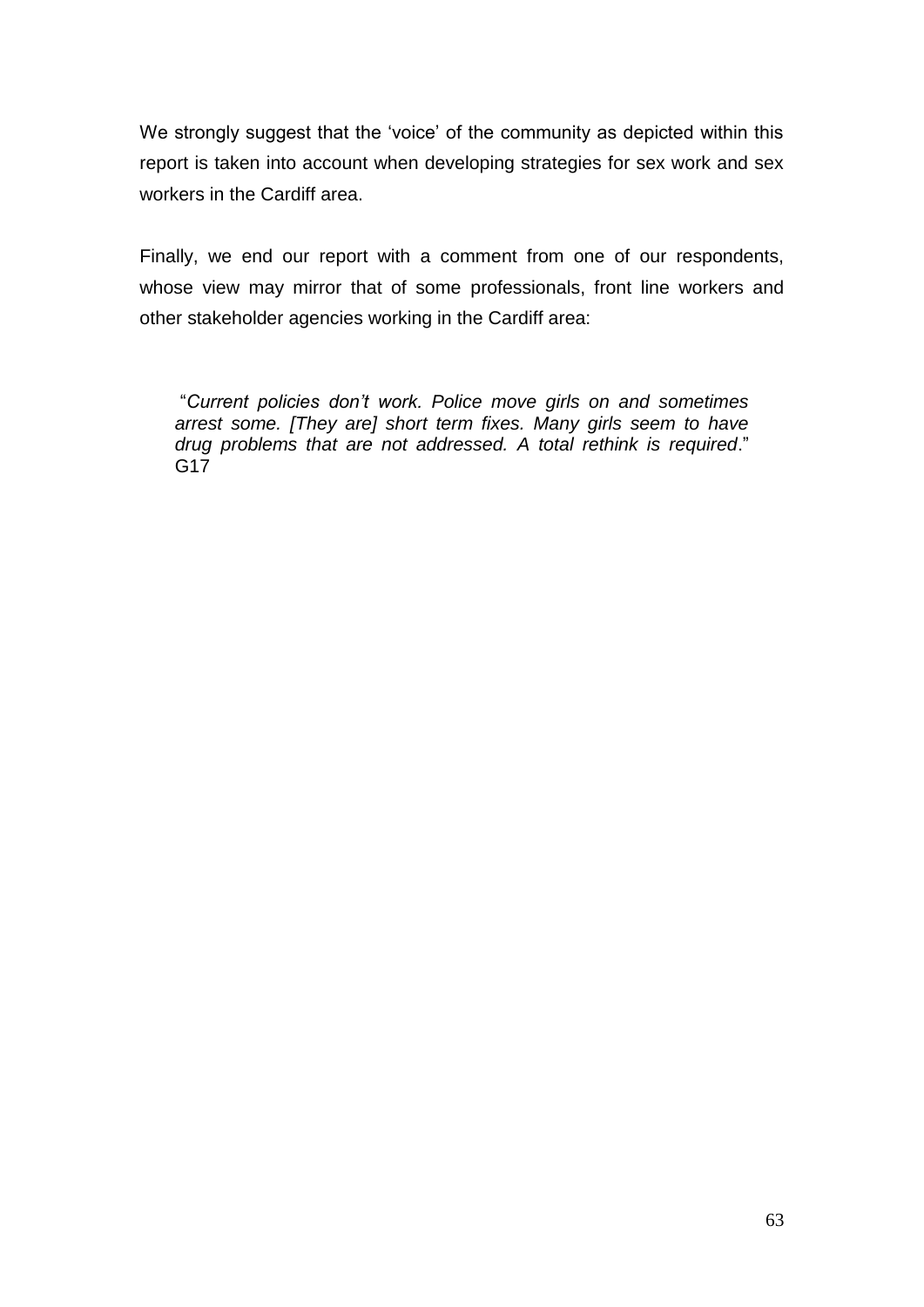We strongly suggest that the 'voice' of the community as depicted within this report is taken into account when developing strategies for sex work and sex workers in the Cardiff area.

Finally, we end our report with a comment from one of our respondents, whose view may mirror that of some professionals, front line workers and other stakeholder agencies working in the Cardiff area:

> "*Current policies don't work. Police move girls on and sometimes arrest some. [They are] short term fixes. Many girls seem to have drug problems that are not addressed. A total rethink is required*." G17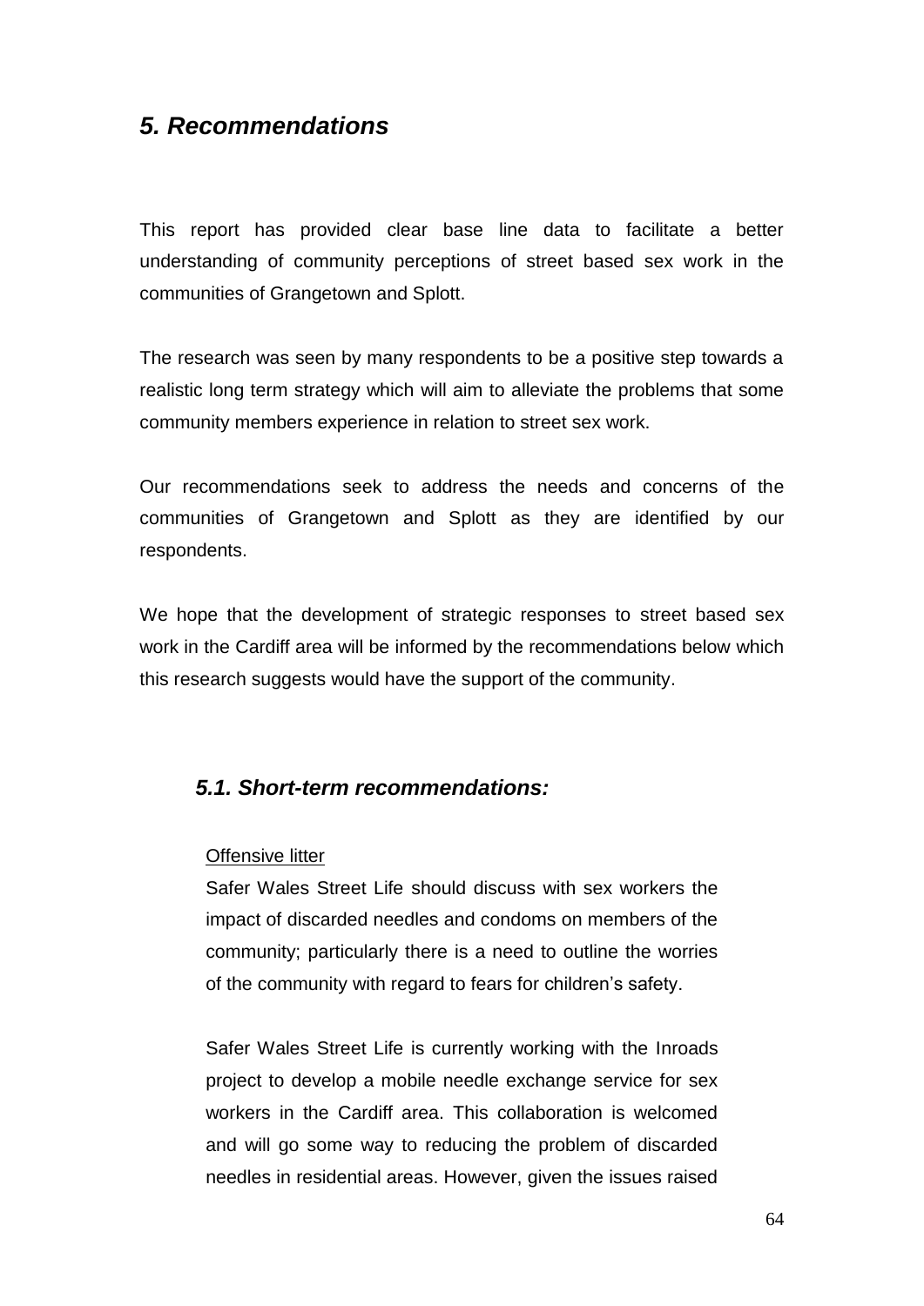## *5. Recommendations*

This report has provided clear base line data to facilitate a better understanding of community perceptions of street based sex work in the communities of Grangetown and Splott.

The research was seen by many respondents to be a positive step towards a realistic long term strategy which will aim to alleviate the problems that some community members experience in relation to street sex work.

Our recommendations seek to address the needs and concerns of the communities of Grangetown and Splott as they are identified by our respondents.

We hope that the development of strategic responses to street based sex work in the Cardiff area will be informed by the recommendations below which this research suggests would have the support of the community.

### *5.1. Short-term recommendations:*

<u>Offensive litter</u>

Safer Wales Street Life should discuss with sex workers the impact of discarded needles and condoms on members of the community; particularly there is a need to outline the worries of the community with regard to fears for children's safety.

Safer Wales Street Life is currently working with the Inroads project to develop a mobile needle exchange service for sex workers in the Cardiff area. This collaboration is welcomed and will go some way to reducing the problem of discarded needles in residential areas. However, given the issues raised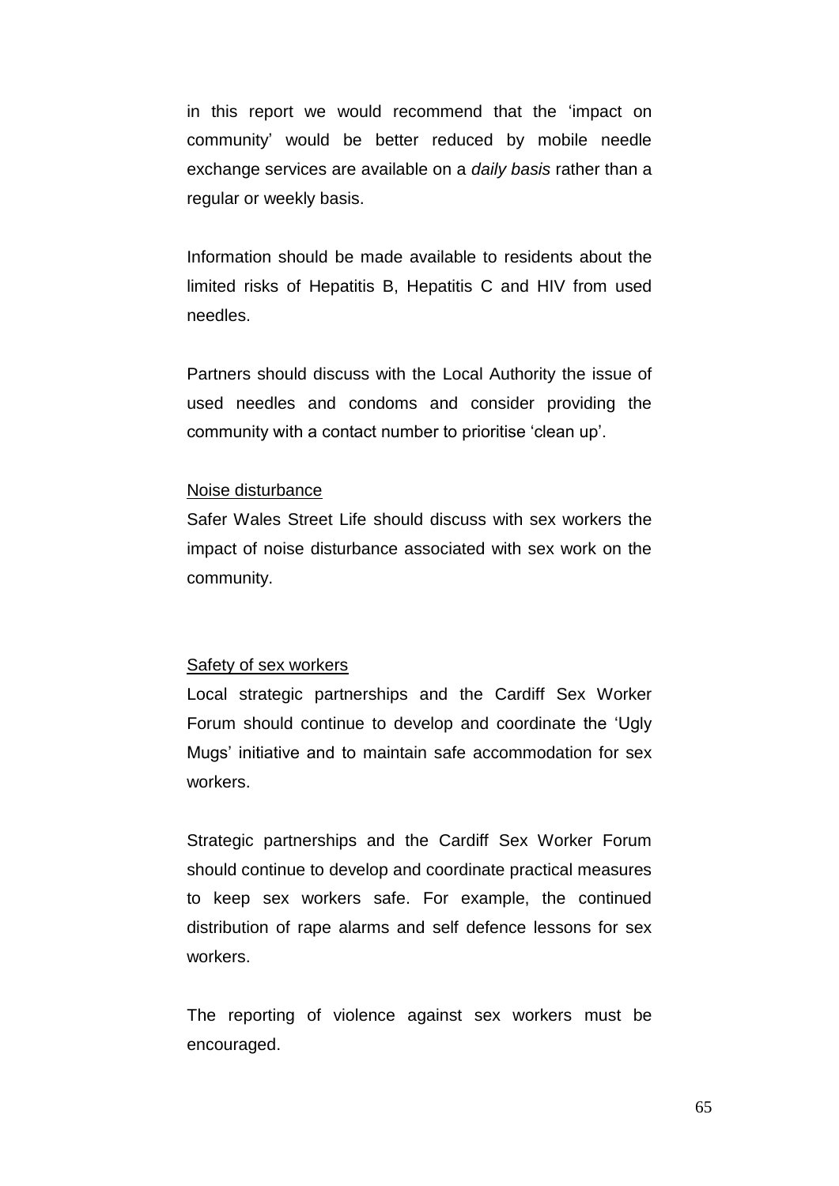in this report we would recommend that the 'impact on community' would be better reduced by mobile needle exchange services are available on a *daily basis* rather than a regular or weekly basis.

Information should be made available to residents about the limited risks of Hepatitis B, Hepatitis C and HIV from used needles.

Partners should discuss with the Local Authority the issue of used needles and condoms and consider providing the community with a contact number to prioritise 'clean up'.

<u>Noise disturbance</u>

Safer Wales Street Life should discuss with sex workers the impact of noise disturbance associated with sex work on the community.

<u>Safety of sex workers</u>

Local strategic partnerships and the Cardiff Sex Worker Forum should continue to develop and coordinate the 'Ugly Mugs' initiative and to maintain safe accommodation for sex workers.

Strategic partnerships and the Cardiff Sex Worker Forum should continue to develop and coordinate practical measures to keep sex workers safe. For example, the continued distribution of rape alarms and self defence lessons for sex workers.

The reporting of violence against sex workers must be encouraged.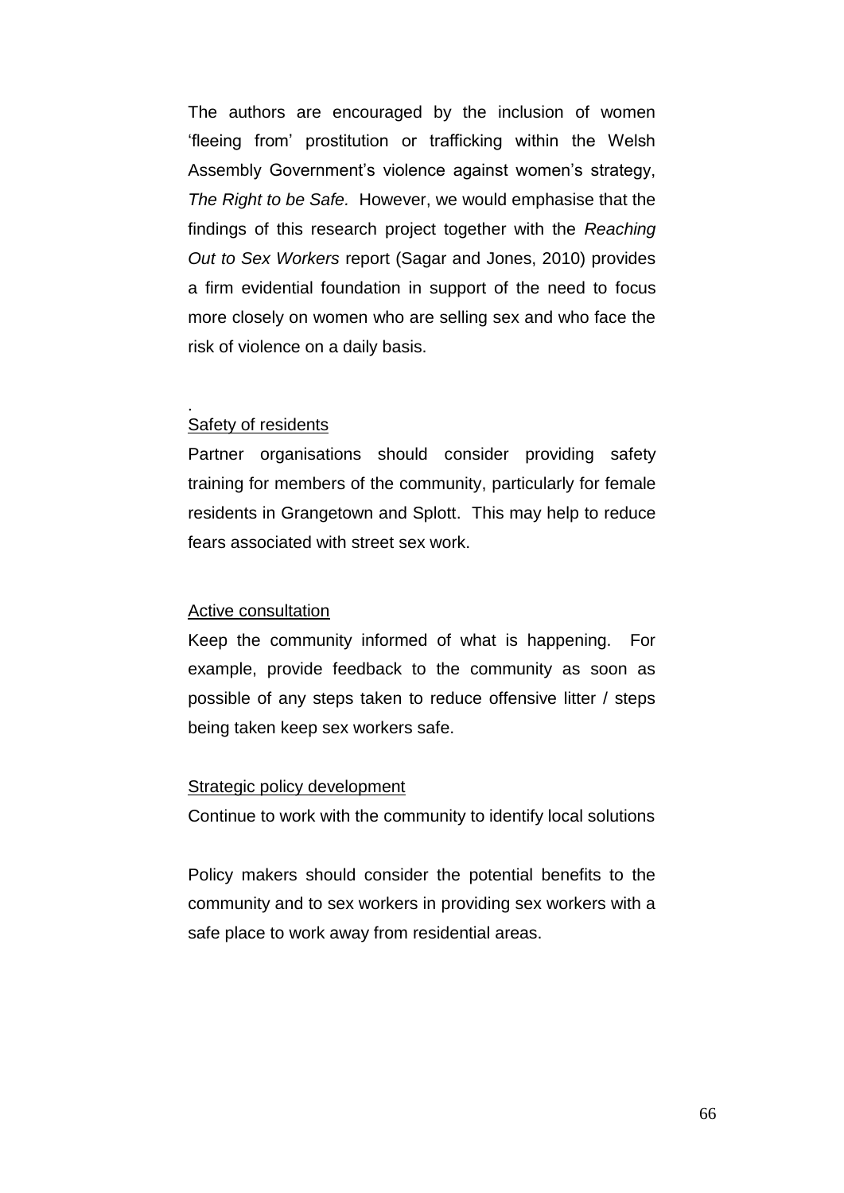The authors are encouraged by the inclusion of women 'fleeing from' prostitution or trafficking within the Welsh Assembly Government's violence against women's strategy, *The Right to be Safe.* However, we would emphasise that the findings of this research project together with the *Reaching Out to Sex Workers* report (Sagar and Jones, 2010) provides a firm evidential foundation in support of the need to focus more closely on women who are selling sex and who face the risk of violence on a daily basis.

.

Safety of residents

Partner organisations should consider providing safety training for members of the community, particularly for female residents in Grangetown and Splott. This may help to reduce fears associated with street sex work.

Active consultation

Keep the community informed of what is happening. For example, provide feedback to the community as soon as possible of any steps taken to reduce offensive litter / steps being taken keep sex workers safe.

Strategic policy development

Continue to work with the community to identify local solutions

Policy makers should consider the potential benefits to the community and to sex workers in providing sex workers with a safe place to work away from residential areas.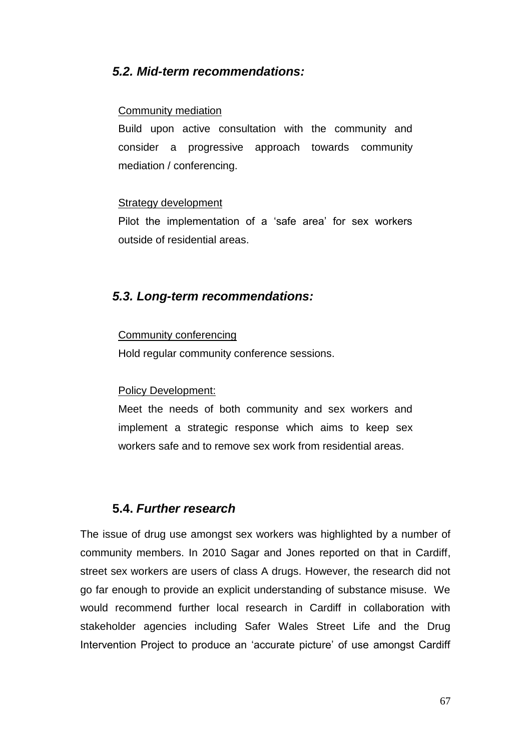### *5.2. Mid-term recommendations:*

Community mediation

Build upon active consultation with the community and consider a progressive approach towards community mediation / conferencing.

Strategy development

Pilot the implementation of a 'safe area' for sex workers outside of residential areas.

### *5.3. Long-term recommendations:*

Community conferencing

Hold regular community conference sessions.

Policy Development:

Meet the needs of both community and sex workers and implement a strategic response which aims to keep sex workers safe and to remove sex work from residential areas.

### **5.4.** ***Further research***

The issue of drug use amongst sex workers was highlighted by a number of community members. In 2010 Sagar and Jones reported on that in Cardiff, street sex workers are users of class A drugs. However, the research did not go far enough to provide an explicit understanding of substance misuse. We would recommend further local research in Cardiff in collaboration with stakeholder agencies including Safer Wales Street Life and the Drug Intervention Project to produce an 'accurate picture' of use amongst Cardiff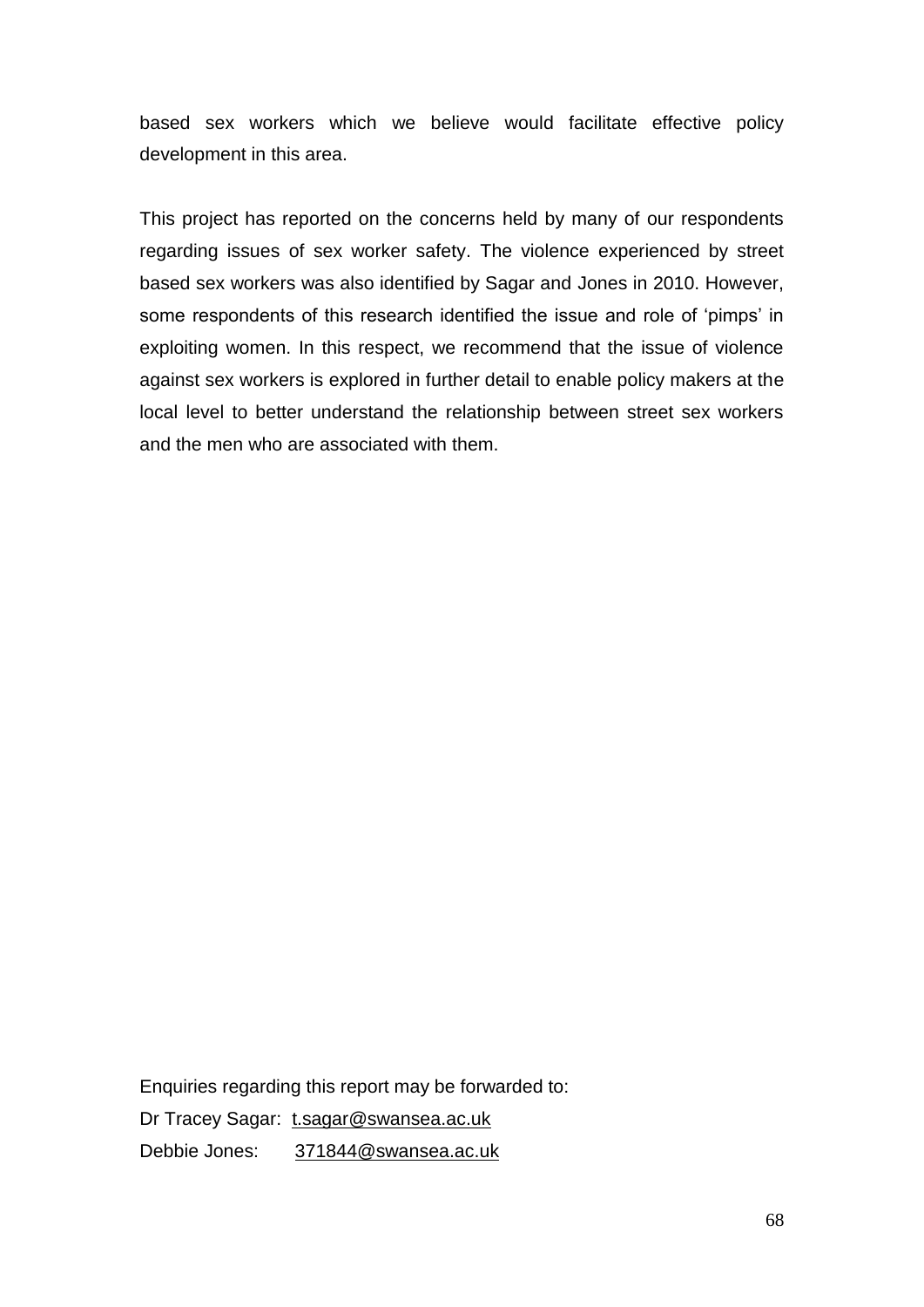based sex workers which we believe would facilitate effective policy development in this area.

This project has reported on the concerns held by many of our respondents regarding issues of sex worker safety. The violence experienced by street based sex workers was also identified by Sagar and Jones in 2010. However, some respondents of this research identified the issue and role of 'pimps' in exploiting women. In this respect, we recommend that the issue of violence against sex workers is explored in further detail to enable policy makers at the local level to better understand the relationship between street sex workers and the men who are associated with them.

Enquiries regarding this report may be forwarded to:

Dr Tracey Sagar: t.sagar@swansea.ac.uk

Debbie Jones: 371844@swansea.ac.uk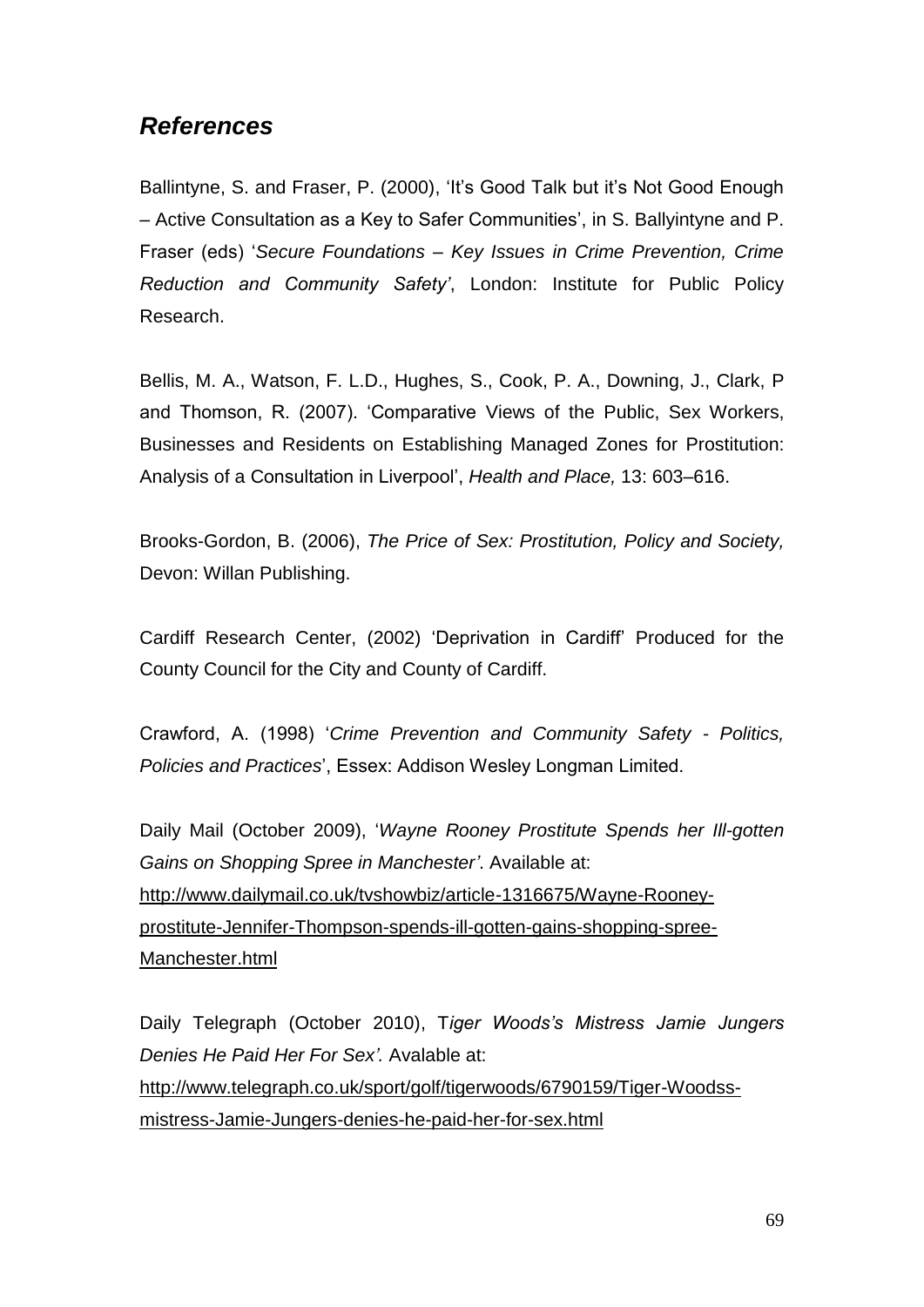## *References*

Ballintyne, S. and Fraser, P. (2000), 'It's Good Talk but it's Not Good Enough – Active Consultation as a Key to Safer Communities', in S. Ballyintyne and P. Fraser (eds) '*Secure Foundations – Key Issues in Crime Prevention, Crime Reduction and Community Safety'*, London: Institute for Public Policy Research.

Bellis, M. A., Watson, F. L.D., Hughes, S., Cook, P. A., Downing, J., Clark, P and Thomson, R. (2007). 'Comparative Views of the Public, Sex Workers, Businesses and Residents on Establishing Managed Zones for Prostitution: Analysis of a Consultation in Liverpool', *Health and Place,* 13: 603–616.

Brooks-Gordon, B. (2006), *The Price of Sex: Prostitution, Policy and Society,* Devon: Willan Publishing.

Cardiff Research Center, (2002) 'Deprivation in Cardiff' Produced for the County Council for the City and County of Cardiff.

Crawford, A. (1998) '*Crime Prevention and Community Safety - Politics, Policies and Practices*', Essex: Addison Wesley Longman Limited.

Daily Mail (October 2009), '*Wayne Rooney Prostitute Spends her Ill-gotten Gains on Shopping Spree in Manchester'*. Available at: http://www.dailymail.co.uk/tvshowbiz/article-1316675/Wayne-Rooney-prostitute-Jennifer-Thompson-spends-ill-gotten-gains-shopping-spree-Manchester.html

Daily Telegraph (October 2010), T*iger Woods's Mistress Jamie Jungers Denies He Paid Her For Sex'.* Avalable at: http://www.telegraph.co.uk/sport/golf/tigerwoods/6790159/Tiger-Woodss-mistress-Jamie-Jungers-denies-he-paid-her-for-sex.html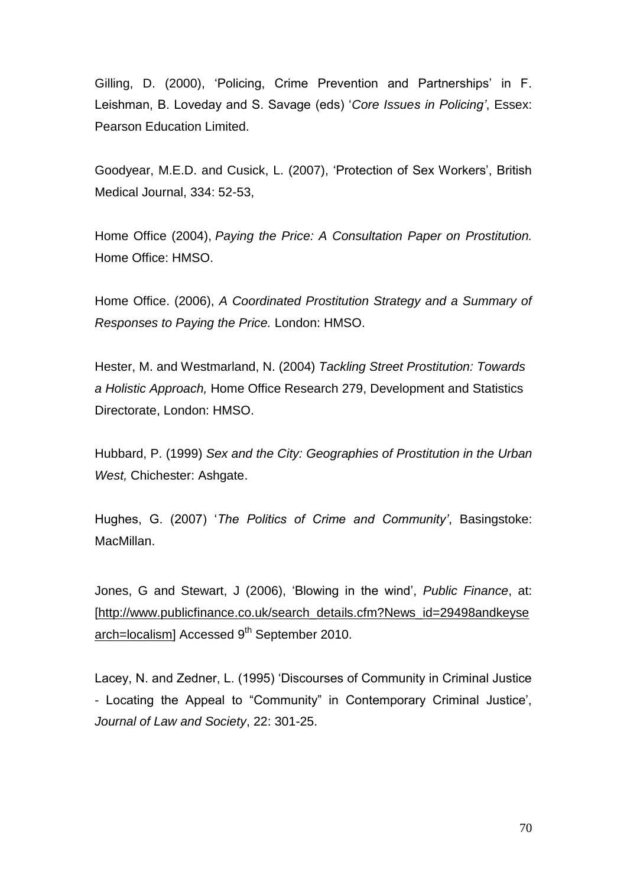Gilling, D. (2000), 'Policing, Crime Prevention and Partnerships' in F. Leishman, B. Loveday and S. Savage (eds) '*Core Issues in Policing'*, Essex: Pearson Education Limited.

Goodyear, M.E.D. and Cusick, L. (2007), 'Protection of Sex Workers', British Medical Journal, 334: 52-53,

Home Office (2004), *Paying the Price: A Consultation Paper on Prostitution.* Home Office: HMSO.

Home Office. (2006), *A Coordinated Prostitution Strategy and a Summary of Responses to Paying the Price.* London: HMSO.

Hester, M. and Westmarland, N. (2004) *Tackling Street Prostitution: Towards a Holistic Approach,* Home Office Research 279, Development and Statistics Directorate, London: HMSO.

Hubbard, P. (1999) *Sex and the City: Geographies of Prostitution in the Urban West,* Chichester: Ashgate.

Hughes, G. (2007) '*The Politics of Crime and Community'*, Basingstoke: MacMillan.

Jones, G and Stewart, J (2006), 'Blowing in the wind', *Public Finance*, at: [http://www.publicfinance.co.uk/search_details.cfm?News_id=29498andkeysearch=localism] Accessed 9th September 2010.

Lacey, N. and Zedner, L. (1995) 'Discourses of Community in Criminal Justice - Locating the Appeal to "Community" in Contemporary Criminal Justice', *Journal of Law and Society*, 22: 301-25.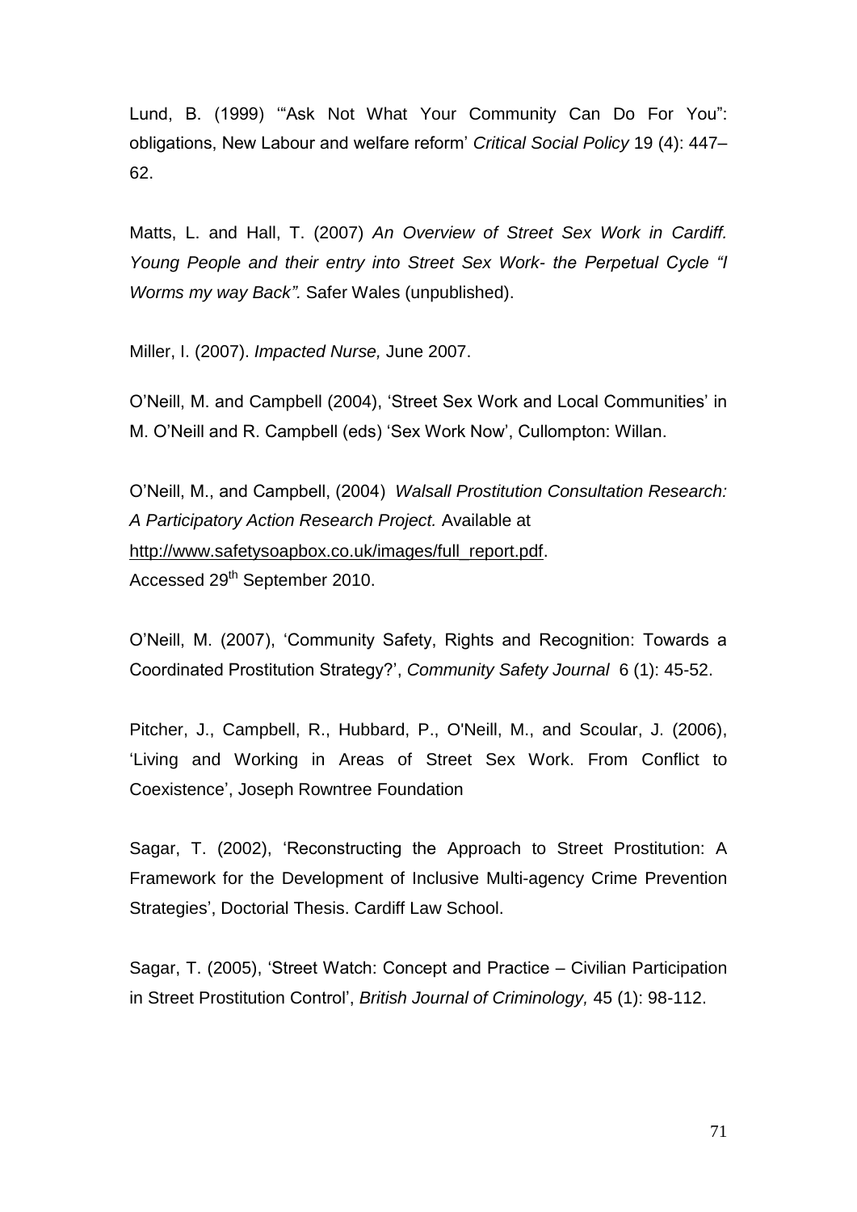Lund, B. (1999) '"Ask Not What Your Community Can Do For You": obligations, New Labour and welfare reform' *Critical Social Policy* 19 (4): 447–62.

Matts, L. and Hall, T. (2007) *An Overview of Street Sex Work in Cardiff. Young People and their entry into Street Sex Work- the Perpetual Cycle "I Worms my way Back".* Safer Wales (unpublished).

Miller, I. (2007). *Impacted Nurse,* June 2007.

O'Neill, M. and Campbell (2004), 'Street Sex Work and Local Communities' in M. O'Neill and R. Campbell (eds) 'Sex Work Now', Cullompton: Willan.

O'Neill, M., and Campbell, (2004) *Walsall Prostitution Consultation Research: A Participatory Action Research Project.* Available at http://www.safetysoapbox.co.uk/images/full_report.pdf. Accessed 29th September 2010.

O'Neill, M. (2007), 'Community Safety, Rights and Recognition: Towards a Coordinated Prostitution Strategy?', *Community Safety Journal* 6 (1): 45-52.

Pitcher, J., Campbell, R., Hubbard, P., O'Neill, M., and Scoular, J. (2006), 'Living and Working in Areas of Street Sex Work. From Conflict to Coexistence', Joseph Rowntree Foundation

Sagar, T. (2002), 'Reconstructing the Approach to Street Prostitution: A Framework for the Development of Inclusive Multi-agency Crime Prevention Strategies', Doctorial Thesis. Cardiff Law School.

Sagar, T. (2005), 'Street Watch: Concept and Practice – Civilian Participation in Street Prostitution Control', *British Journal of Criminology,* 45 (1): 98-112.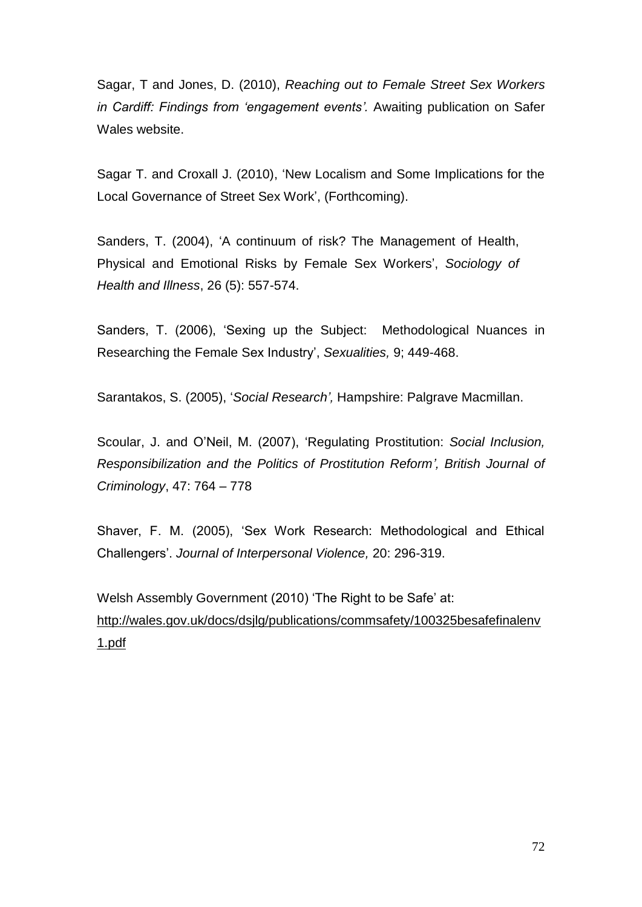Sagar, T and Jones, D. (2010), *Reaching out to Female Street Sex Workers in Cardiff: Findings from 'engagement events'.* Awaiting publication on Safer Wales website.

Sagar T. and Croxall J. (2010), 'New Localism and Some Implications for the Local Governance of Street Sex Work', (Forthcoming).

Sanders, T. (2004), 'A continuum of risk? The Management of Health, Physical and Emotional Risks by Female Sex Workers', *Sociology of Health and Illness*, 26 (5): 557-574.

Sanders, T. (2006), 'Sexing up the Subject: Methodological Nuances in Researching the Female Sex Industry', *Sexualities,* 9; 449-468.

Sarantakos, S. (2005), '*Social Research',* Hampshire: Palgrave Macmillan.

Scoular, J. and O'Neil, M. (2007), 'Regulating Prostitution: *Social Inclusion, Responsibilization and the Politics of Prostitution Reform', British Journal of Criminology*, 47: 764 – 778

Shaver, F. M. (2005), 'Sex Work Research: Methodological and Ethical Challengers'. *Journal of Interpersonal Violence,* 20: 296-319.

Welsh Assembly Government (2010) 'The Right to be Safe' at: http://wales.gov.uk/docs/dsjlg/publications/commsafety/100325besafefinalenv1.pdf